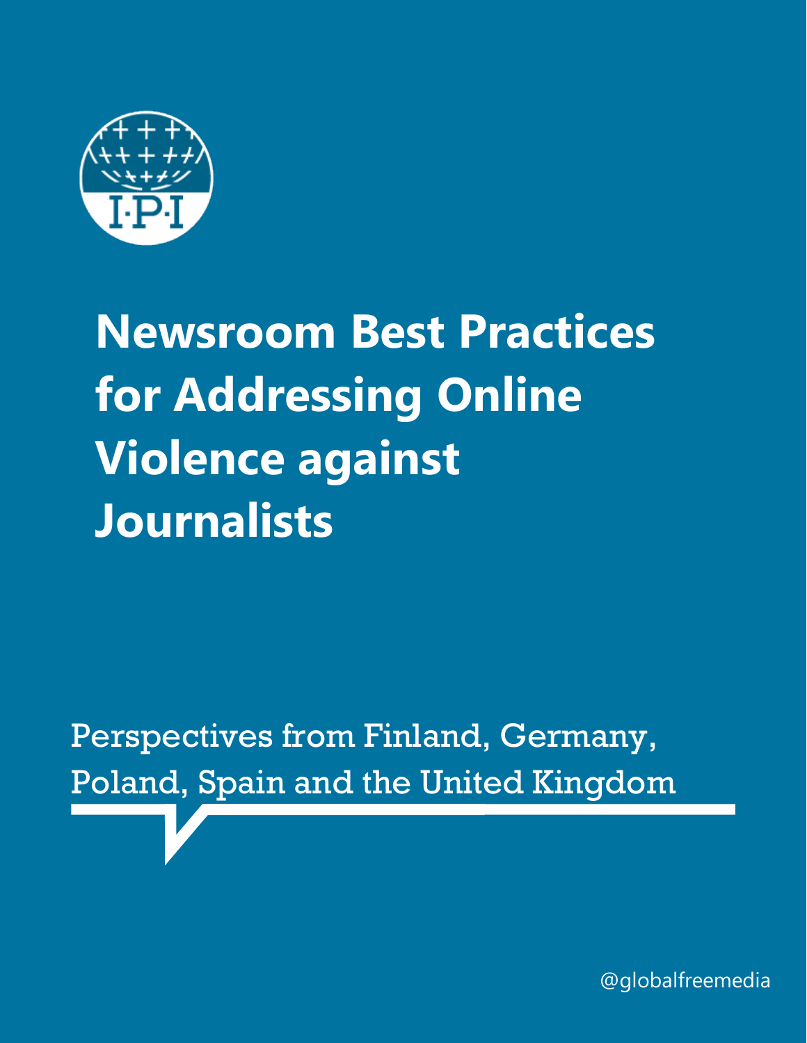# Newsroom Best Practices for Addressing Online Violence against Journalists

Perspectives from Finland, Germany, Poland, Spain and the United Kingdom

@globalfreemedia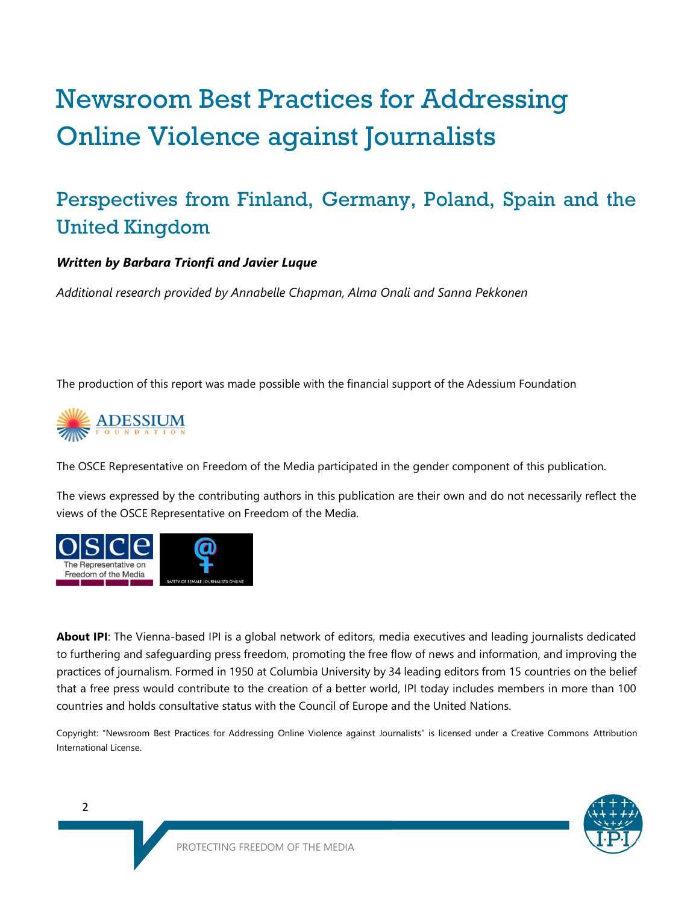# Newsroom Best Practices for Addressing Online Violence against Journalists

## Perspectives from Finland, Germany, Poland, Spain and the United Kingdom

***Written by Barbara Trionfi and Javier Luque***

*Additional research provided by Annabelle Chapman, Alma Onali and Sanna Pekkonen*

The production of this report was made possible with the financial support of the Adessium Foundation

The OSCE Representative on Freedom of the Media participated in the gender component of this publication.

The views expressed by the contributing authors in this publication are their own and do not necessarily reflect the views of the OSCE Representative on Freedom of the Media.

**About IPI**: The Vienna-based IPI is a global network of editors, media executives and leading journalists dedicated to furthering and safeguarding press freedom, promoting the free flow of news and information, and improving the practices of journalism. Formed in 1950 at Columbia University by 34 leading editors from 15 countries on the belief that a free press would contribute to the creation of a better world, IPI today includes members in more than 100 countries and holds consultative status with the Council of Europe and the United Nations.

Copyright: "Newsroom Best Practices for Addressing Online Violence against Journalists" is licensed under a Creative Commons Attribution International License.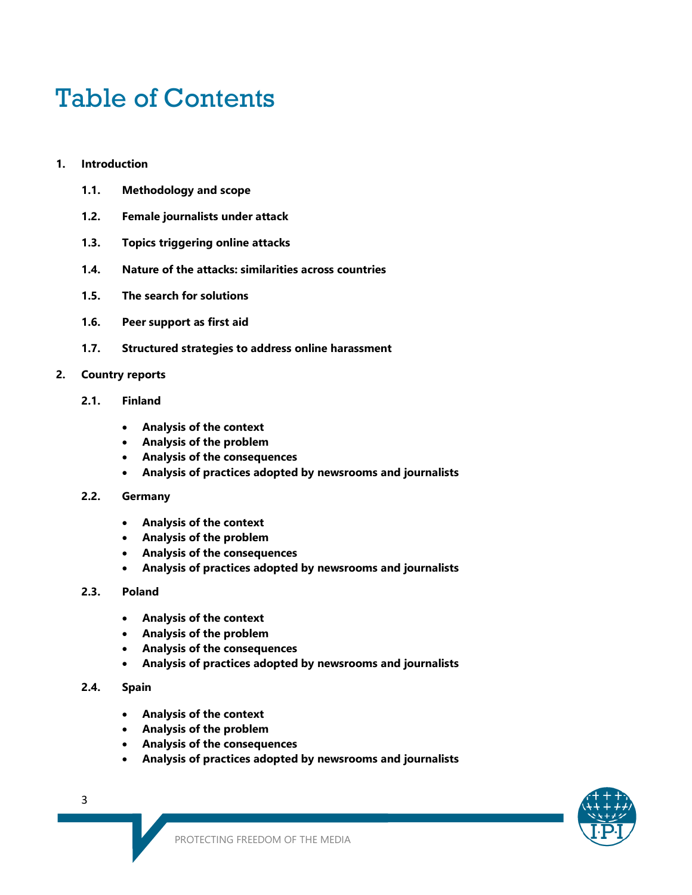# Table of Contents

1. **Introduction**
   - **1.1. Methodology and scope**
   - **1.2. Female journalists under attack**
   - **1.3. Topics triggering online attacks**
   - **1.4. Nature of the attacks: similarities across countries**
   - **1.5. The search for solutions**
   - **1.6. Peer support as first aid**
   - **1.7. Structured strategies to address online harassment**
2. **Country reports**
   - **2.1. Finland**
     - **Analysis of the context**
     - **Analysis of the problem**
     - **Analysis of the consequences**
     - **Analysis of practices adopted by newsrooms and journalists**
   - **2.2. Germany**
     - **Analysis of the context**
     - **Analysis of the problem**
     - **Analysis of the consequences**
     - **Analysis of practices adopted by newsrooms and journalists**
   - **2.3. Poland**
     - **Analysis of the context**
     - **Analysis of the problem**
     - **Analysis of the consequences**
     - **Analysis of practices adopted by newsrooms and journalists**
   - **2.4. Spain**
     - **Analysis of the context**
     - **Analysis of the problem**
     - **Analysis of the consequences**
     - **Analysis of practices adopted by newsrooms and journalists**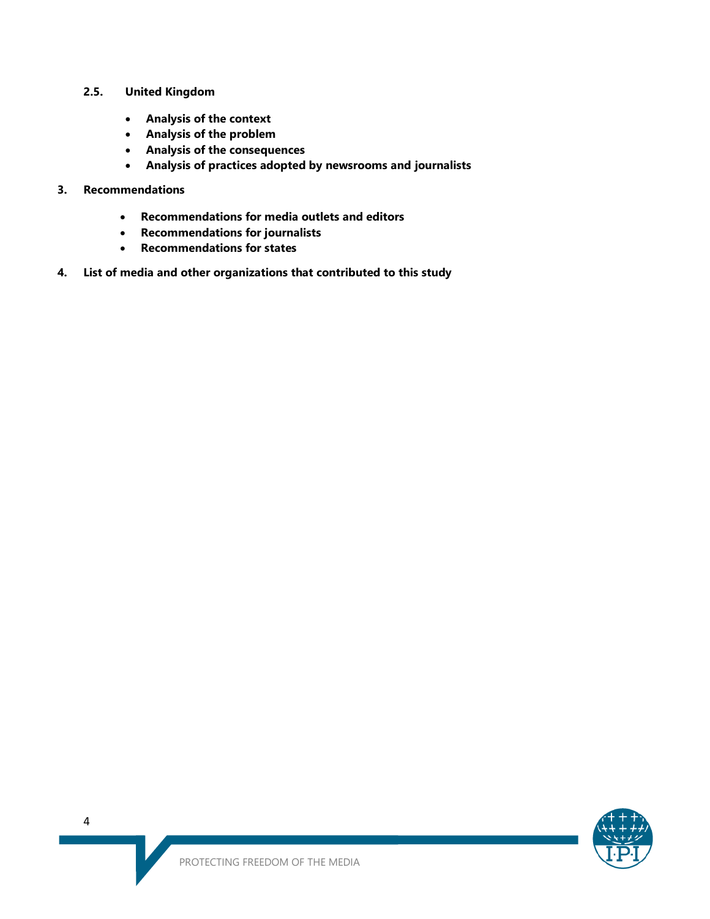**2.5. United Kingdom**

- **Analysis of the context**
- **Analysis of the problem**
- **Analysis of the consequences**
- **Analysis of practices adopted by newsrooms and journalists**

**3. Recommendations**

- **Recommendations for media outlets and editors**
- **Recommendations for journalists**
- **Recommendations for states**

**4. List of media and other organizations that contributed to this study**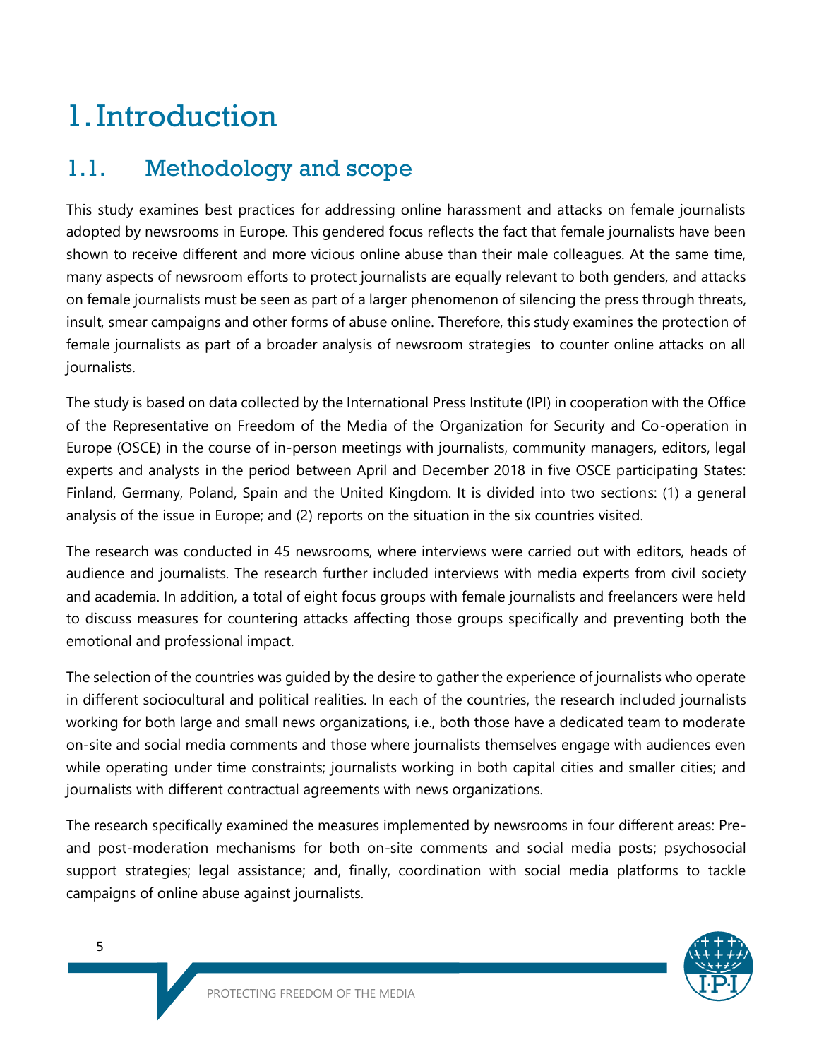# 1. Introduction

## 1.1. Methodology and scope

This study examines best practices for addressing online harassment and attacks on female journalists adopted by newsrooms in Europe. This gendered focus reflects the fact that female journalists have been shown to receive different and more vicious online abuse than their male colleagues. At the same time, many aspects of newsroom efforts to protect journalists are equally relevant to both genders, and attacks on female journalists must be seen as part of a larger phenomenon of silencing the press through threats, insult, smear campaigns and other forms of abuse online. Therefore, this study examines the protection of female journalists as part of a broader analysis of newsroom strategies to counter online attacks on all journalists.

The study is based on data collected by the International Press Institute (IPI) in cooperation with the Office of the Representative on Freedom of the Media of the Organization for Security and Co-operation in Europe (OSCE) in the course of in-person meetings with journalists, community managers, editors, legal experts and analysts in the period between April and December 2018 in five OSCE participating States: Finland, Germany, Poland, Spain and the United Kingdom. It is divided into two sections: (1) a general analysis of the issue in Europe; and (2) reports on the situation in the six countries visited.

The research was conducted in 45 newsrooms, where interviews were carried out with editors, heads of audience and journalists. The research further included interviews with media experts from civil society and academia. In addition, a total of eight focus groups with female journalists and freelancers were held to discuss measures for countering attacks affecting those groups specifically and preventing both the emotional and professional impact.

The selection of the countries was guided by the desire to gather the experience of journalists who operate in different sociocultural and political realities. In each of the countries, the research included journalists working for both large and small news organizations, i.e., both those have a dedicated team to moderate on-site and social media comments and those where journalists themselves engage with audiences even while operating under time constraints; journalists working in both capital cities and smaller cities; and journalists with different contractual agreements with news organizations.

The research specifically examined the measures implemented by newsrooms in four different areas: Pre- and post-moderation mechanisms for both on-site comments and social media posts; psychosocial support strategies; legal assistance; and, finally, coordination with social media platforms to tackle campaigns of online abuse against journalists.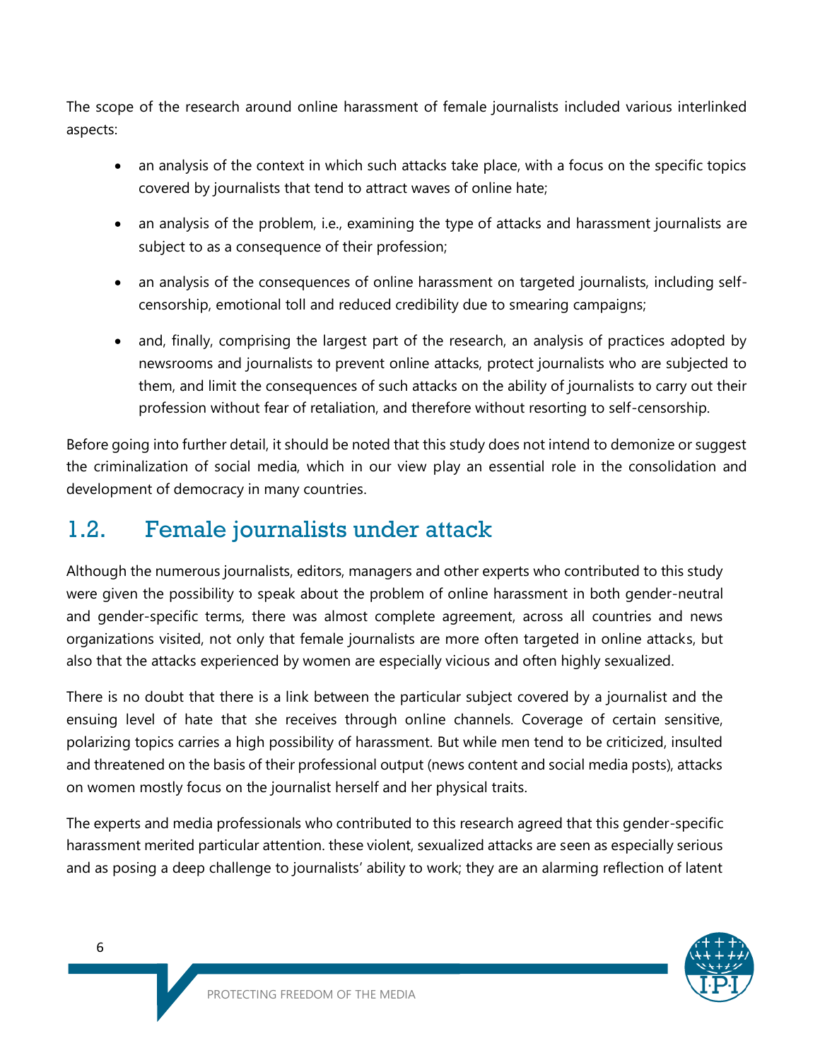The scope of the research around online harassment of female journalists included various interlinked aspects:

- an analysis of the context in which such attacks take place, with a focus on the specific topics covered by journalists that tend to attract waves of online hate;
- an analysis of the problem, i.e., examining the type of attacks and harassment journalists are subject to as a consequence of their profession;
- an analysis of the consequences of online harassment on targeted journalists, including self-censorship, emotional toll and reduced credibility due to smearing campaigns;
- and, finally, comprising the largest part of the research, an analysis of practices adopted by newsrooms and journalists to prevent online attacks, protect journalists who are subjected to them, and limit the consequences of such attacks on the ability of journalists to carry out their profession without fear of retaliation, and therefore without resorting to self-censorship.

Before going into further detail, it should be noted that this study does not intend to demonize or suggest the criminalization of social media, which in our view play an essential role in the consolidation and development of democracy in many countries.

## 1.2. Female journalists under attack

Although the numerous journalists, editors, managers and other experts who contributed to this study were given the possibility to speak about the problem of online harassment in both gender-neutral and gender-specific terms, there was almost complete agreement, across all countries and news organizations visited, not only that female journalists are more often targeted in online attacks, but also that the attacks experienced by women are especially vicious and often highly sexualized.

There is no doubt that there is a link between the particular subject covered by a journalist and the ensuing level of hate that she receives through online channels. Coverage of certain sensitive, polarizing topics carries a high possibility of harassment. But while men tend to be criticized, insulted and threatened on the basis of their professional output (news content and social media posts), attacks on women mostly focus on the journalist herself and her physical traits.

The experts and media professionals who contributed to this research agreed that this gender-specific harassment merited particular attention. these violent, sexualized attacks are seen as especially serious and as posing a deep challenge to journalists' ability to work; they are an alarming reflection of latent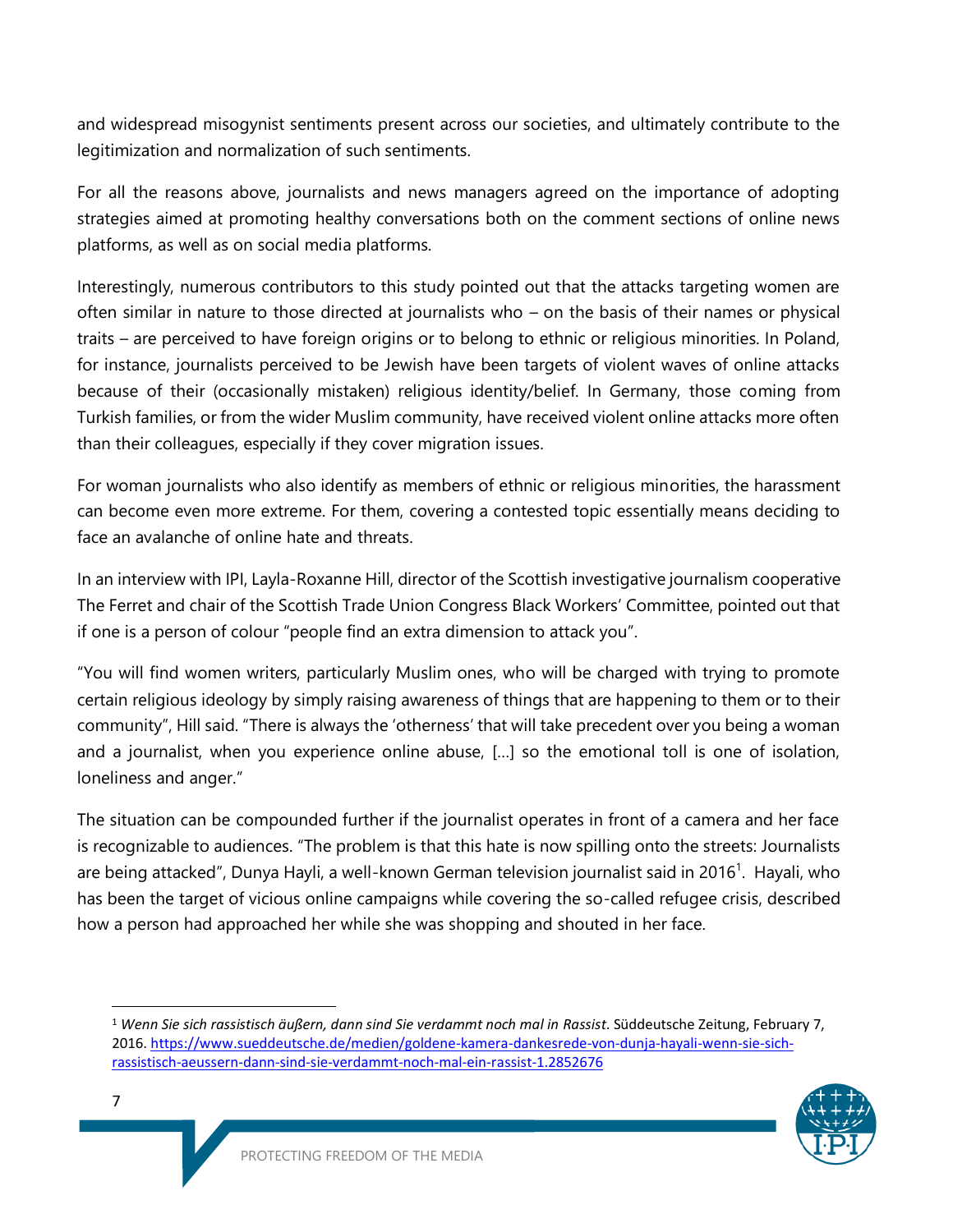and widespread misogynist sentiments present across our societies, and ultimately contribute to the legitimization and normalization of such sentiments.

For all the reasons above, journalists and news managers agreed on the importance of adopting strategies aimed at promoting healthy conversations both on the comment sections of online news platforms, as well as on social media platforms.

Interestingly, numerous contributors to this study pointed out that the attacks targeting women are often similar in nature to those directed at journalists who – on the basis of their names or physical traits – are perceived to have foreign origins or to belong to ethnic or religious minorities. In Poland, for instance, journalists perceived to be Jewish have been targets of violent waves of online attacks because of their (occasionally mistaken) religious identity/belief. In Germany, those coming from Turkish families, or from the wider Muslim community, have received violent online attacks more often than their colleagues, especially if they cover migration issues.

For woman journalists who also identify as members of ethnic or religious minorities, the harassment can become even more extreme. For them, covering a contested topic essentially means deciding to face an avalanche of online hate and threats.

In an interview with IPI, Layla-Roxanne Hill, director of the Scottish investigative journalism cooperative The Ferret and chair of the Scottish Trade Union Congress Black Workers' Committee, pointed out that if one is a person of colour "people find an extra dimension to attack you".

"You will find women writers, particularly Muslim ones, who will be charged with trying to promote certain religious ideology by simply raising awareness of things that are happening to them or to their community", Hill said. "There is always the 'otherness' that will take precedent over you being a woman and a journalist, when you experience online abuse, […] so the emotional toll is one of isolation, loneliness and anger."

The situation can be compounded further if the journalist operates in front of a camera and her face is recognizable to audiences. "The problem is that this hate is now spilling onto the streets: Journalists are being attacked", Dunya Hayli, a well-known German television journalist said in 2016[1]. Hayali, who has been the target of vicious online campaigns while covering the so-called refugee crisis, described how a person had approached her while she was shopping and shouted in her face.

---

[1] *Wenn Sie sich rassistisch äußern, dann sind Sie verdammt noch mal in Rassist*. Süddeutsche Zeitung, February 7, 2016. https://www.sueddeutsche.de/medien/goldene-kamera-dankesrede-von-dunja-hayali-wenn-sie-sich-rassistisch-aeussern-dann-sind-sie-verdammt-noch-mal-ein-rassist-1.2852676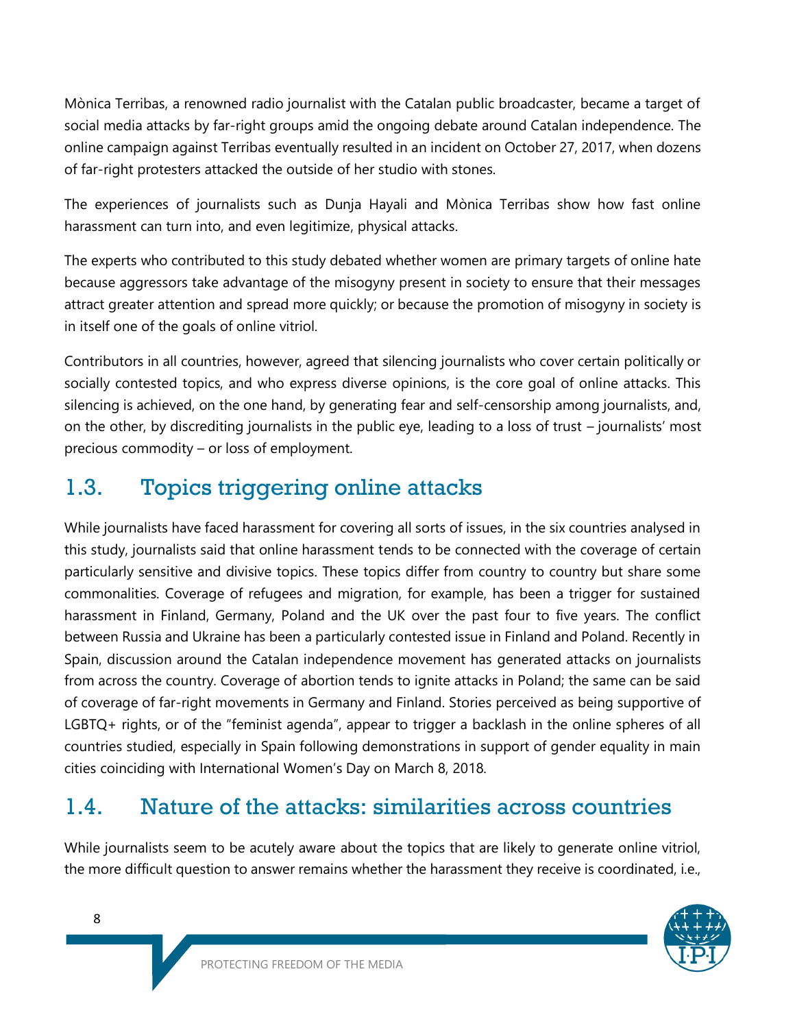Mònica Terribas, a renowned radio journalist with the Catalan public broadcaster, became a target of social media attacks by far-right groups amid the ongoing debate around Catalan independence. The online campaign against Terribas eventually resulted in an incident on October 27, 2017, when dozens of far-right protesters attacked the outside of her studio with stones.

The experiences of journalists such as Dunja Hayali and Mònica Terribas show how fast online harassment can turn into, and even legitimize, physical attacks.

The experts who contributed to this study debated whether women are primary targets of online hate because aggressors take advantage of the misogyny present in society to ensure that their messages attract greater attention and spread more quickly; or because the promotion of misogyny in society is in itself one of the goals of online vitriol.

Contributors in all countries, however, agreed that silencing journalists who cover certain politically or socially contested topics, and who express diverse opinions, is the core goal of online attacks. This silencing is achieved, on the one hand, by generating fear and self-censorship among journalists, and, on the other, by discrediting journalists in the public eye, leading to a loss of trust – journalists' most precious commodity – or loss of employment.

## 1.3. Topics triggering online attacks

While journalists have faced harassment for covering all sorts of issues, in the six countries analysed in this study, journalists said that online harassment tends to be connected with the coverage of certain particularly sensitive and divisive topics. These topics differ from country to country but share some commonalities. Coverage of refugees and migration, for example, has been a trigger for sustained harassment in Finland, Germany, Poland and the UK over the past four to five years. The conflict between Russia and Ukraine has been a particularly contested issue in Finland and Poland. Recently in Spain, discussion around the Catalan independence movement has generated attacks on journalists from across the country. Coverage of abortion tends to ignite attacks in Poland; the same can be said of coverage of far-right movements in Germany and Finland. Stories perceived as being supportive of LGBTQ+ rights, or of the "feminist agenda", appear to trigger a backlash in the online spheres of all countries studied, especially in Spain following demonstrations in support of gender equality in main cities coinciding with International Women's Day on March 8, 2018.

## 1.4. Nature of the attacks: similarities across countries

While journalists seem to be acutely aware about the topics that are likely to generate online vitriol, the more difficult question to answer remains whether the harassment they receive is coordinated, i.e.,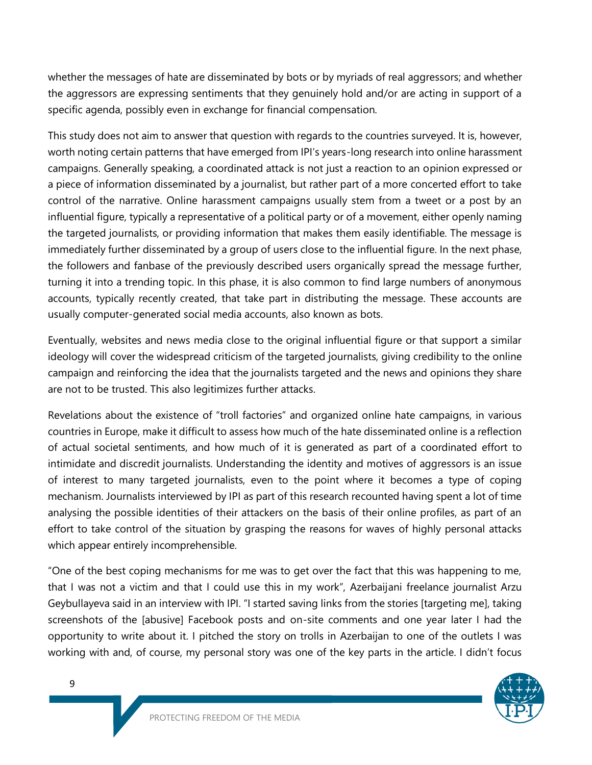whether the messages of hate are disseminated by bots or by myriads of real aggressors; and whether the aggressors are expressing sentiments that they genuinely hold and/or are acting in support of a specific agenda, possibly even in exchange for financial compensation.

This study does not aim to answer that question with regards to the countries surveyed. It is, however, worth noting certain patterns that have emerged from IPI's years-long research into online harassment campaigns. Generally speaking, a coordinated attack is not just a reaction to an opinion expressed or a piece of information disseminated by a journalist, but rather part of a more concerted effort to take control of the narrative. Online harassment campaigns usually stem from a tweet or a post by an influential figure, typically a representative of a political party or of a movement, either openly naming the targeted journalists, or providing information that makes them easily identifiable. The message is immediately further disseminated by a group of users close to the influential figure. In the next phase, the followers and fanbase of the previously described users organically spread the message further, turning it into a trending topic. In this phase, it is also common to find large numbers of anonymous accounts, typically recently created, that take part in distributing the message. These accounts are usually computer-generated social media accounts, also known as bots.

Eventually, websites and news media close to the original influential figure or that support a similar ideology will cover the widespread criticism of the targeted journalists, giving credibility to the online campaign and reinforcing the idea that the journalists targeted and the news and opinions they share are not to be trusted. This also legitimizes further attacks.

Revelations about the existence of "troll factories" and organized online hate campaigns, in various countries in Europe, make it difficult to assess how much of the hate disseminated online is a reflection of actual societal sentiments, and how much of it is generated as part of a coordinated effort to intimidate and discredit journalists. Understanding the identity and motives of aggressors is an issue of interest to many targeted journalists, even to the point where it becomes a type of coping mechanism. Journalists interviewed by IPI as part of this research recounted having spent a lot of time analysing the possible identities of their attackers on the basis of their online profiles, as part of an effort to take control of the situation by grasping the reasons for waves of highly personal attacks which appear entirely incomprehensible.

"One of the best coping mechanisms for me was to get over the fact that this was happening to me, that I was not a victim and that I could use this in my work", Azerbaijani freelance journalist Arzu Geybullayeva said in an interview with IPI. "I started saving links from the stories [targeting me], taking screenshots of the [abusive] Facebook posts and on-site comments and one year later I had the opportunity to write about it. I pitched the story on trolls in Azerbaijan to one of the outlets I was working with and, of course, my personal story was one of the key parts in the article. I didn't focus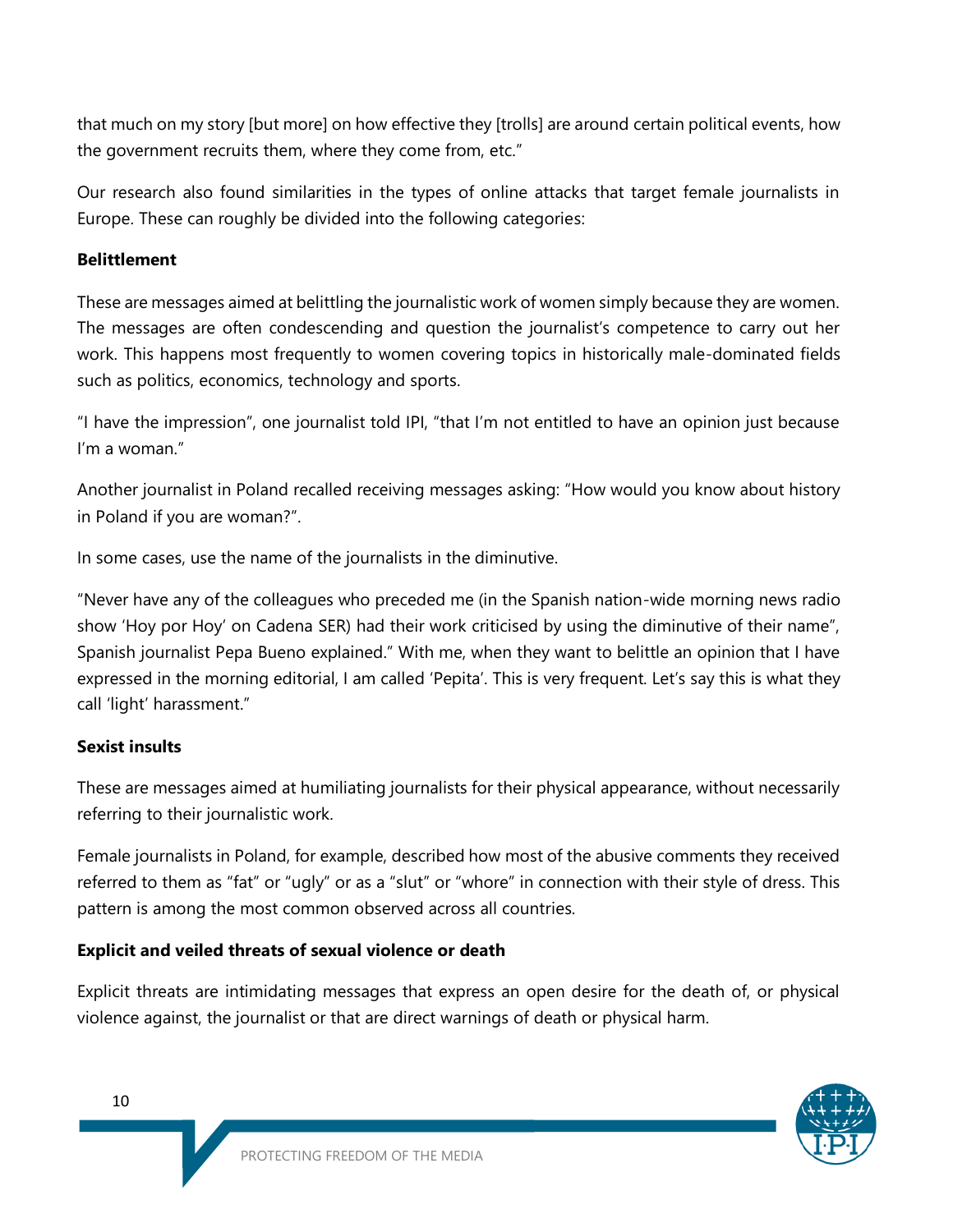that much on my story [but more] on how effective they [trolls] are around certain political events, how the government recruits them, where they come from, etc."

Our research also found similarities in the types of online attacks that target female journalists in Europe. These can roughly be divided into the following categories:

**Belittlement**

These are messages aimed at belittling the journalistic work of women simply because they are women. The messages are often condescending and question the journalist's competence to carry out her work. This happens most frequently to women covering topics in historically male-dominated fields such as politics, economics, technology and sports.

"I have the impression", one journalist told IPI, "that I'm not entitled to have an opinion just because I'm a woman."

Another journalist in Poland recalled receiving messages asking: "How would you know about history in Poland if you are woman?".

In some cases, use the name of the journalists in the diminutive.

"Never have any of the colleagues who preceded me (in the Spanish nation-wide morning news radio show 'Hoy por Hoy' on Cadena SER) had their work criticised by using the diminutive of their name", Spanish journalist Pepa Bueno explained." With me, when they want to belittle an opinion that I have expressed in the morning editorial, I am called 'Pepita'. This is very frequent. Let's say this is what they call 'light' harassment."

**Sexist insults**

These are messages aimed at humiliating journalists for their physical appearance, without necessarily referring to their journalistic work.

Female journalists in Poland, for example, described how most of the abusive comments they received referred to them as "fat" or "ugly" or as a "slut" or "whore" in connection with their style of dress. This pattern is among the most common observed across all countries.

**Explicit and veiled threats of sexual violence or death**

Explicit threats are intimidating messages that express an open desire for the death of, or physical violence against, the journalist or that are direct warnings of death or physical harm.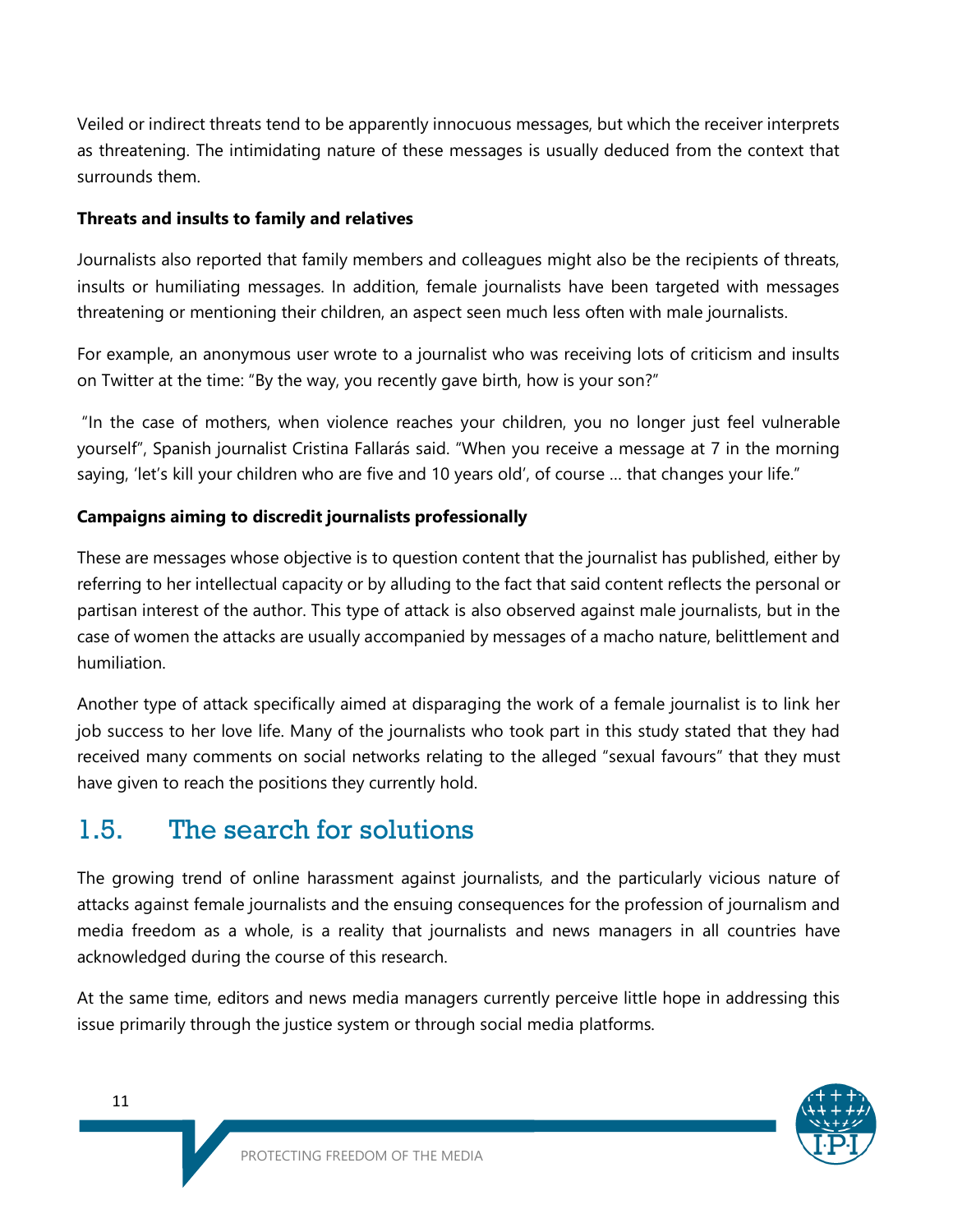Veiled or indirect threats tend to be apparently innocuous messages, but which the receiver interprets as threatening. The intimidating nature of these messages is usually deduced from the context that surrounds them.

**Threats and insults to family and relatives**

Journalists also reported that family members and colleagues might also be the recipients of threats, insults or humiliating messages. In addition, female journalists have been targeted with messages threatening or mentioning their children, an aspect seen much less often with male journalists.

For example, an anonymous user wrote to a journalist who was receiving lots of criticism and insults on Twitter at the time: "By the way, you recently gave birth, how is your son?"

"In the case of mothers, when violence reaches your children, you no longer just feel vulnerable yourself", Spanish journalist Cristina Fallarás said. "When you receive a message at 7 in the morning saying, 'let's kill your children who are five and 10 years old', of course … that changes your life."

**Campaigns aiming to discredit journalists professionally**

These are messages whose objective is to question content that the journalist has published, either by referring to her intellectual capacity or by alluding to the fact that said content reflects the personal or partisan interest of the author. This type of attack is also observed against male journalists, but in the case of women the attacks are usually accompanied by messages of a macho nature, belittlement and humiliation.

Another type of attack specifically aimed at disparaging the work of a female journalist is to link her job success to her love life. Many of the journalists who took part in this study stated that they had received many comments on social networks relating to the alleged "sexual favours" that they must have given to reach the positions they currently hold.

## 1.5. The search for solutions

The growing trend of online harassment against journalists, and the particularly vicious nature of attacks against female journalists and the ensuing consequences for the profession of journalism and media freedom as a whole, is a reality that journalists and news managers in all countries have acknowledged during the course of this research.

At the same time, editors and news media managers currently perceive little hope in addressing this issue primarily through the justice system or through social media platforms.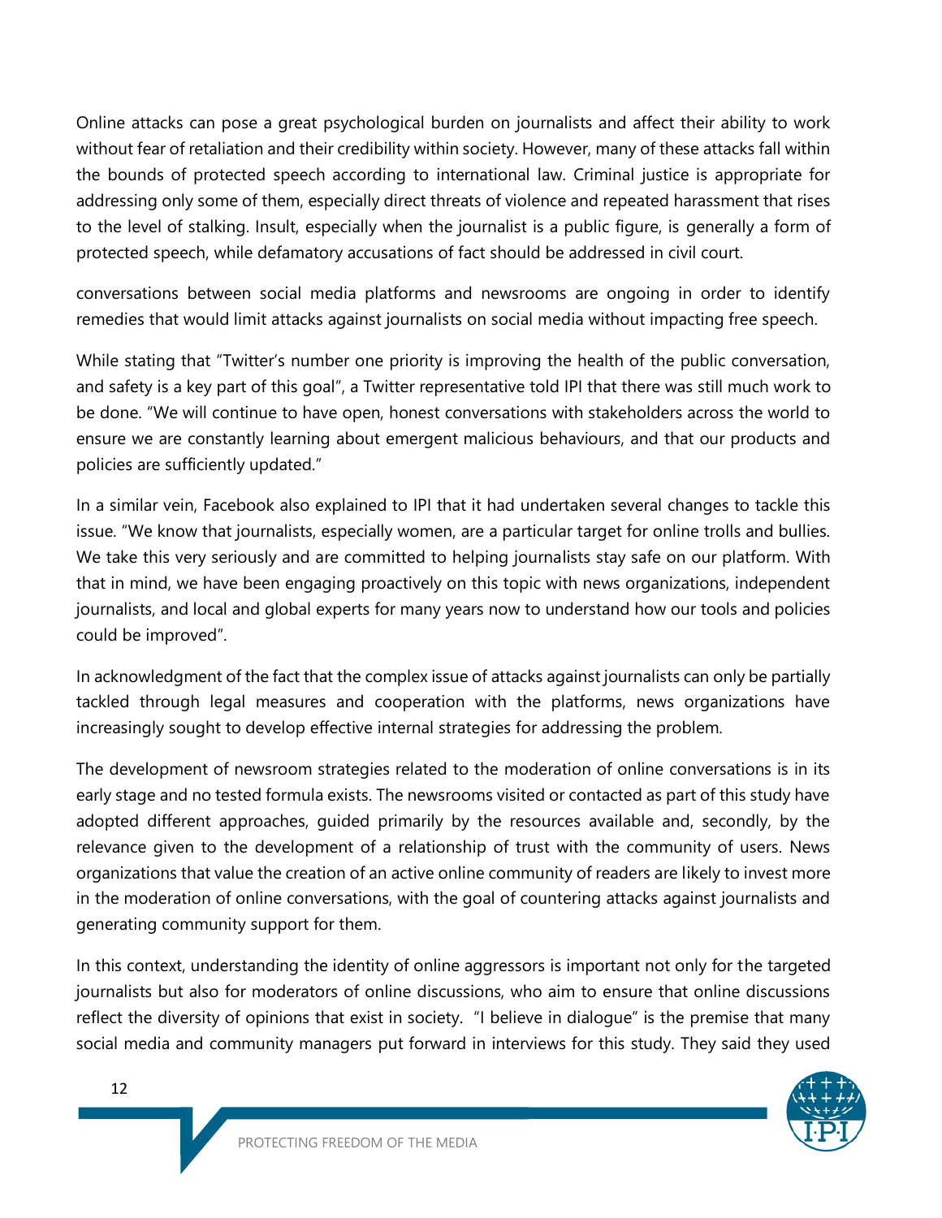Online attacks can pose a great psychological burden on journalists and affect their ability to work without fear of retaliation and their credibility within society. However, many of these attacks fall within the bounds of protected speech according to international law. Criminal justice is appropriate for addressing only some of them, especially direct threats of violence and repeated harassment that rises to the level of stalking. Insult, especially when the journalist is a public figure, is generally a form of protected speech, while defamatory accusations of fact should be addressed in civil court.

conversations between social media platforms and newsrooms are ongoing in order to identify remedies that would limit attacks against journalists on social media without impacting free speech.

While stating that "Twitter's number one priority is improving the health of the public conversation, and safety is a key part of this goal", a Twitter representative told IPI that there was still much work to be done. "We will continue to have open, honest conversations with stakeholders across the world to ensure we are constantly learning about emergent malicious behaviours, and that our products and policies are sufficiently updated."

In a similar vein, Facebook also explained to IPI that it had undertaken several changes to tackle this issue. "We know that journalists, especially women, are a particular target for online trolls and bullies. We take this very seriously and are committed to helping journalists stay safe on our platform. With that in mind, we have been engaging proactively on this topic with news organizations, independent journalists, and local and global experts for many years now to understand how our tools and policies could be improved".

In acknowledgment of the fact that the complex issue of attacks against journalists can only be partially tackled through legal measures and cooperation with the platforms, news organizations have increasingly sought to develop effective internal strategies for addressing the problem.

The development of newsroom strategies related to the moderation of online conversations is in its early stage and no tested formula exists. The newsrooms visited or contacted as part of this study have adopted different approaches, guided primarily by the resources available and, secondly, by the relevance given to the development of a relationship of trust with the community of users. News organizations that value the creation of an active online community of readers are likely to invest more in the moderation of online conversations, with the goal of countering attacks against journalists and generating community support for them.

In this context, understanding the identity of online aggressors is important not only for the targeted journalists but also for moderators of online discussions, who aim to ensure that online discussions reflect the diversity of opinions that exist in society. "I believe in dialogue" is the premise that many social media and community managers put forward in interviews for this study. They said they used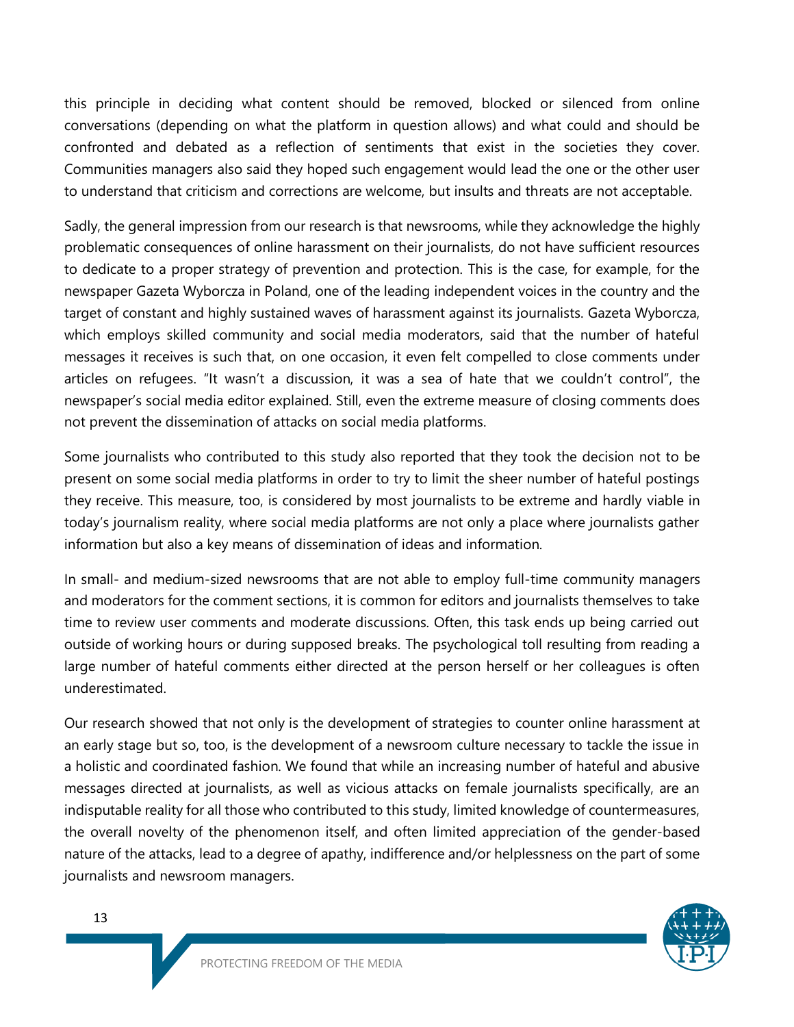this principle in deciding what content should be removed, blocked or silenced from online conversations (depending on what the platform in question allows) and what could and should be confronted and debated as a reflection of sentiments that exist in the societies they cover. Communities managers also said they hoped such engagement would lead the one or the other user to understand that criticism and corrections are welcome, but insults and threats are not acceptable.

Sadly, the general impression from our research is that newsrooms, while they acknowledge the highly problematic consequences of online harassment on their journalists, do not have sufficient resources to dedicate to a proper strategy of prevention and protection. This is the case, for example, for the newspaper Gazeta Wyborcza in Poland, one of the leading independent voices in the country and the target of constant and highly sustained waves of harassment against its journalists. Gazeta Wyborcza, which employs skilled community and social media moderators, said that the number of hateful messages it receives is such that, on one occasion, it even felt compelled to close comments under articles on refugees. "It wasn't a discussion, it was a sea of hate that we couldn't control", the newspaper's social media editor explained. Still, even the extreme measure of closing comments does not prevent the dissemination of attacks on social media platforms.

Some journalists who contributed to this study also reported that they took the decision not to be present on some social media platforms in order to try to limit the sheer number of hateful postings they receive. This measure, too, is considered by most journalists to be extreme and hardly viable in today's journalism reality, where social media platforms are not only a place where journalists gather information but also a key means of dissemination of ideas and information.

In small- and medium-sized newsrooms that are not able to employ full-time community managers and moderators for the comment sections, it is common for editors and journalists themselves to take time to review user comments and moderate discussions. Often, this task ends up being carried out outside of working hours or during supposed breaks. The psychological toll resulting from reading a large number of hateful comments either directed at the person herself or her colleagues is often underestimated.

Our research showed that not only is the development of strategies to counter online harassment at an early stage but so, too, is the development of a newsroom culture necessary to tackle the issue in a holistic and coordinated fashion. We found that while an increasing number of hateful and abusive messages directed at journalists, as well as vicious attacks on female journalists specifically, are an indisputable reality for all those who contributed to this study, limited knowledge of countermeasures, the overall novelty of the phenomenon itself, and often limited appreciation of the gender-based nature of the attacks, lead to a degree of apathy, indifference and/or helplessness on the part of some journalists and newsroom managers.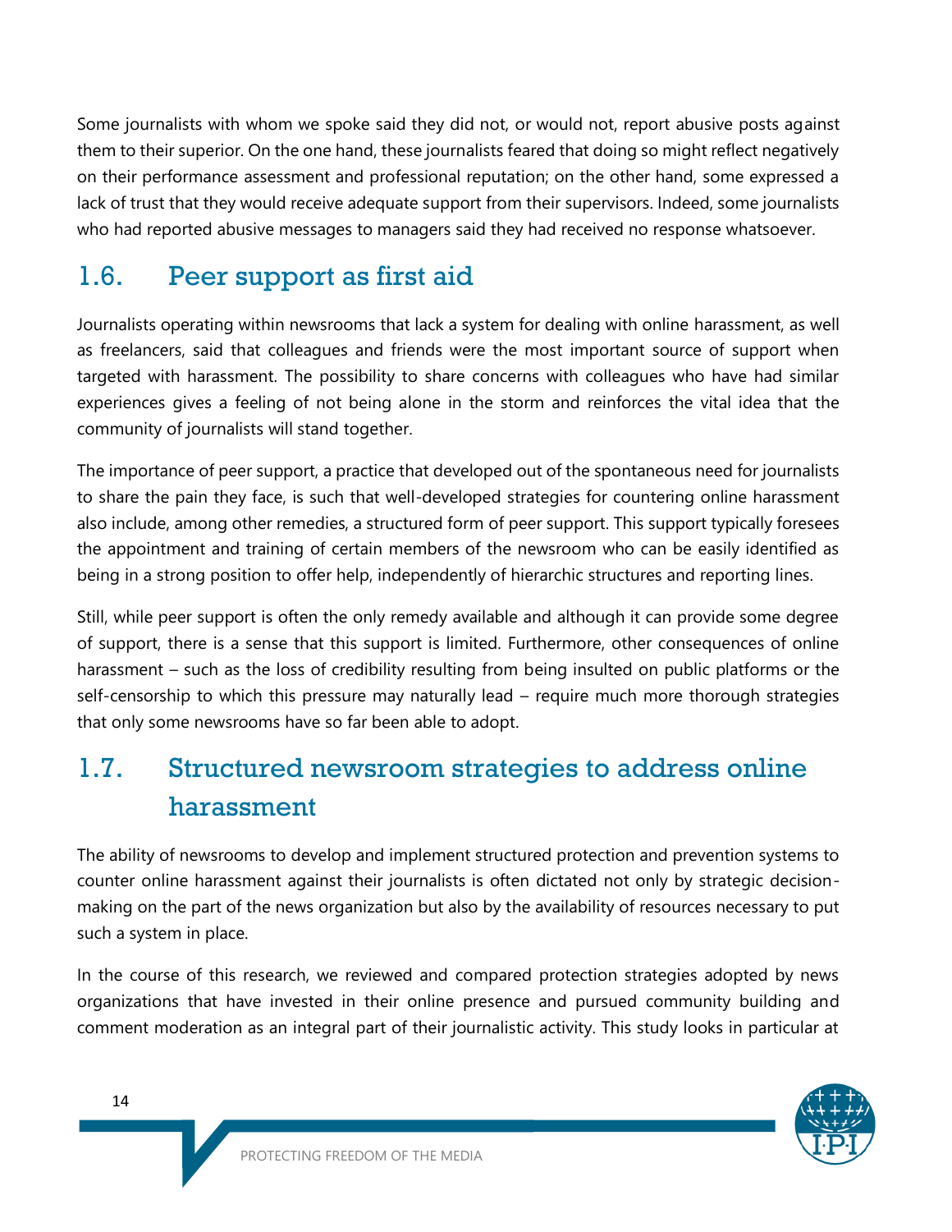Some journalists with whom we spoke said they did not, or would not, report abusive posts against them to their superior. On the one hand, these journalists feared that doing so might reflect negatively on their performance assessment and professional reputation; on the other hand, some expressed a lack of trust that they would receive adequate support from their supervisors. Indeed, some journalists who had reported abusive messages to managers said they had received no response whatsoever.

## 1.6. Peer support as first aid

Journalists operating within newsrooms that lack a system for dealing with online harassment, as well as freelancers, said that colleagues and friends were the most important source of support when targeted with harassment. The possibility to share concerns with colleagues who have had similar experiences gives a feeling of not being alone in the storm and reinforces the vital idea that the community of journalists will stand together.

The importance of peer support, a practice that developed out of the spontaneous need for journalists to share the pain they face, is such that well-developed strategies for countering online harassment also include, among other remedies, a structured form of peer support. This support typically foresees the appointment and training of certain members of the newsroom who can be easily identified as being in a strong position to offer help, independently of hierarchic structures and reporting lines.

Still, while peer support is often the only remedy available and although it can provide some degree of support, there is a sense that this support is limited. Furthermore, other consequences of online harassment – such as the loss of credibility resulting from being insulted on public platforms or the self-censorship to which this pressure may naturally lead – require much more thorough strategies that only some newsrooms have so far been able to adopt.

## 1.7. Structured newsroom strategies to address online harassment

The ability of newsrooms to develop and implement structured protection and prevention systems to counter online harassment against their journalists is often dictated not only by strategic decision-making on the part of the news organization but also by the availability of resources necessary to put such a system in place.

In the course of this research, we reviewed and compared protection strategies adopted by news organizations that have invested in their online presence and pursued community building and comment moderation as an integral part of their journalistic activity. This study looks in particular at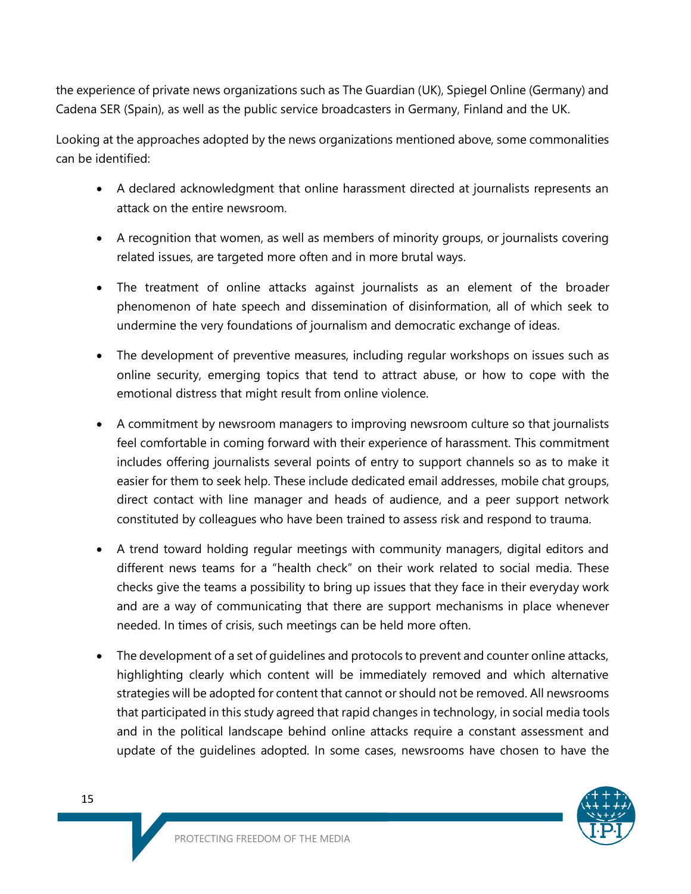the experience of private news organizations such as The Guardian (UK), Spiegel Online (Germany) and Cadena SER (Spain), as well as the public service broadcasters in Germany, Finland and the UK.

Looking at the approaches adopted by the news organizations mentioned above, some commonalities can be identified:

- A declared acknowledgment that online harassment directed at journalists represents an attack on the entire newsroom.
- A recognition that women, as well as members of minority groups, or journalists covering related issues, are targeted more often and in more brutal ways.
- The treatment of online attacks against journalists as an element of the broader phenomenon of hate speech and dissemination of disinformation, all of which seek to undermine the very foundations of journalism and democratic exchange of ideas.
- The development of preventive measures, including regular workshops on issues such as online security, emerging topics that tend to attract abuse, or how to cope with the emotional distress that might result from online violence.
- A commitment by newsroom managers to improving newsroom culture so that journalists feel comfortable in coming forward with their experience of harassment. This commitment includes offering journalists several points of entry to support channels so as to make it easier for them to seek help. These include dedicated email addresses, mobile chat groups, direct contact with line manager and heads of audience, and a peer support network constituted by colleagues who have been trained to assess risk and respond to trauma.
- A trend toward holding regular meetings with community managers, digital editors and different news teams for a "health check" on their work related to social media. These checks give the teams a possibility to bring up issues that they face in their everyday work and are a way of communicating that there are support mechanisms in place whenever needed. In times of crisis, such meetings can be held more often.
- The development of a set of guidelines and protocols to prevent and counter online attacks, highlighting clearly which content will be immediately removed and which alternative strategies will be adopted for content that cannot or should not be removed. All newsrooms that participated in this study agreed that rapid changes in technology, in social media tools and in the political landscape behind online attacks require a constant assessment and update of the guidelines adopted. In some cases, newsrooms have chosen to have the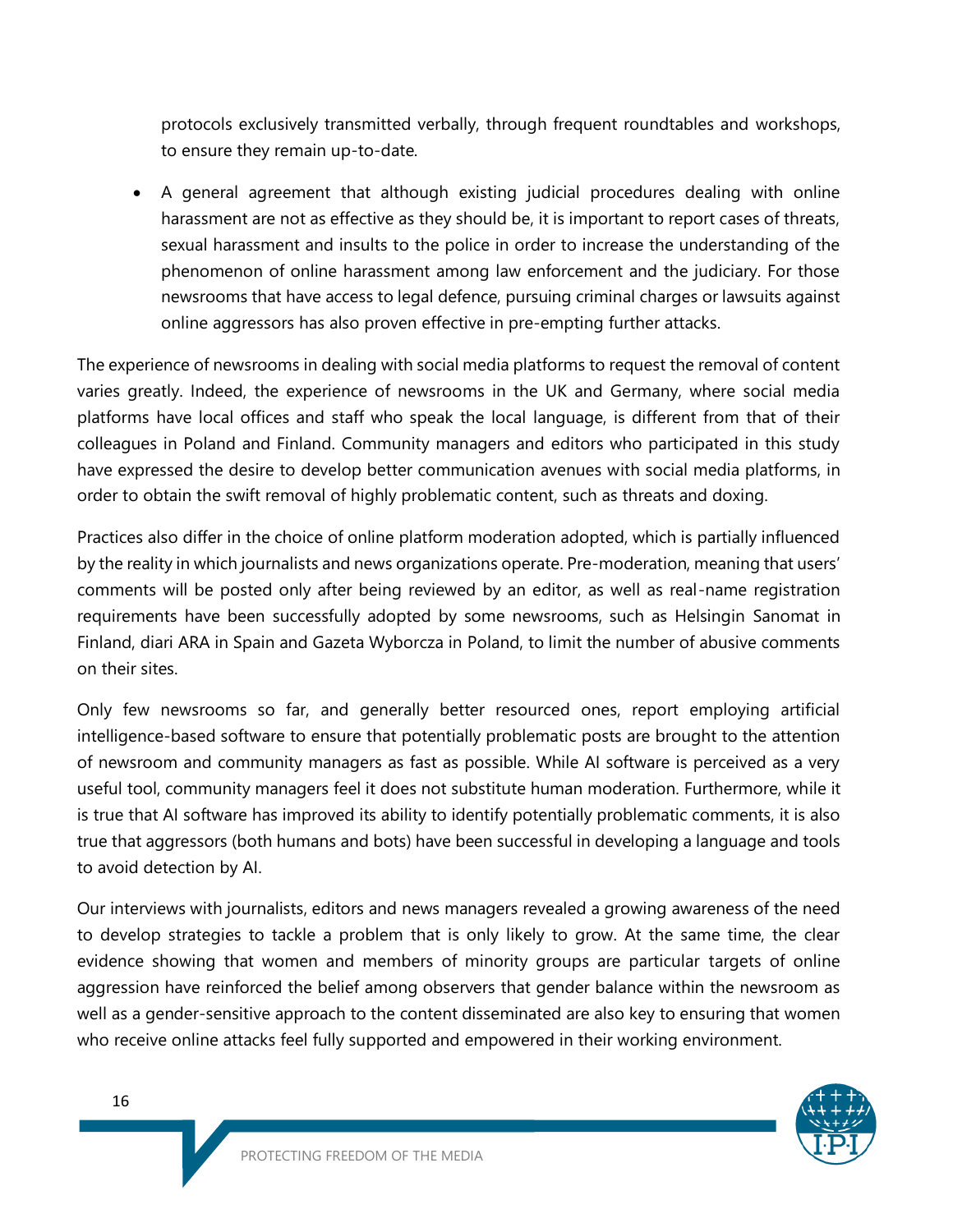protocols exclusively transmitted verbally, through frequent roundtables and workshops, to ensure they remain up-to-date.

- A general agreement that although existing judicial procedures dealing with online harassment are not as effective as they should be, it is important to report cases of threats, sexual harassment and insults to the police in order to increase the understanding of the phenomenon of online harassment among law enforcement and the judiciary. For those newsrooms that have access to legal defence, pursuing criminal charges or lawsuits against online aggressors has also proven effective in pre-empting further attacks.

The experience of newsrooms in dealing with social media platforms to request the removal of content varies greatly. Indeed, the experience of newsrooms in the UK and Germany, where social media platforms have local offices and staff who speak the local language, is different from that of their colleagues in Poland and Finland. Community managers and editors who participated in this study have expressed the desire to develop better communication avenues with social media platforms, in order to obtain the swift removal of highly problematic content, such as threats and doxing.

Practices also differ in the choice of online platform moderation adopted, which is partially influenced by the reality in which journalists and news organizations operate. Pre-moderation, meaning that users' comments will be posted only after being reviewed by an editor, as well as real-name registration requirements have been successfully adopted by some newsrooms, such as Helsingin Sanomat in Finland, diari ARA in Spain and Gazeta Wyborcza in Poland, to limit the number of abusive comments on their sites.

Only few newsrooms so far, and generally better resourced ones, report employing artificial intelligence-based software to ensure that potentially problematic posts are brought to the attention of newsroom and community managers as fast as possible. While AI software is perceived as a very useful tool, community managers feel it does not substitute human moderation. Furthermore, while it is true that AI software has improved its ability to identify potentially problematic comments, it is also true that aggressors (both humans and bots) have been successful in developing a language and tools to avoid detection by AI.

Our interviews with journalists, editors and news managers revealed a growing awareness of the need to develop strategies to tackle a problem that is only likely to grow. At the same time, the clear evidence showing that women and members of minority groups are particular targets of online aggression have reinforced the belief among observers that gender balance within the newsroom as well as a gender-sensitive approach to the content disseminated are also key to ensuring that women who receive online attacks feel fully supported and empowered in their working environment.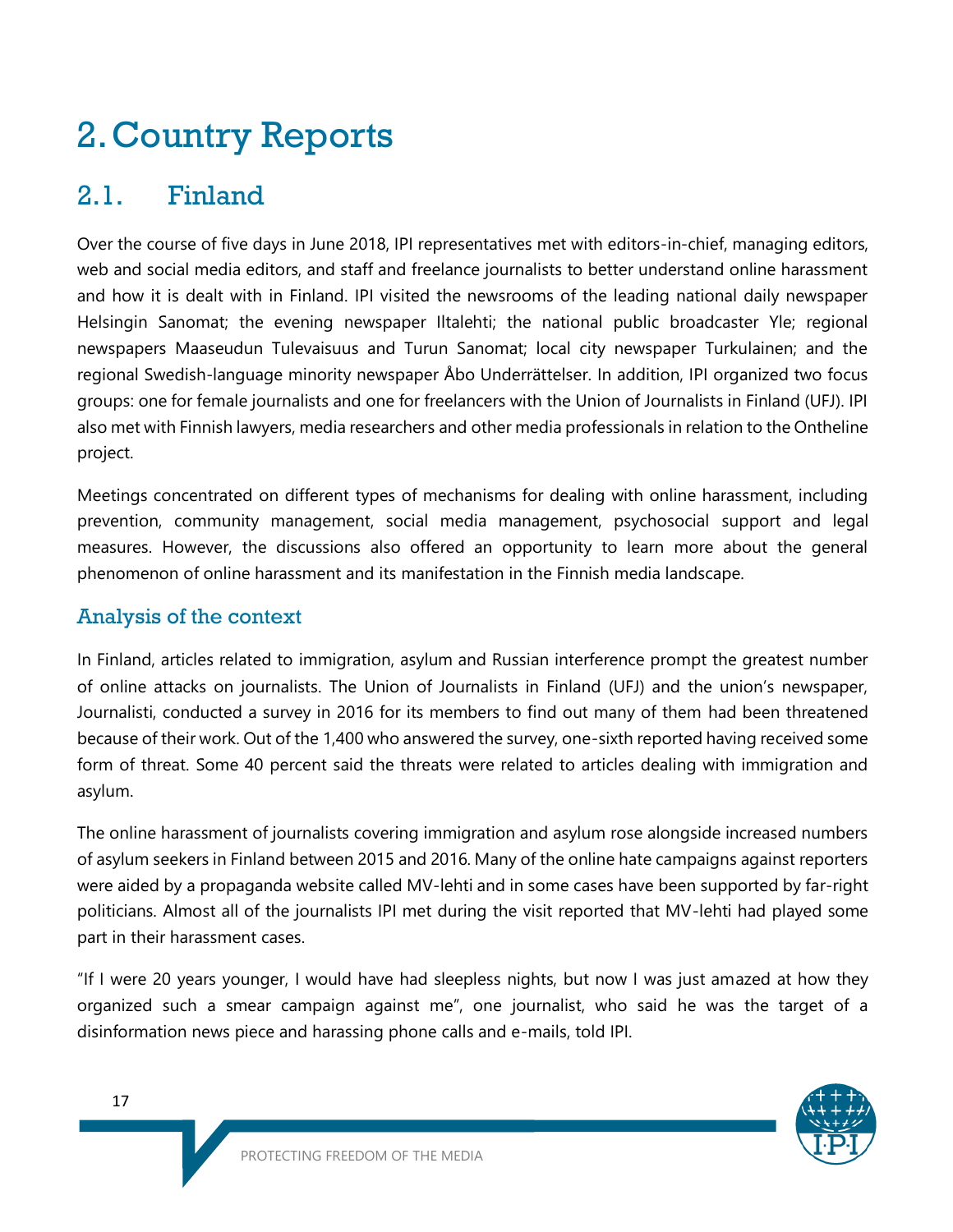# 2. Country Reports

## 2.1. Finland

Over the course of five days in June 2018, IPI representatives met with editors-in-chief, managing editors, web and social media editors, and staff and freelance journalists to better understand online harassment and how it is dealt with in Finland. IPI visited the newsrooms of the leading national daily newspaper Helsingin Sanomat; the evening newspaper Iltalehti; the national public broadcaster Yle; regional newspapers Maaseudun Tulevaisuus and Turun Sanomat; local city newspaper Turkulainen; and the regional Swedish-language minority newspaper Åbo Underrättelser. In addition, IPI organized two focus groups: one for female journalists and one for freelancers with the Union of Journalists in Finland (UFJ). IPI also met with Finnish lawyers, media researchers and other media professionals in relation to the Ontheline project.

Meetings concentrated on different types of mechanisms for dealing with online harassment, including prevention, community management, social media management, psychosocial support and legal measures. However, the discussions also offered an opportunity to learn more about the general phenomenon of online harassment and its manifestation in the Finnish media landscape.

### Analysis of the context

In Finland, articles related to immigration, asylum and Russian interference prompt the greatest number of online attacks on journalists. The Union of Journalists in Finland (UFJ) and the union's newspaper, Journalisti, conducted a survey in 2016 for its members to find out many of them had been threatened because of their work. Out of the 1,400 who answered the survey, one-sixth reported having received some form of threat. Some 40 percent said the threats were related to articles dealing with immigration and asylum.

The online harassment of journalists covering immigration and asylum rose alongside increased numbers of asylum seekers in Finland between 2015 and 2016. Many of the online hate campaigns against reporters were aided by a propaganda website called MV-lehti and in some cases have been supported by far-right politicians. Almost all of the journalists IPI met during the visit reported that MV-lehti had played some part in their harassment cases.

"If I were 20 years younger, I would have had sleepless nights, but now I was just amazed at how they organized such a smear campaign against me", one journalist, who said he was the target of a disinformation news piece and harassing phone calls and e-mails, told IPI.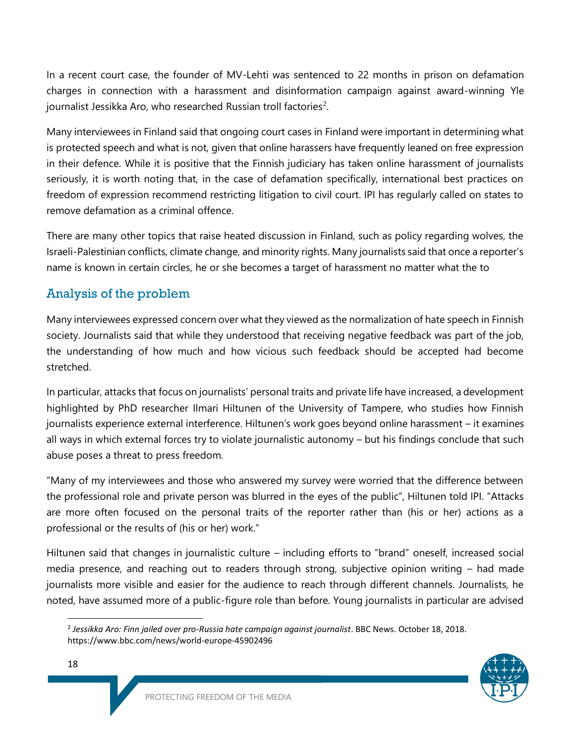In a recent court case, the founder of MV-Lehti was sentenced to 22 months in prison on defamation charges in connection with a harassment and disinformation campaign against award-winning Yle journalist Jessikka Aro, who researched Russian troll factories[2].

Many interviewees in Finland said that ongoing court cases in Finland were important in determining what is protected speech and what is not, given that online harassers have frequently leaned on free expression in their defence. While it is positive that the Finnish judiciary has taken online harassment of journalists seriously, it is worth noting that, in the case of defamation specifically, international best practices on freedom of expression recommend restricting litigation to civil court. IPI has regularly called on states to remove defamation as a criminal offence.

There are many other topics that raise heated discussion in Finland, such as policy regarding wolves, the Israeli-Palestinian conflicts, climate change, and minority rights. Many journalists said that once a reporter's name is known in certain circles, he or she becomes a target of harassment no matter what the to

## Analysis of the problem

Many interviewees expressed concern over what they viewed as the normalization of hate speech in Finnish society. Journalists said that while they understood that receiving negative feedback was part of the job, the understanding of how much and how vicious such feedback should be accepted had become stretched.

In particular, attacks that focus on journalists' personal traits and private life have increased, a development highlighted by PhD researcher Ilmari Hiltunen of the University of Tampere, who studies how Finnish journalists experience external interference. Hiltunen's work goes beyond online harassment – it examines all ways in which external forces try to violate journalistic autonomy – but his findings conclude that such abuse poses a threat to press freedom.

"Many of my interviewees and those who answered my survey were worried that the difference between the professional role and private person was blurred in the eyes of the public", Hiltunen told IPI. "Attacks are more often focused on the personal traits of the reporter rather than (his or her) actions as a professional or the results of (his or her) work."

Hiltunen said that changes in journalistic culture – including efforts to "brand" oneself, increased social media presence, and reaching out to readers through strong, subjective opinion writing – had made journalists more visible and easier for the audience to reach through different channels. Journalists, he noted, have assumed more of a public-figure role than before. Young journalists in particular are advised

---

[2] *Jessikka Aro: Finn jailed over pro-Russia hate campaign against journalist*. BBC News. October 18, 2018. https://www.bbc.com/news/world-europe-45902496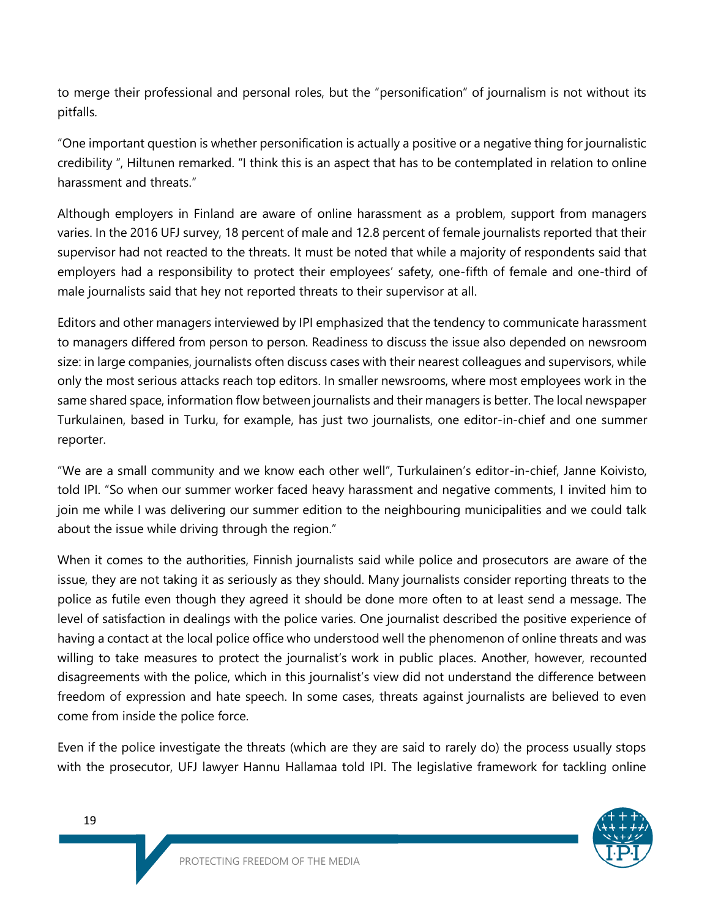to merge their professional and personal roles, but the "personification" of journalism is not without its pitfalls.

"One important question is whether personification is actually a positive or a negative thing for journalistic credibility ", Hiltunen remarked. "I think this is an aspect that has to be contemplated in relation to online harassment and threats."

Although employers in Finland are aware of online harassment as a problem, support from managers varies. In the 2016 UFJ survey, 18 percent of male and 12.8 percent of female journalists reported that their supervisor had not reacted to the threats. It must be noted that while a majority of respondents said that employers had a responsibility to protect their employees' safety, one-fifth of female and one-third of male journalists said that hey not reported threats to their supervisor at all.

Editors and other managers interviewed by IPI emphasized that the tendency to communicate harassment to managers differed from person to person. Readiness to discuss the issue also depended on newsroom size: in large companies, journalists often discuss cases with their nearest colleagues and supervisors, while only the most serious attacks reach top editors. In smaller newsrooms, where most employees work in the same shared space, information flow between journalists and their managers is better. The local newspaper Turkulainen, based in Turku, for example, has just two journalists, one editor-in-chief and one summer reporter.

"We are a small community and we know each other well", Turkulainen's editor-in-chief, Janne Koivisto, told IPI. "So when our summer worker faced heavy harassment and negative comments, I invited him to join me while I was delivering our summer edition to the neighbouring municipalities and we could talk about the issue while driving through the region."

When it comes to the authorities, Finnish journalists said while police and prosecutors are aware of the issue, they are not taking it as seriously as they should. Many journalists consider reporting threats to the police as futile even though they agreed it should be done more often to at least send a message. The level of satisfaction in dealings with the police varies. One journalist described the positive experience of having a contact at the local police office who understood well the phenomenon of online threats and was willing to take measures to protect the journalist's work in public places. Another, however, recounted disagreements with the police, which in this journalist's view did not understand the difference between freedom of expression and hate speech. In some cases, threats against journalists are believed to even come from inside the police force.

Even if the police investigate the threats (which are they are said to rarely do) the process usually stops with the prosecutor, UFJ lawyer Hannu Hallamaa told IPI. The legislative framework for tackling online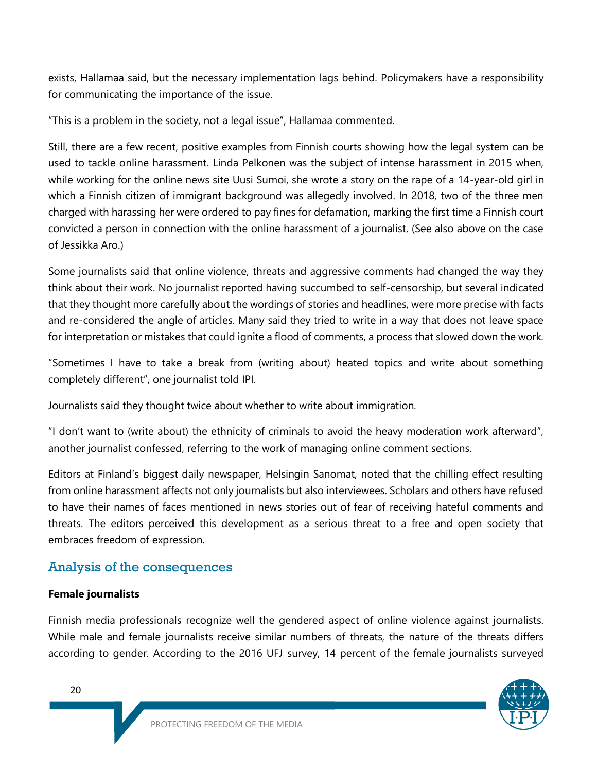exists, Hallamaa said, but the necessary implementation lags behind. Policymakers have a responsibility for communicating the importance of the issue.

"This is a problem in the society, not a legal issue", Hallamaa commented.

Still, there are a few recent, positive examples from Finnish courts showing how the legal system can be used to tackle online harassment. Linda Pelkonen was the subject of intense harassment in 2015 when, while working for the online news site Uusi Sumoi, she wrote a story on the rape of a 14-year-old girl in which a Finnish citizen of immigrant background was allegedly involved. In 2018, two of the three men charged with harassing her were ordered to pay fines for defamation, marking the first time a Finnish court convicted a person in connection with the online harassment of a journalist. (See also above on the case of Jessikka Aro.)

Some journalists said that online violence, threats and aggressive comments had changed the way they think about their work. No journalist reported having succumbed to self-censorship, but several indicated that they thought more carefully about the wordings of stories and headlines, were more precise with facts and re-considered the angle of articles. Many said they tried to write in a way that does not leave space for interpretation or mistakes that could ignite a flood of comments, a process that slowed down the work.

"Sometimes I have to take a break from (writing about) heated topics and write about something completely different", one journalist told IPI.

Journalists said they thought twice about whether to write about immigration.

"I don't want to (write about) the ethnicity of criminals to avoid the heavy moderation work afterward", another journalist confessed, referring to the work of managing online comment sections.

Editors at Finland's biggest daily newspaper, Helsingin Sanomat, noted that the chilling effect resulting from online harassment affects not only journalists but also interviewees. Scholars and others have refused to have their names of faces mentioned in news stories out of fear of receiving hateful comments and threats. The editors perceived this development as a serious threat to a free and open society that embraces freedom of expression.

## Analysis of the consequences

**Female journalists**

Finnish media professionals recognize well the gendered aspect of online violence against journalists. While male and female journalists receive similar numbers of threats, the nature of the threats differs according to gender. According to the 2016 UFJ survey, 14 percent of the female journalists surveyed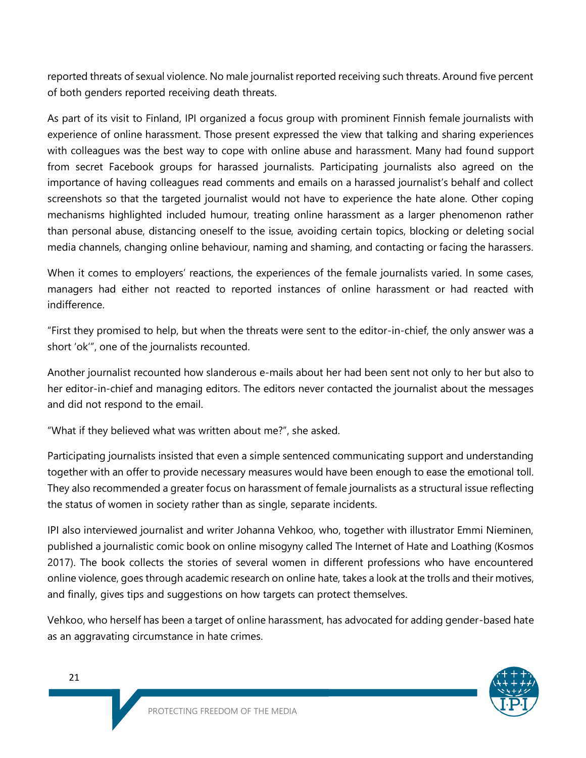reported threats of sexual violence. No male journalist reported receiving such threats. Around five percent of both genders reported receiving death threats.

As part of its visit to Finland, IPI organized a focus group with prominent Finnish female journalists with experience of online harassment. Those present expressed the view that talking and sharing experiences with colleagues was the best way to cope with online abuse and harassment. Many had found support from secret Facebook groups for harassed journalists. Participating journalists also agreed on the importance of having colleagues read comments and emails on a harassed journalist's behalf and collect screenshots so that the targeted journalist would not have to experience the hate alone. Other coping mechanisms highlighted included humour, treating online harassment as a larger phenomenon rather than personal abuse, distancing oneself to the issue, avoiding certain topics, blocking or deleting social media channels, changing online behaviour, naming and shaming, and contacting or facing the harassers.

When it comes to employers' reactions, the experiences of the female journalists varied. In some cases, managers had either not reacted to reported instances of online harassment or had reacted with indifference.

"First they promised to help, but when the threats were sent to the editor-in-chief, the only answer was a short 'ok'", one of the journalists recounted.

Another journalist recounted how slanderous e-mails about her had been sent not only to her but also to her editor-in-chief and managing editors. The editors never contacted the journalist about the messages and did not respond to the email.

"What if they believed what was written about me?", she asked.

Participating journalists insisted that even a simple sentenced communicating support and understanding together with an offer to provide necessary measures would have been enough to ease the emotional toll. They also recommended a greater focus on harassment of female journalists as a structural issue reflecting the status of women in society rather than as single, separate incidents.

IPI also interviewed journalist and writer Johanna Vehkoo, who, together with illustrator Emmi Nieminen, published a journalistic comic book on online misogyny called The Internet of Hate and Loathing (Kosmos 2017). The book collects the stories of several women in different professions who have encountered online violence, goes through academic research on online hate, takes a look at the trolls and their motives, and finally, gives tips and suggestions on how targets can protect themselves.

Vehkoo, who herself has been a target of online harassment, has advocated for adding gender-based hate as an aggravating circumstance in hate crimes.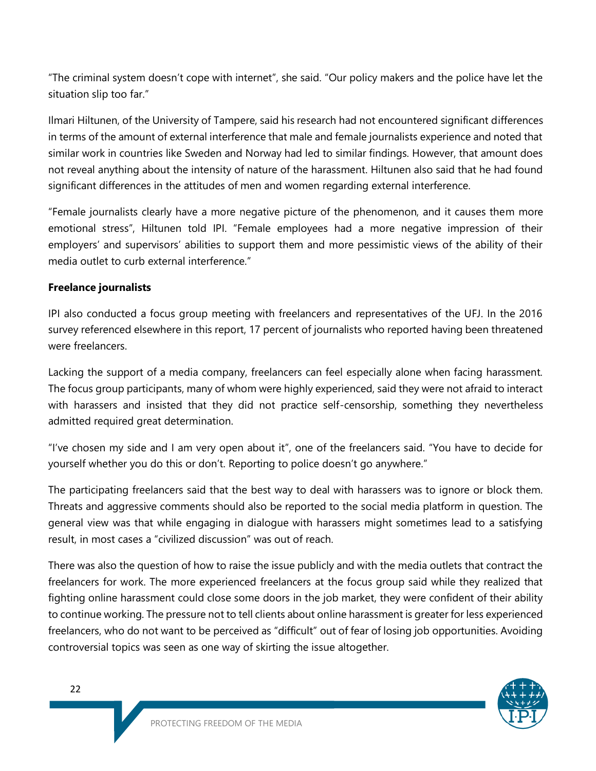"The criminal system doesn't cope with internet", she said. "Our policy makers and the police have let the situation slip too far."

Ilmari Hiltunen, of the University of Tampere, said his research had not encountered significant differences in terms of the amount of external interference that male and female journalists experience and noted that similar work in countries like Sweden and Norway had led to similar findings. However, that amount does not reveal anything about the intensity of nature of the harassment. Hiltunen also said that he had found significant differences in the attitudes of men and women regarding external interference.

"Female journalists clearly have a more negative picture of the phenomenon, and it causes them more emotional stress", Hiltunen told IPI. "Female employees had a more negative impression of their employers' and supervisors' abilities to support them and more pessimistic views of the ability of their media outlet to curb external interference."

**Freelance journalists**

IPI also conducted a focus group meeting with freelancers and representatives of the UFJ. In the 2016 survey referenced elsewhere in this report, 17 percent of journalists who reported having been threatened were freelancers.

Lacking the support of a media company, freelancers can feel especially alone when facing harassment. The focus group participants, many of whom were highly experienced, said they were not afraid to interact with harassers and insisted that they did not practice self-censorship, something they nevertheless admitted required great determination.

"I've chosen my side and I am very open about it", one of the freelancers said. "You have to decide for yourself whether you do this or don't. Reporting to police doesn't go anywhere."

The participating freelancers said that the best way to deal with harassers was to ignore or block them. Threats and aggressive comments should also be reported to the social media platform in question. The general view was that while engaging in dialogue with harassers might sometimes lead to a satisfying result, in most cases a "civilized discussion" was out of reach.

There was also the question of how to raise the issue publicly and with the media outlets that contract the freelancers for work. The more experienced freelancers at the focus group said while they realized that fighting online harassment could close some doors in the job market, they were confident of their ability to continue working. The pressure not to tell clients about online harassment is greater for less experienced freelancers, who do not want to be perceived as "difficult" out of fear of losing job opportunities. Avoiding controversial topics was seen as one way of skirting the issue altogether.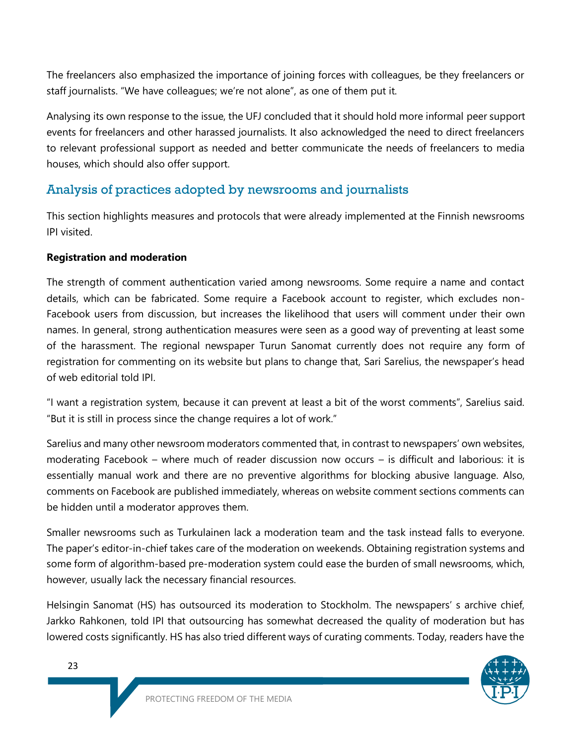The freelancers also emphasized the importance of joining forces with colleagues, be they freelancers or staff journalists. "We have colleagues; we're not alone", as one of them put it.

Analysing its own response to the issue, the UFJ concluded that it should hold more informal peer support events for freelancers and other harassed journalists. It also acknowledged the need to direct freelancers to relevant professional support as needed and better communicate the needs of freelancers to media houses, which should also offer support.

## Analysis of practices adopted by newsrooms and journalists

This section highlights measures and protocols that were already implemented at the Finnish newsrooms IPI visited.

**Registration and moderation**

The strength of comment authentication varied among newsrooms. Some require a name and contact details, which can be fabricated. Some require a Facebook account to register, which excludes non-Facebook users from discussion, but increases the likelihood that users will comment under their own names. In general, strong authentication measures were seen as a good way of preventing at least some of the harassment. The regional newspaper Turun Sanomat currently does not require any form of registration for commenting on its website but plans to change that, Sari Sarelius, the newspaper's head of web editorial told IPI.

"I want a registration system, because it can prevent at least a bit of the worst comments", Sarelius said. "But it is still in process since the change requires a lot of work."

Sarelius and many other newsroom moderators commented that, in contrast to newspapers' own websites, moderating Facebook – where much of reader discussion now occurs – is difficult and laborious: it is essentially manual work and there are no preventive algorithms for blocking abusive language. Also, comments on Facebook are published immediately, whereas on website comment sections comments can be hidden until a moderator approves them.

Smaller newsrooms such as Turkulainen lack a moderation team and the task instead falls to everyone. The paper's editor-in-chief takes care of the moderation on weekends. Obtaining registration systems and some form of algorithm-based pre-moderation system could ease the burden of small newsrooms, which, however, usually lack the necessary financial resources.

Helsingin Sanomat (HS) has outsourced its moderation to Stockholm. The newspapers' s archive chief, Jarkko Rahkonen, told IPI that outsourcing has somewhat decreased the quality of moderation but has lowered costs significantly. HS has also tried different ways of curating comments. Today, readers have the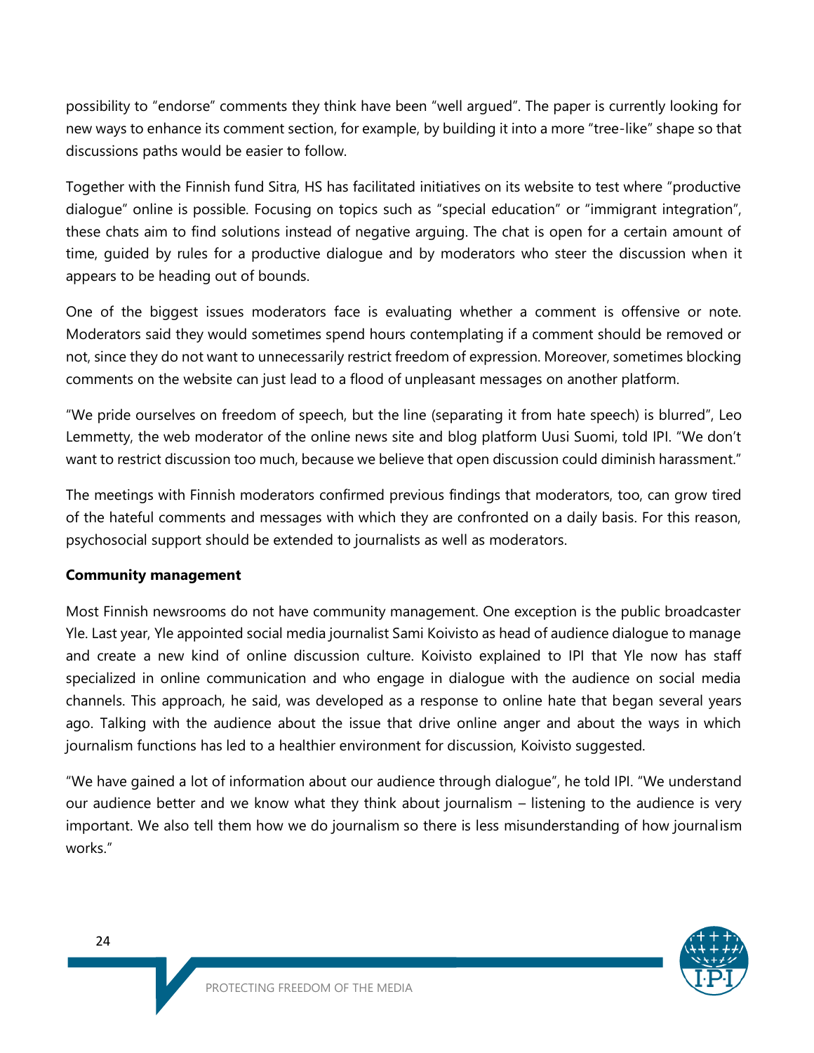possibility to "endorse" comments they think have been "well argued". The paper is currently looking for new ways to enhance its comment section, for example, by building it into a more "tree-like" shape so that discussions paths would be easier to follow.

Together with the Finnish fund Sitra, HS has facilitated initiatives on its website to test where "productive dialogue" online is possible. Focusing on topics such as "special education" or "immigrant integration", these chats aim to find solutions instead of negative arguing. The chat is open for a certain amount of time, guided by rules for a productive dialogue and by moderators who steer the discussion when it appears to be heading out of bounds.

One of the biggest issues moderators face is evaluating whether a comment is offensive or note. Moderators said they would sometimes spend hours contemplating if a comment should be removed or not, since they do not want to unnecessarily restrict freedom of expression. Moreover, sometimes blocking comments on the website can just lead to a flood of unpleasant messages on another platform.

"We pride ourselves on freedom of speech, but the line (separating it from hate speech) is blurred", Leo Lemmetty, the web moderator of the online news site and blog platform Uusi Suomi, told IPI. "We don't want to restrict discussion too much, because we believe that open discussion could diminish harassment."

The meetings with Finnish moderators confirmed previous findings that moderators, too, can grow tired of the hateful comments and messages with which they are confronted on a daily basis. For this reason, psychosocial support should be extended to journalists as well as moderators.

**Community management**

Most Finnish newsrooms do not have community management. One exception is the public broadcaster Yle. Last year, Yle appointed social media journalist Sami Koivisto as head of audience dialogue to manage and create a new kind of online discussion culture. Koivisto explained to IPI that Yle now has staff specialized in online communication and who engage in dialogue with the audience on social media channels. This approach, he said, was developed as a response to online hate that began several years ago. Talking with the audience about the issue that drive online anger and about the ways in which journalism functions has led to a healthier environment for discussion, Koivisto suggested.

"We have gained a lot of information about our audience through dialogue", he told IPI. "We understand our audience better and we know what they think about journalism – listening to the audience is very important. We also tell them how we do journalism so there is less misunderstanding of how journalism works."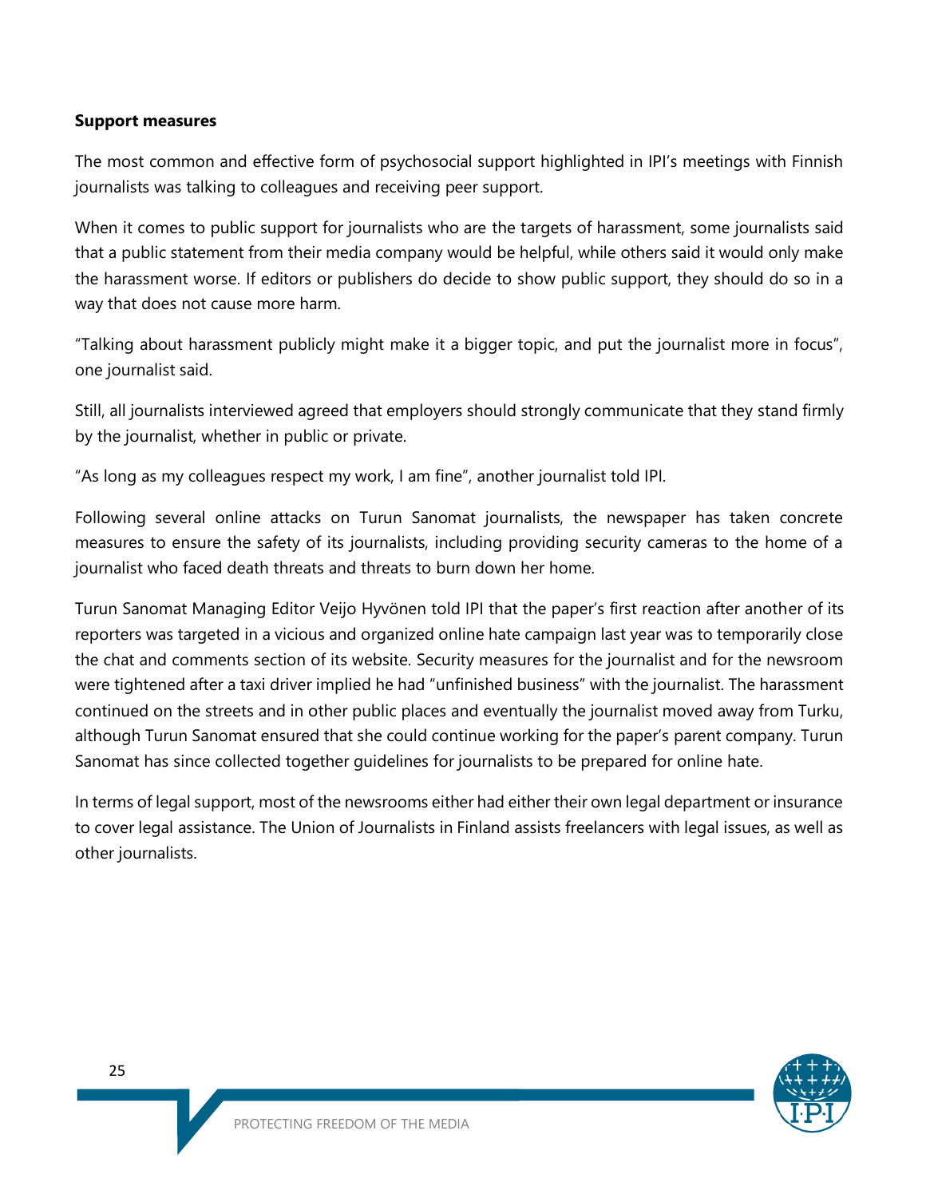**Support measures**

The most common and effective form of psychosocial support highlighted in IPI's meetings with Finnish journalists was talking to colleagues and receiving peer support.

When it comes to public support for journalists who are the targets of harassment, some journalists said that a public statement from their media company would be helpful, while others said it would only make the harassment worse. If editors or publishers do decide to show public support, they should do so in a way that does not cause more harm.

"Talking about harassment publicly might make it a bigger topic, and put the journalist more in focus", one journalist said.

Still, all journalists interviewed agreed that employers should strongly communicate that they stand firmly by the journalist, whether in public or private.

"As long as my colleagues respect my work, I am fine", another journalist told IPI.

Following several online attacks on Turun Sanomat journalists, the newspaper has taken concrete measures to ensure the safety of its journalists, including providing security cameras to the home of a journalist who faced death threats and threats to burn down her home.

Turun Sanomat Managing Editor Veijo Hyvönen told IPI that the paper's first reaction after another of its reporters was targeted in a vicious and organized online hate campaign last year was to temporarily close the chat and comments section of its website. Security measures for the journalist and for the newsroom were tightened after a taxi driver implied he had "unfinished business" with the journalist. The harassment continued on the streets and in other public places and eventually the journalist moved away from Turku, although Turun Sanomat ensured that she could continue working for the paper's parent company. Turun Sanomat has since collected together guidelines for journalists to be prepared for online hate.

In terms of legal support, most of the newsrooms either had either their own legal department or insurance to cover legal assistance. The Union of Journalists in Finland assists freelancers with legal issues, as well as other journalists.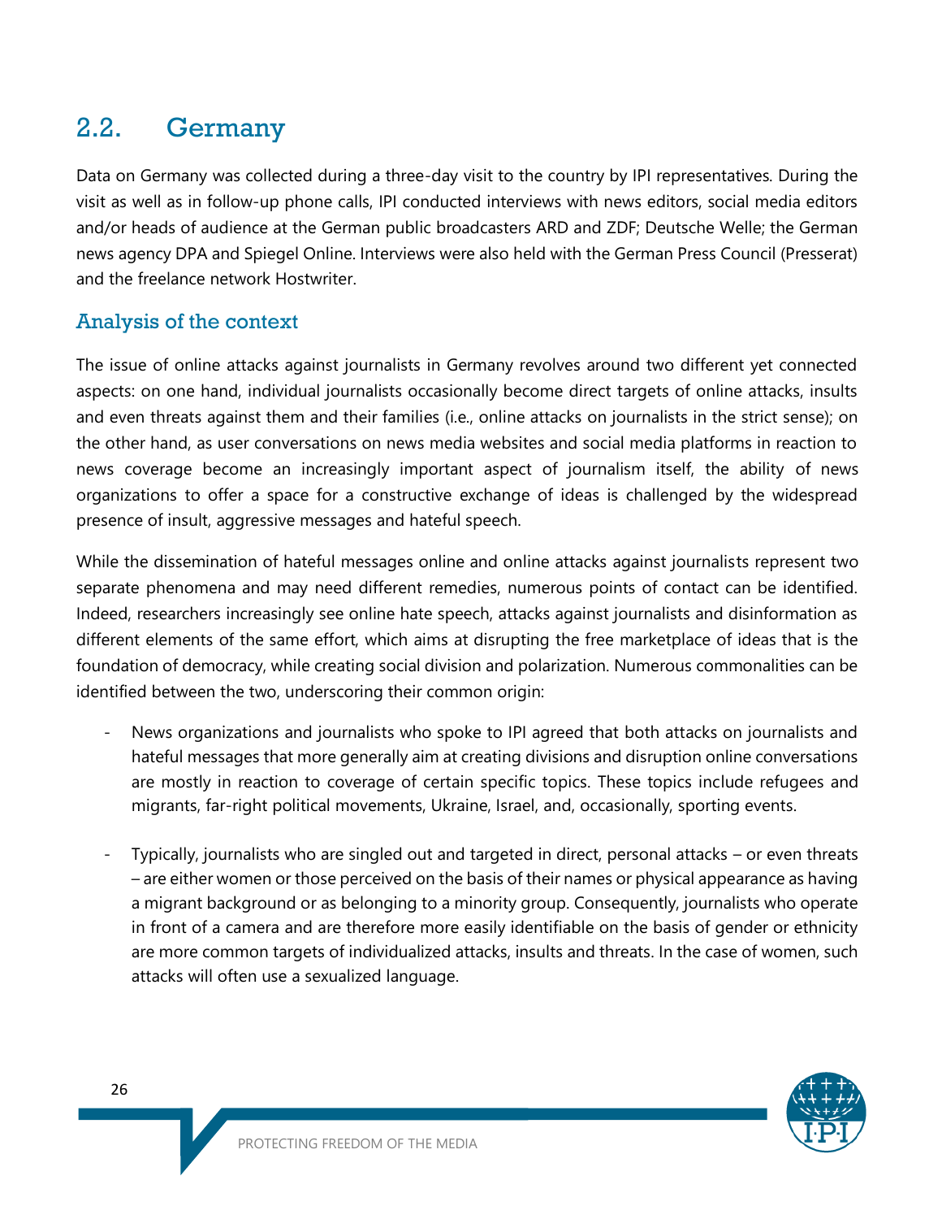## 2.2. Germany

Data on Germany was collected during a three-day visit to the country by IPI representatives. During the visit as well as in follow-up phone calls, IPI conducted interviews with news editors, social media editors and/or heads of audience at the German public broadcasters ARD and ZDF; Deutsche Welle; the German news agency DPA and Spiegel Online. Interviews were also held with the German Press Council (Presserat) and the freelance network Hostwriter.

### Analysis of the context

The issue of online attacks against journalists in Germany revolves around two different yet connected aspects: on one hand, individual journalists occasionally become direct targets of online attacks, insults and even threats against them and their families (i.e., online attacks on journalists in the strict sense); on the other hand, as user conversations on news media websites and social media platforms in reaction to news coverage become an increasingly important aspect of journalism itself, the ability of news organizations to offer a space for a constructive exchange of ideas is challenged by the widespread presence of insult, aggressive messages and hateful speech.

While the dissemination of hateful messages online and online attacks against journalists represent two separate phenomena and may need different remedies, numerous points of contact can be identified. Indeed, researchers increasingly see online hate speech, attacks against journalists and disinformation as different elements of the same effort, which aims at disrupting the free marketplace of ideas that is the foundation of democracy, while creating social division and polarization. Numerous commonalities can be identified between the two, underscoring their common origin:

- News organizations and journalists who spoke to IPI agreed that both attacks on journalists and hateful messages that more generally aim at creating divisions and disruption online conversations are mostly in reaction to coverage of certain specific topics. These topics include refugees and migrants, far-right political movements, Ukraine, Israel, and, occasionally, sporting events.

- Typically, journalists who are singled out and targeted in direct, personal attacks – or even threats – are either women or those perceived on the basis of their names or physical appearance as having a migrant background or as belonging to a minority group. Consequently, journalists who operate in front of a camera and are therefore more easily identifiable on the basis of gender or ethnicity are more common targets of individualized attacks, insults and threats. In the case of women, such attacks will often use a sexualized language.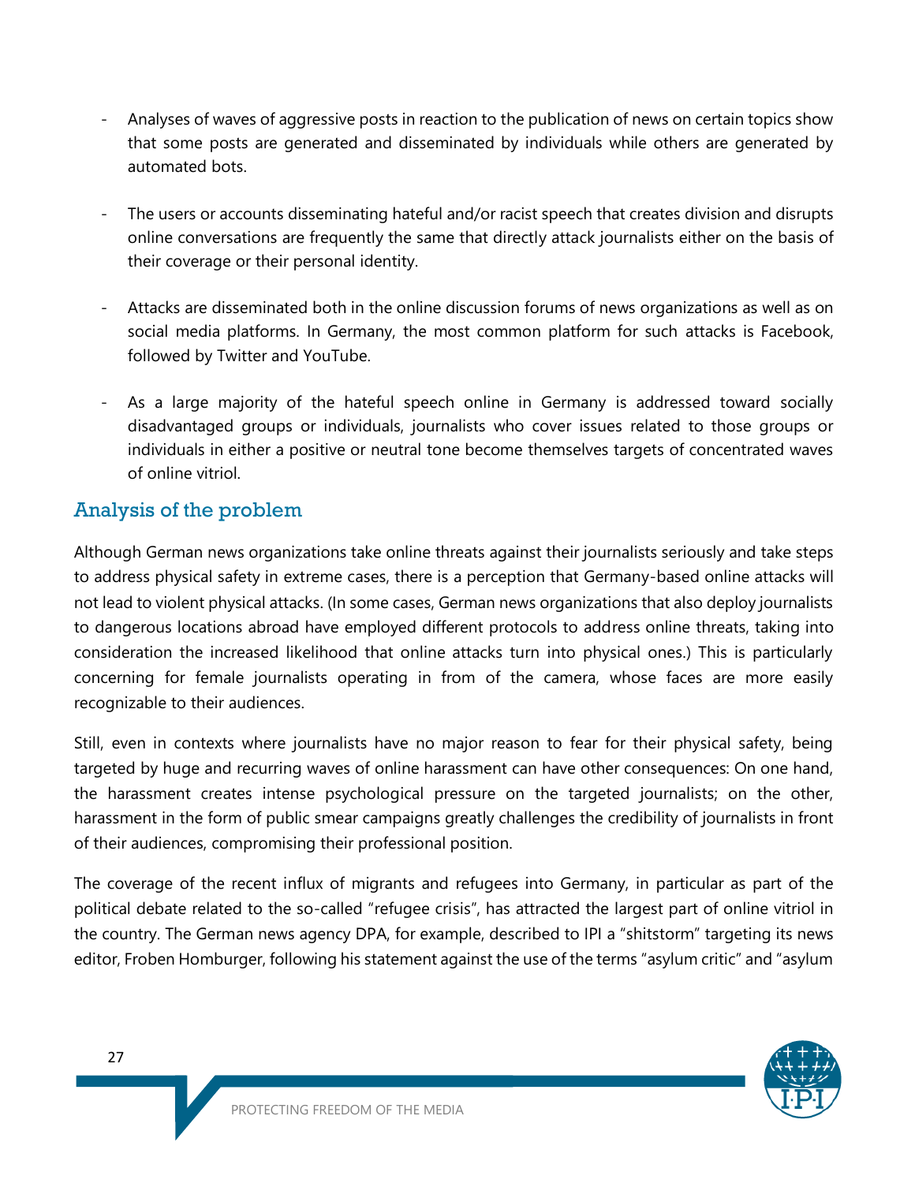- Analyses of waves of aggressive posts in reaction to the publication of news on certain topics show that some posts are generated and disseminated by individuals while others are generated by automated bots.

- The users or accounts disseminating hateful and/or racist speech that creates division and disrupts online conversations are frequently the same that directly attack journalists either on the basis of their coverage or their personal identity.

- Attacks are disseminated both in the online discussion forums of news organizations as well as on social media platforms. In Germany, the most common platform for such attacks is Facebook, followed by Twitter and YouTube.

- As a large majority of the hateful speech online in Germany is addressed toward socially disadvantaged groups or individuals, journalists who cover issues related to those groups or individuals in either a positive or neutral tone become themselves targets of concentrated waves of online vitriol.

## Analysis of the problem

Although German news organizations take online threats against their journalists seriously and take steps to address physical safety in extreme cases, there is a perception that Germany-based online attacks will not lead to violent physical attacks. (In some cases, German news organizations that also deploy journalists to dangerous locations abroad have employed different protocols to address online threats, taking into consideration the increased likelihood that online attacks turn into physical ones.) This is particularly concerning for female journalists operating in from of the camera, whose faces are more easily recognizable to their audiences.

Still, even in contexts where journalists have no major reason to fear for their physical safety, being targeted by huge and recurring waves of online harassment can have other consequences: On one hand, the harassment creates intense psychological pressure on the targeted journalists; on the other, harassment in the form of public smear campaigns greatly challenges the credibility of journalists in front of their audiences, compromising their professional position.

The coverage of the recent influx of migrants and refugees into Germany, in particular as part of the political debate related to the so-called "refugee crisis", has attracted the largest part of online vitriol in the country. The German news agency DPA, for example, described to IPI a "shitstorm" targeting its news editor, Froben Homburger, following his statement against the use of the terms "asylum critic" and "asylum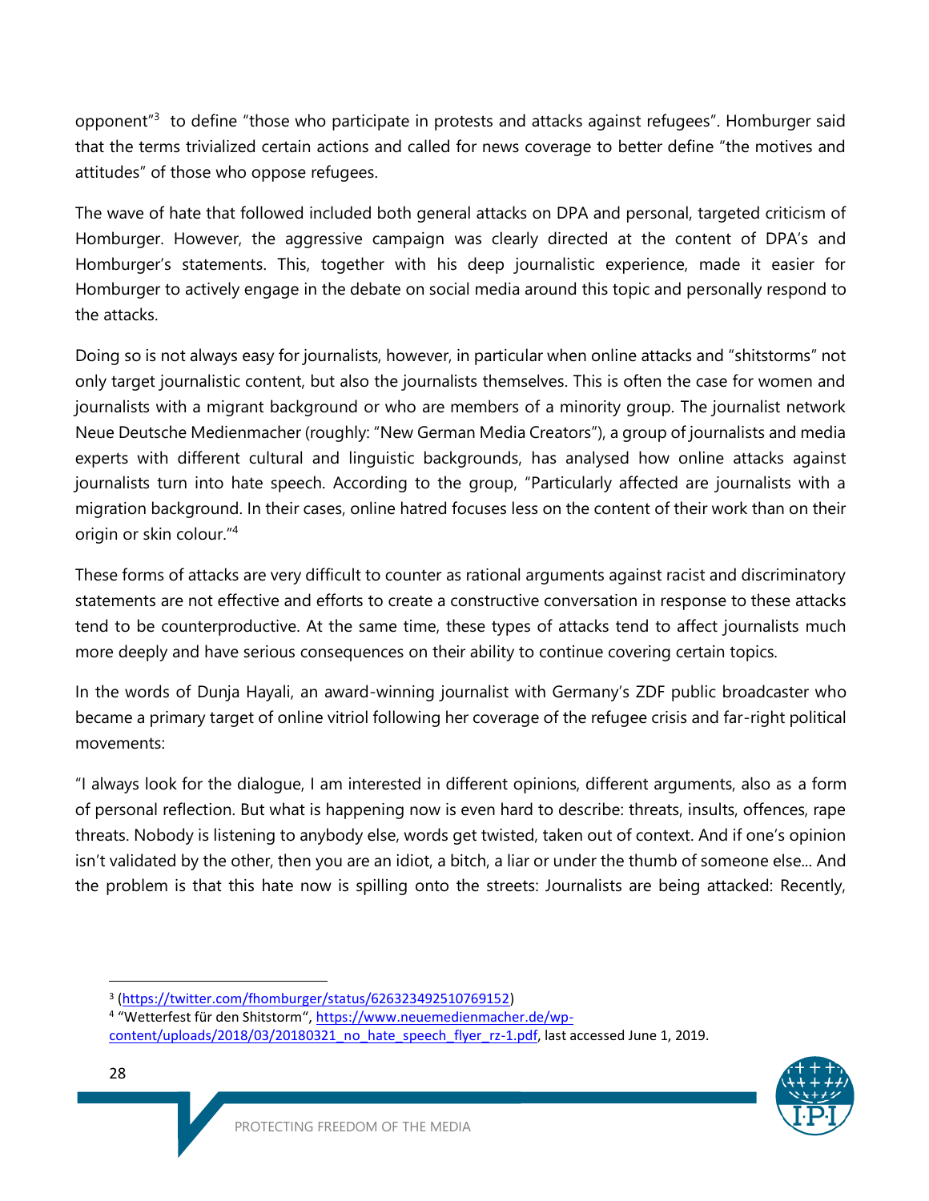opponent"[3] to define "those who participate in protests and attacks against refugees". Homburger said that the terms trivialized certain actions and called for news coverage to better define "the motives and attitudes" of those who oppose refugees.

The wave of hate that followed included both general attacks on DPA and personal, targeted criticism of Homburger. However, the aggressive campaign was clearly directed at the content of DPA's and Homburger's statements. This, together with his deep journalistic experience, made it easier for Homburger to actively engage in the debate on social media around this topic and personally respond to the attacks.

Doing so is not always easy for journalists, however, in particular when online attacks and "shitstorms" not only target journalistic content, but also the journalists themselves. This is often the case for women and journalists with a migrant background or who are members of a minority group. The journalist network Neue Deutsche Medienmacher (roughly: "New German Media Creators"), a group of journalists and media experts with different cultural and linguistic backgrounds, has analysed how online attacks against journalists turn into hate speech. According to the group, "Particularly affected are journalists with a migration background. In their cases, online hatred focuses less on the content of their work than on their origin or skin colour."[4]

These forms of attacks are very difficult to counter as rational arguments against racist and discriminatory statements are not effective and efforts to create a constructive conversation in response to these attacks tend to be counterproductive. At the same time, these types of attacks tend to affect journalists much more deeply and have serious consequences on their ability to continue covering certain topics.

In the words of Dunja Hayali, an award-winning journalist with Germany's ZDF public broadcaster who became a primary target of online vitriol following her coverage of the refugee crisis and far-right political movements:

"I always look for the dialogue, I am interested in different opinions, different arguments, also as a form of personal reflection. But what is happening now is even hard to describe: threats, insults, offences, rape threats. Nobody is listening to anybody else, words get twisted, taken out of context. And if one's opinion isn't validated by the other, then you are an idiot, a bitch, a liar or under the thumb of someone else... And the problem is that this hate now is spilling onto the streets: Journalists are being attacked: Recently,

---

[3] (https://twitter.com/fhomburger/status/626323492510769152)

[4] "Wetterfest für den Shitstorm", https://www.neuemedienmacher.de/wp-content/uploads/2018/03/20180321_no_hate_speech_flyer_rz-1.pdf, last accessed June 1, 2019.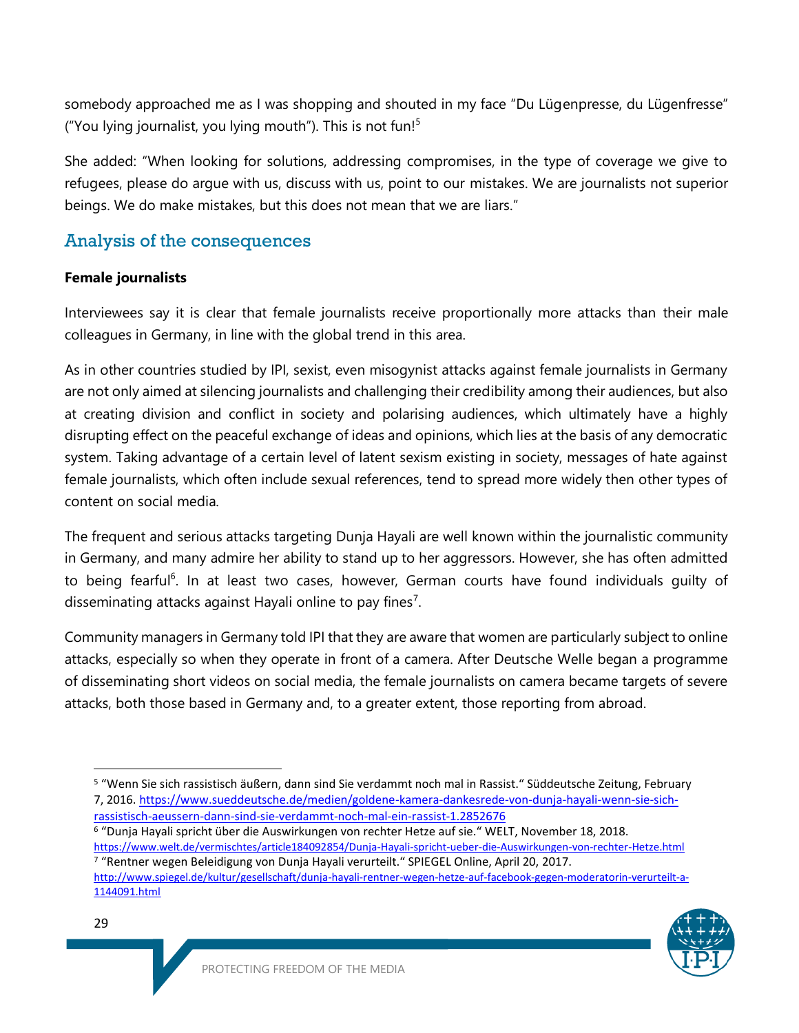somebody approached me as I was shopping and shouted in my face "Du Lügenpresse, du Lügenfresse" ("You lying journalist, you lying mouth"). This is not fun![5]

She added: "When looking for solutions, addressing compromises, in the type of coverage we give to refugees, please do argue with us, discuss with us, point to our mistakes. We are journalists not superior beings. We do make mistakes, but this does not mean that we are liars."

## Analysis of the consequences

**Female journalists**

Interviewees say it is clear that female journalists receive proportionally more attacks than their male colleagues in Germany, in line with the global trend in this area.

As in other countries studied by IPI, sexist, even misogynist attacks against female journalists in Germany are not only aimed at silencing journalists and challenging their credibility among their audiences, but also at creating division and conflict in society and polarising audiences, which ultimately have a highly disrupting effect on the peaceful exchange of ideas and opinions, which lies at the basis of any democratic system. Taking advantage of a certain level of latent sexism existing in society, messages of hate against female journalists, which often include sexual references, tend to spread more widely then other types of content on social media.

The frequent and serious attacks targeting Dunja Hayali are well known within the journalistic community in Germany, and many admire her ability to stand up to her aggressors. However, she has often admitted to being fearful[6]. In at least two cases, however, German courts have found individuals guilty of disseminating attacks against Hayali online to pay fines[7].

Community managers in Germany told IPI that they are aware that women are particularly subject to online attacks, especially so when they operate in front of a camera. After Deutsche Welle began a programme of disseminating short videos on social media, the female journalists on camera became targets of severe attacks, both those based in Germany and, to a greater extent, those reporting from abroad.

---

[5] "Wenn Sie sich rassistisch äußern, dann sind Sie verdammt noch mal in Rassist." Süddeutsche Zeitung, February 7, 2016. https://www.sueddeutsche.de/medien/goldene-kamera-dankesrede-von-dunja-hayali-wenn-sie-sich-rassistisch-aeussern-dann-sind-sie-verdammt-noch-mal-ein-rassist-1.2852676

[6] "Dunja Hayali spricht über die Auswirkungen von rechter Hetze auf sie." WELT, November 18, 2018. https://www.welt.de/vermischtes/article184092854/Dunja-Hayali-spricht-ueber-die-Auswirkungen-von-rechter-Hetze.html

[7] "Rentner wegen Beleidigung von Dunja Hayali verurteilt." SPIEGEL Online, April 20, 2017. http://www.spiegel.de/kultur/gesellschaft/dunja-hayali-rentner-wegen-hetze-auf-facebook-gegen-moderatorin-verurteilt-a-1144091.html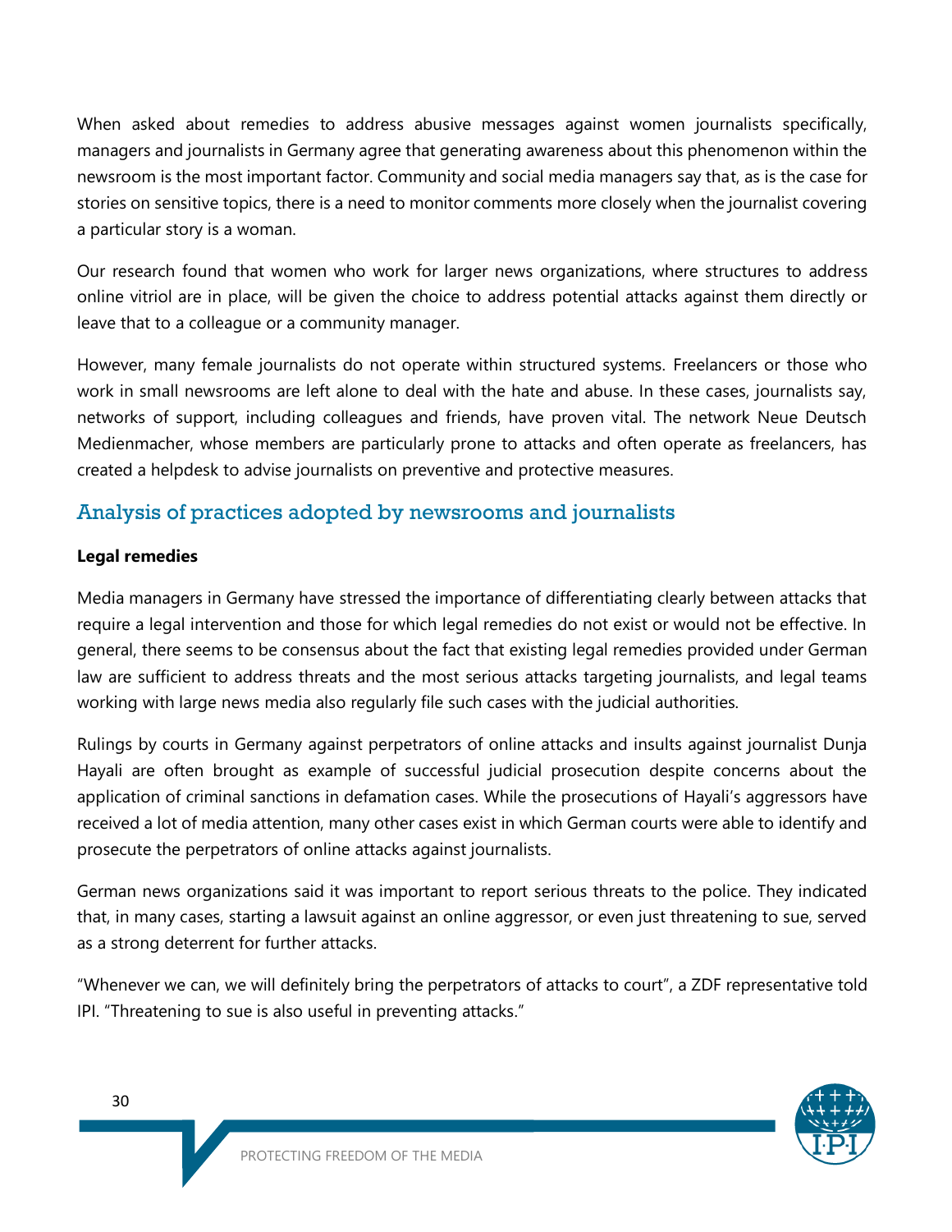When asked about remedies to address abusive messages against women journalists specifically, managers and journalists in Germany agree that generating awareness about this phenomenon within the newsroom is the most important factor. Community and social media managers say that, as is the case for stories on sensitive topics, there is a need to monitor comments more closely when the journalist covering a particular story is a woman.

Our research found that women who work for larger news organizations, where structures to address online vitriol are in place, will be given the choice to address potential attacks against them directly or leave that to a colleague or a community manager.

However, many female journalists do not operate within structured systems. Freelancers or those who work in small newsrooms are left alone to deal with the hate and abuse. In these cases, journalists say, networks of support, including colleagues and friends, have proven vital. The network Neue Deutsch Medienmacher, whose members are particularly prone to attacks and often operate as freelancers, has created a helpdesk to advise journalists on preventive and protective measures.

## Analysis of practices adopted by newsrooms and journalists

**Legal remedies**

Media managers in Germany have stressed the importance of differentiating clearly between attacks that require a legal intervention and those for which legal remedies do not exist or would not be effective. In general, there seems to be consensus about the fact that existing legal remedies provided under German law are sufficient to address threats and the most serious attacks targeting journalists, and legal teams working with large news media also regularly file such cases with the judicial authorities.

Rulings by courts in Germany against perpetrators of online attacks and insults against journalist Dunja Hayali are often brought as example of successful judicial prosecution despite concerns about the application of criminal sanctions in defamation cases. While the prosecutions of Hayali's aggressors have received a lot of media attention, many other cases exist in which German courts were able to identify and prosecute the perpetrators of online attacks against journalists.

German news organizations said it was important to report serious threats to the police. They indicated that, in many cases, starting a lawsuit against an online aggressor, or even just threatening to sue, served as a strong deterrent for further attacks.

"Whenever we can, we will definitely bring the perpetrators of attacks to court", a ZDF representative told IPI. "Threatening to sue is also useful in preventing attacks."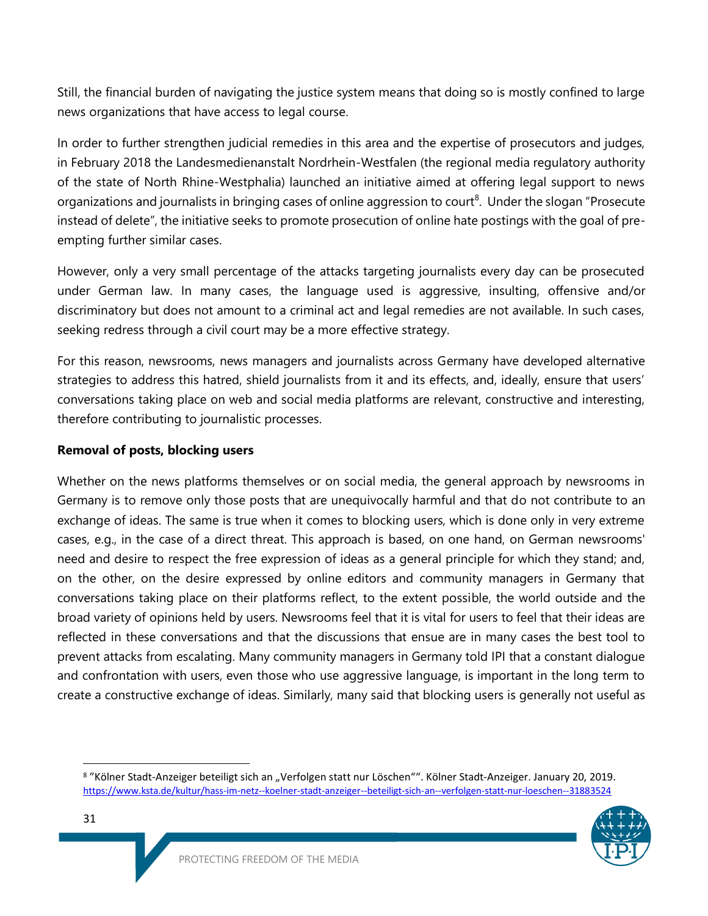Still, the financial burden of navigating the justice system means that doing so is mostly confined to large news organizations that have access to legal course.

In order to further strengthen judicial remedies in this area and the expertise of prosecutors and judges, in February 2018 the Landesmedienanstalt Nordrhein-Westfalen (the regional media regulatory authority of the state of North Rhine-Westphalia) launched an initiative aimed at offering legal support to news organizations and journalists in bringing cases of online aggression to court[8]. Under the slogan "Prosecute instead of delete", the initiative seeks to promote prosecution of online hate postings with the goal of pre-empting further similar cases.

However, only a very small percentage of the attacks targeting journalists every day can be prosecuted under German law. In many cases, the language used is aggressive, insulting, offensive and/or discriminatory but does not amount to a criminal act and legal remedies are not available. In such cases, seeking redress through a civil court may be a more effective strategy.

For this reason, newsrooms, news managers and journalists across Germany have developed alternative strategies to address this hatred, shield journalists from it and its effects, and, ideally, ensure that users' conversations taking place on web and social media platforms are relevant, constructive and interesting, therefore contributing to journalistic processes.

**Removal of posts, blocking users**

Whether on the news platforms themselves or on social media, the general approach by newsrooms in Germany is to remove only those posts that are unequivocally harmful and that do not contribute to an exchange of ideas. The same is true when it comes to blocking users, which is done only in very extreme cases, e.g., in the case of a direct threat. This approach is based, on one hand, on German newsrooms' need and desire to respect the free expression of ideas as a general principle for which they stand; and, on the other, on the desire expressed by online editors and community managers in Germany that conversations taking place on their platforms reflect, to the extent possible, the world outside and the broad variety of opinions held by users. Newsrooms feel that it is vital for users to feel that their ideas are reflected in these conversations and that the discussions that ensue are in many cases the best tool to prevent attacks from escalating. Many community managers in Germany told IPI that a constant dialogue and confrontation with users, even those who use aggressive language, is important in the long term to create a constructive exchange of ideas. Similarly, many said that blocking users is generally not useful as

---

[8] "Kölner Stadt-Anzeiger beteiligt sich an „Verfolgen statt nur Löschen"". Kölner Stadt-Anzeiger. January 20, 2019. https://www.ksta.de/kultur/hass-im-netz--koelner-stadt-anzeiger--beteiligt-sich-an--verfolgen-statt-nur-loeschen--31883524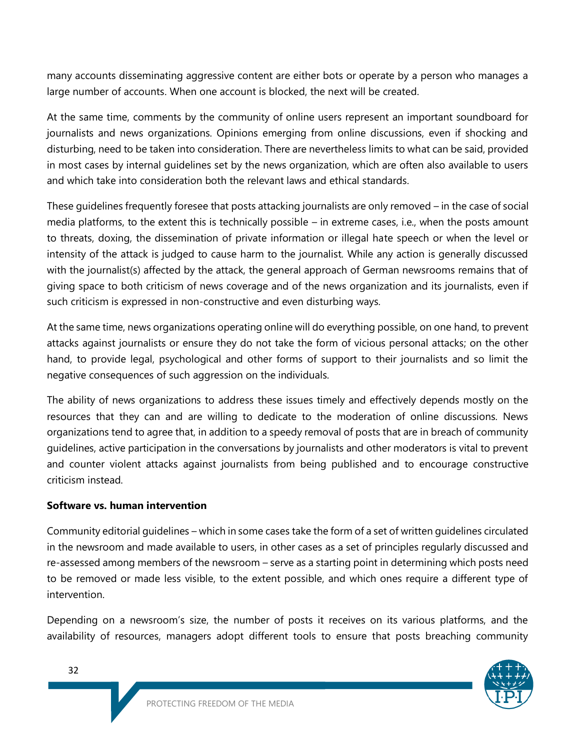many accounts disseminating aggressive content are either bots or operate by a person who manages a large number of accounts. When one account is blocked, the next will be created.

At the same time, comments by the community of online users represent an important soundboard for journalists and news organizations. Opinions emerging from online discussions, even if shocking and disturbing, need to be taken into consideration. There are nevertheless limits to what can be said, provided in most cases by internal guidelines set by the news organization, which are often also available to users and which take into consideration both the relevant laws and ethical standards.

These guidelines frequently foresee that posts attacking journalists are only removed – in the case of social media platforms, to the extent this is technically possible – in extreme cases, i.e., when the posts amount to threats, doxing, the dissemination of private information or illegal hate speech or when the level or intensity of the attack is judged to cause harm to the journalist. While any action is generally discussed with the journalist(s) affected by the attack, the general approach of German newsrooms remains that of giving space to both criticism of news coverage and of the news organization and its journalists, even if such criticism is expressed in non-constructive and even disturbing ways.

At the same time, news organizations operating online will do everything possible, on one hand, to prevent attacks against journalists or ensure they do not take the form of vicious personal attacks; on the other hand, to provide legal, psychological and other forms of support to their journalists and so limit the negative consequences of such aggression on the individuals.

The ability of news organizations to address these issues timely and effectively depends mostly on the resources that they can and are willing to dedicate to the moderation of online discussions. News organizations tend to agree that, in addition to a speedy removal of posts that are in breach of community guidelines, active participation in the conversations by journalists and other moderators is vital to prevent and counter violent attacks against journalists from being published and to encourage constructive criticism instead.

**Software vs. human intervention**

Community editorial guidelines – which in some cases take the form of a set of written guidelines circulated in the newsroom and made available to users, in other cases as a set of principles regularly discussed and re-assessed among members of the newsroom – serve as a starting point in determining which posts need to be removed or made less visible, to the extent possible, and which ones require a different type of intervention.

Depending on a newsroom's size, the number of posts it receives on its various platforms, and the availability of resources, managers adopt different tools to ensure that posts breaching community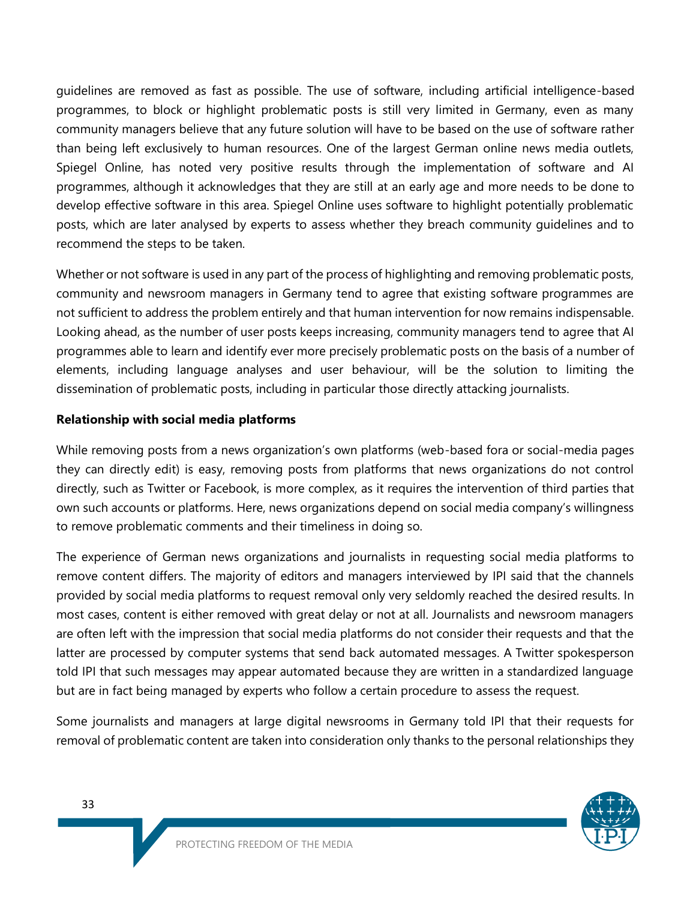guidelines are removed as fast as possible. The use of software, including artificial intelligence-based programmes, to block or highlight problematic posts is still very limited in Germany, even as many community managers believe that any future solution will have to be based on the use of software rather than being left exclusively to human resources. One of the largest German online news media outlets, Spiegel Online, has noted very positive results through the implementation of software and AI programmes, although it acknowledges that they are still at an early age and more needs to be done to develop effective software in this area. Spiegel Online uses software to highlight potentially problematic posts, which are later analysed by experts to assess whether they breach community guidelines and to recommend the steps to be taken.

Whether or not software is used in any part of the process of highlighting and removing problematic posts, community and newsroom managers in Germany tend to agree that existing software programmes are not sufficient to address the problem entirely and that human intervention for now remains indispensable. Looking ahead, as the number of user posts keeps increasing, community managers tend to agree that AI programmes able to learn and identify ever more precisely problematic posts on the basis of a number of elements, including language analyses and user behaviour, will be the solution to limiting the dissemination of problematic posts, including in particular those directly attacking journalists.

**Relationship with social media platforms**

While removing posts from a news organization's own platforms (web-based fora or social-media pages they can directly edit) is easy, removing posts from platforms that news organizations do not control directly, such as Twitter or Facebook, is more complex, as it requires the intervention of third parties that own such accounts or platforms. Here, news organizations depend on social media company's willingness to remove problematic comments and their timeliness in doing so.

The experience of German news organizations and journalists in requesting social media platforms to remove content differs. The majority of editors and managers interviewed by IPI said that the channels provided by social media platforms to request removal only very seldomly reached the desired results. In most cases, content is either removed with great delay or not at all. Journalists and newsroom managers are often left with the impression that social media platforms do not consider their requests and that the latter are processed by computer systems that send back automated messages. A Twitter spokesperson told IPI that such messages may appear automated because they are written in a standardized language but are in fact being managed by experts who follow a certain procedure to assess the request.

Some journalists and managers at large digital newsrooms in Germany told IPI that their requests for removal of problematic content are taken into consideration only thanks to the personal relationships they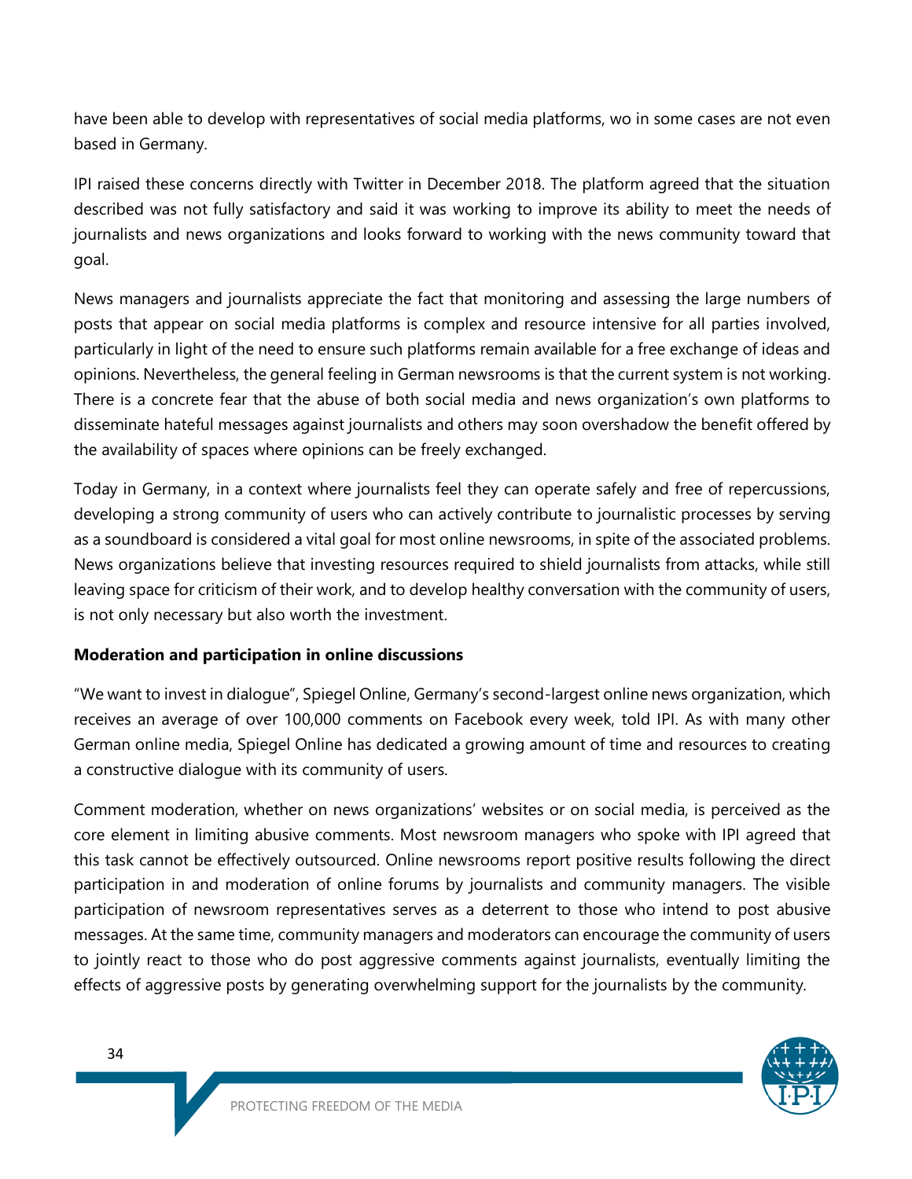have been able to develop with representatives of social media platforms, wo in some cases are not even based in Germany.

IPI raised these concerns directly with Twitter in December 2018. The platform agreed that the situation described was not fully satisfactory and said it was working to improve its ability to meet the needs of journalists and news organizations and looks forward to working with the news community toward that goal.

News managers and journalists appreciate the fact that monitoring and assessing the large numbers of posts that appear on social media platforms is complex and resource intensive for all parties involved, particularly in light of the need to ensure such platforms remain available for a free exchange of ideas and opinions. Nevertheless, the general feeling in German newsrooms is that the current system is not working. There is a concrete fear that the abuse of both social media and news organization's own platforms to disseminate hateful messages against journalists and others may soon overshadow the benefit offered by the availability of spaces where opinions can be freely exchanged.

Today in Germany, in a context where journalists feel they can operate safely and free of repercussions, developing a strong community of users who can actively contribute to journalistic processes by serving as a soundboard is considered a vital goal for most online newsrooms, in spite of the associated problems. News organizations believe that investing resources required to shield journalists from attacks, while still leaving space for criticism of their work, and to develop healthy conversation with the community of users, is not only necessary but also worth the investment.

**Moderation and participation in online discussions**

"We want to invest in dialogue", Spiegel Online, Germany's second-largest online news organization, which receives an average of over 100,000 comments on Facebook every week, told IPI. As with many other German online media, Spiegel Online has dedicated a growing amount of time and resources to creating a constructive dialogue with its community of users.

Comment moderation, whether on news organizations' websites or on social media, is perceived as the core element in limiting abusive comments. Most newsroom managers who spoke with IPI agreed that this task cannot be effectively outsourced. Online newsrooms report positive results following the direct participation in and moderation of online forums by journalists and community managers. The visible participation of newsroom representatives serves as a deterrent to those who intend to post abusive messages. At the same time, community managers and moderators can encourage the community of users to jointly react to those who do post aggressive comments against journalists, eventually limiting the effects of aggressive posts by generating overwhelming support for the journalists by the community.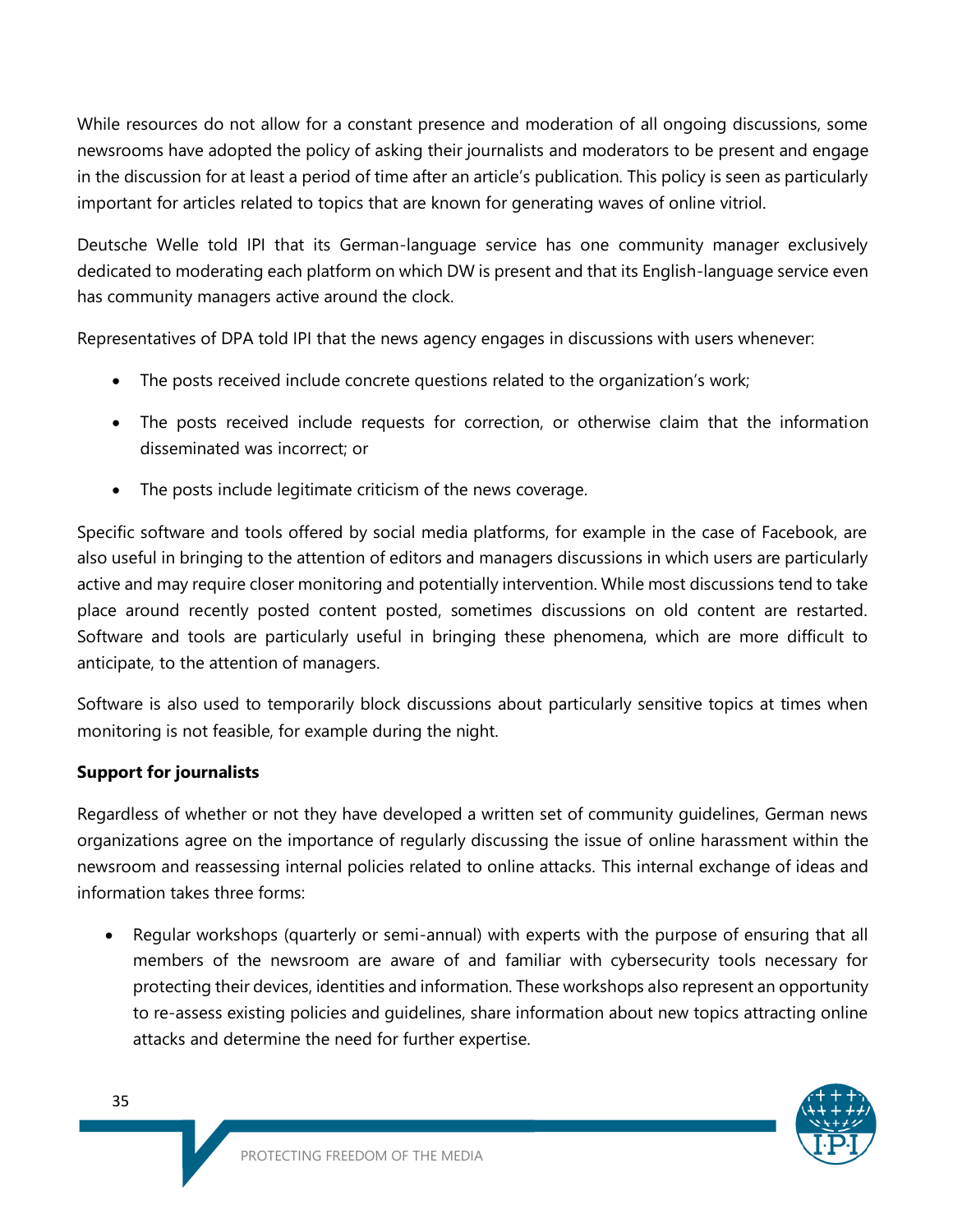While resources do not allow for a constant presence and moderation of all ongoing discussions, some newsrooms have adopted the policy of asking their journalists and moderators to be present and engage in the discussion for at least a period of time after an article's publication. This policy is seen as particularly important for articles related to topics that are known for generating waves of online vitriol.

Deutsche Welle told IPI that its German-language service has one community manager exclusively dedicated to moderating each platform on which DW is present and that its English-language service even has community managers active around the clock.

Representatives of DPA told IPI that the news agency engages in discussions with users whenever:

- The posts received include concrete questions related to the organization's work;
- The posts received include requests for correction, or otherwise claim that the information disseminated was incorrect; or
- The posts include legitimate criticism of the news coverage.

Specific software and tools offered by social media platforms, for example in the case of Facebook, are also useful in bringing to the attention of editors and managers discussions in which users are particularly active and may require closer monitoring and potentially intervention. While most discussions tend to take place around recently posted content posted, sometimes discussions on old content are restarted. Software and tools are particularly useful in bringing these phenomena, which are more difficult to anticipate, to the attention of managers.

Software is also used to temporarily block discussions about particularly sensitive topics at times when monitoring is not feasible, for example during the night.

**Support for journalists**

Regardless of whether or not they have developed a written set of community guidelines, German news organizations agree on the importance of regularly discussing the issue of online harassment within the newsroom and reassessing internal policies related to online attacks. This internal exchange of ideas and information takes three forms:

- Regular workshops (quarterly or semi-annual) with experts with the purpose of ensuring that all members of the newsroom are aware of and familiar with cybersecurity tools necessary for protecting their devices, identities and information. These workshops also represent an opportunity to re-assess existing policies and guidelines, share information about new topics attracting online attacks and determine the need for further expertise.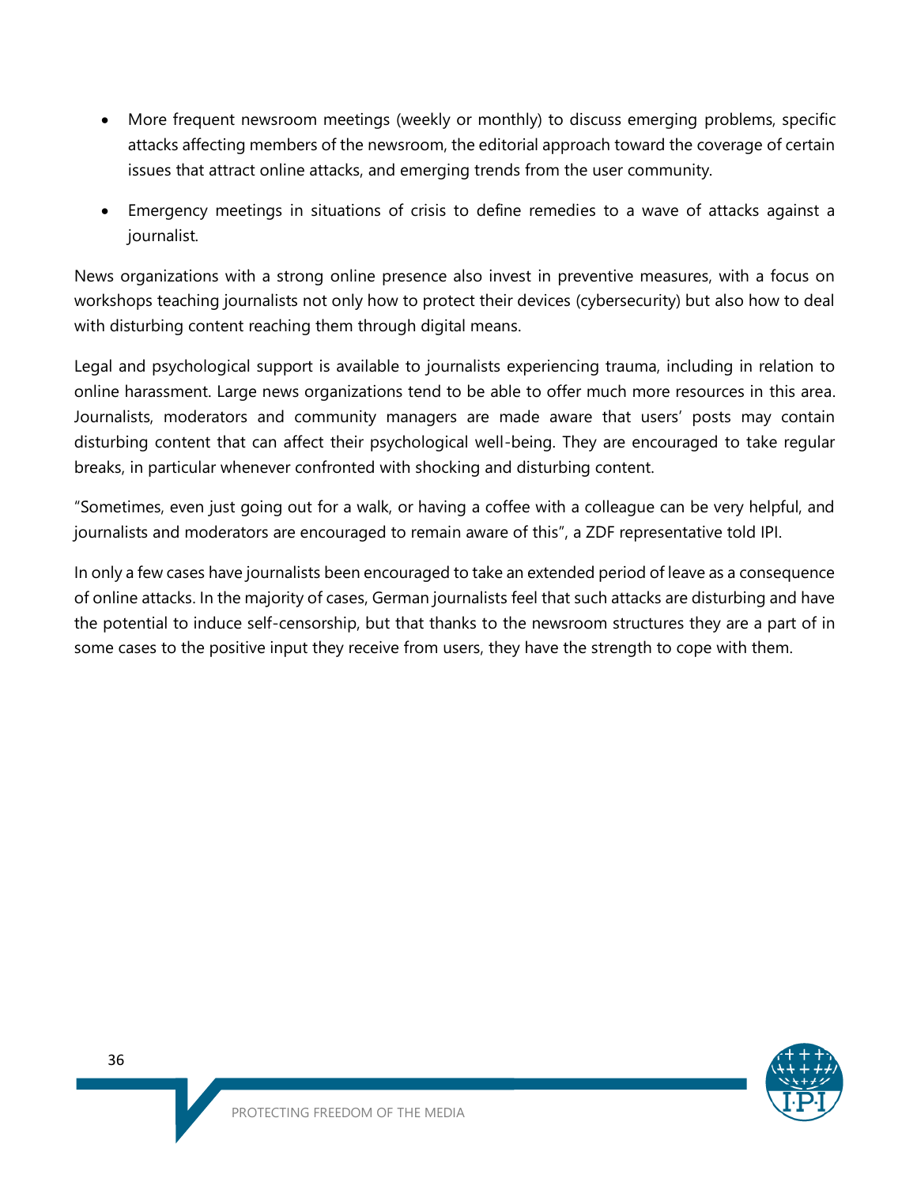- More frequent newsroom meetings (weekly or monthly) to discuss emerging problems, specific attacks affecting members of the newsroom, the editorial approach toward the coverage of certain issues that attract online attacks, and emerging trends from the user community.

- Emergency meetings in situations of crisis to define remedies to a wave of attacks against a journalist.

News organizations with a strong online presence also invest in preventive measures, with a focus on workshops teaching journalists not only how to protect their devices (cybersecurity) but also how to deal with disturbing content reaching them through digital means.

Legal and psychological support is available to journalists experiencing trauma, including in relation to online harassment. Large news organizations tend to be able to offer much more resources in this area. Journalists, moderators and community managers are made aware that users' posts may contain disturbing content that can affect their psychological well-being. They are encouraged to take regular breaks, in particular whenever confronted with shocking and disturbing content.

"Sometimes, even just going out for a walk, or having a coffee with a colleague can be very helpful, and journalists and moderators are encouraged to remain aware of this", a ZDF representative told IPI.

In only a few cases have journalists been encouraged to take an extended period of leave as a consequence of online attacks. In the majority of cases, German journalists feel that such attacks are disturbing and have the potential to induce self-censorship, but that thanks to the newsroom structures they are a part of in some cases to the positive input they receive from users, they have the strength to cope with them.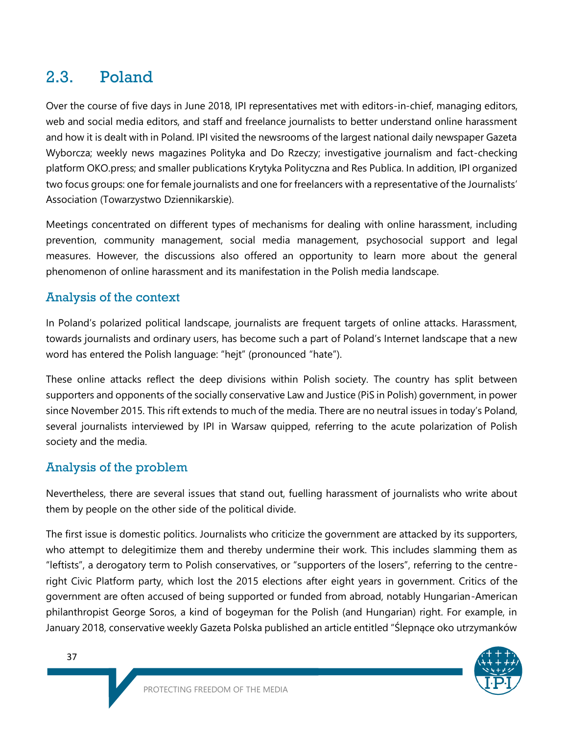## 2.3. Poland

Over the course of five days in June 2018, IPI representatives met with editors-in-chief, managing editors, web and social media editors, and staff and freelance journalists to better understand online harassment and how it is dealt with in Poland. IPI visited the newsrooms of the largest national daily newspaper Gazeta Wyborcza; weekly news magazines Polityka and Do Rzeczy; investigative journalism and fact-checking platform OKO.press; and smaller publications Krytyka Polityczna and Res Publica. In addition, IPI organized two focus groups: one for female journalists and one for freelancers with a representative of the Journalists' Association (Towarzystwo Dziennikarskie).

Meetings concentrated on different types of mechanisms for dealing with online harassment, including prevention, community management, social media management, psychosocial support and legal measures. However, the discussions also offered an opportunity to learn more about the general phenomenon of online harassment and its manifestation in the Polish media landscape.

### Analysis of the context

In Poland's polarized political landscape, journalists are frequent targets of online attacks. Harassment, towards journalists and ordinary users, has become such a part of Poland's Internet landscape that a new word has entered the Polish language: "hejt" (pronounced "hate").

These online attacks reflect the deep divisions within Polish society. The country has split between supporters and opponents of the socially conservative Law and Justice (PiS in Polish) government, in power since November 2015. This rift extends to much of the media. There are no neutral issues in today's Poland, several journalists interviewed by IPI in Warsaw quipped, referring to the acute polarization of Polish society and the media.

### Analysis of the problem

Nevertheless, there are several issues that stand out, fuelling harassment of journalists who write about them by people on the other side of the political divide.

The first issue is domestic politics. Journalists who criticize the government are attacked by its supporters, who attempt to delegitimize them and thereby undermine their work. This includes slamming them as "leftists", a derogatory term to Polish conservatives, or "supporters of the losers", referring to the centre-right Civic Platform party, which lost the 2015 elections after eight years in government. Critics of the government are often accused of being supported or funded from abroad, notably Hungarian-American philanthropist George Soros, a kind of bogeyman for the Polish (and Hungarian) right. For example, in January 2018, conservative weekly Gazeta Polska published an article entitled "Ślepnące oko utrzymanków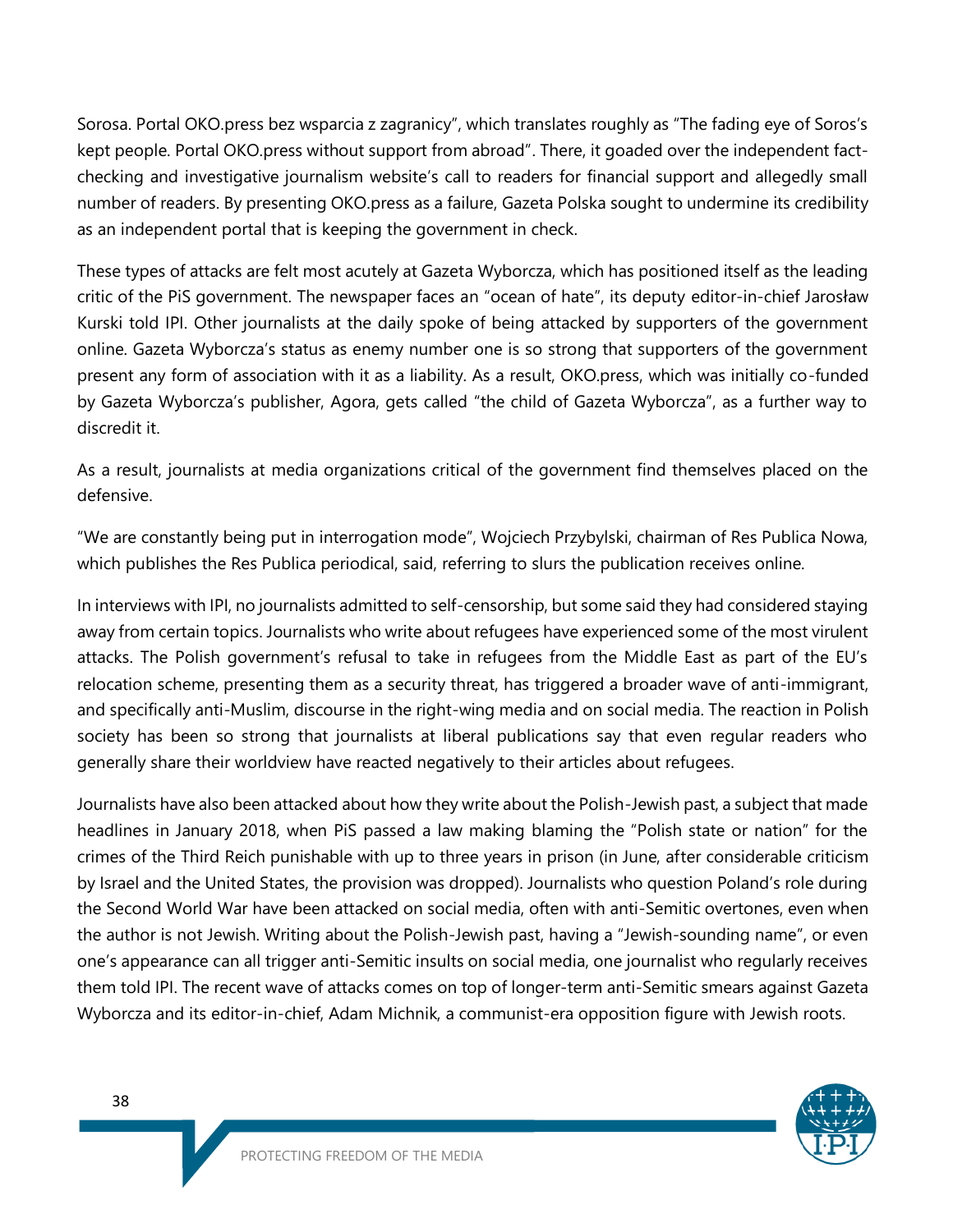Sorosa. Portal OKO.press bez wsparcia z zagranicy", which translates roughly as "The fading eye of Soros's kept people. Portal OKO.press without support from abroad". There, it goaded over the independent fact-checking and investigative journalism website's call to readers for financial support and allegedly small number of readers. By presenting OKO.press as a failure, Gazeta Polska sought to undermine its credibility as an independent portal that is keeping the government in check.

These types of attacks are felt most acutely at Gazeta Wyborcza, which has positioned itself as the leading critic of the PiS government. The newspaper faces an "ocean of hate", its deputy editor-in-chief Jarosław Kurski told IPI. Other journalists at the daily spoke of being attacked by supporters of the government online. Gazeta Wyborcza's status as enemy number one is so strong that supporters of the government present any form of association with it as a liability. As a result, OKO.press, which was initially co-funded by Gazeta Wyborcza's publisher, Agora, gets called "the child of Gazeta Wyborcza", as a further way to discredit it.

As a result, journalists at media organizations critical of the government find themselves placed on the defensive.

"We are constantly being put in interrogation mode", Wojciech Przybylski, chairman of Res Publica Nowa, which publishes the Res Publica periodical, said, referring to slurs the publication receives online.

In interviews with IPI, no journalists admitted to self-censorship, but some said they had considered staying away from certain topics. Journalists who write about refugees have experienced some of the most virulent attacks. The Polish government's refusal to take in refugees from the Middle East as part of the EU's relocation scheme, presenting them as a security threat, has triggered a broader wave of anti-immigrant, and specifically anti-Muslim, discourse in the right-wing media and on social media. The reaction in Polish society has been so strong that journalists at liberal publications say that even regular readers who generally share their worldview have reacted negatively to their articles about refugees.

Journalists have also been attacked about how they write about the Polish-Jewish past, a subject that made headlines in January 2018, when PiS passed a law making blaming the "Polish state or nation" for the crimes of the Third Reich punishable with up to three years in prison (in June, after considerable criticism by Israel and the United States, the provision was dropped). Journalists who question Poland's role during the Second World War have been attacked on social media, often with anti-Semitic overtones, even when the author is not Jewish. Writing about the Polish-Jewish past, having a "Jewish-sounding name", or even one's appearance can all trigger anti-Semitic insults on social media, one journalist who regularly receives them told IPI. The recent wave of attacks comes on top of longer-term anti-Semitic smears against Gazeta Wyborcza and its editor-in-chief, Adam Michnik, a communist-era opposition figure with Jewish roots.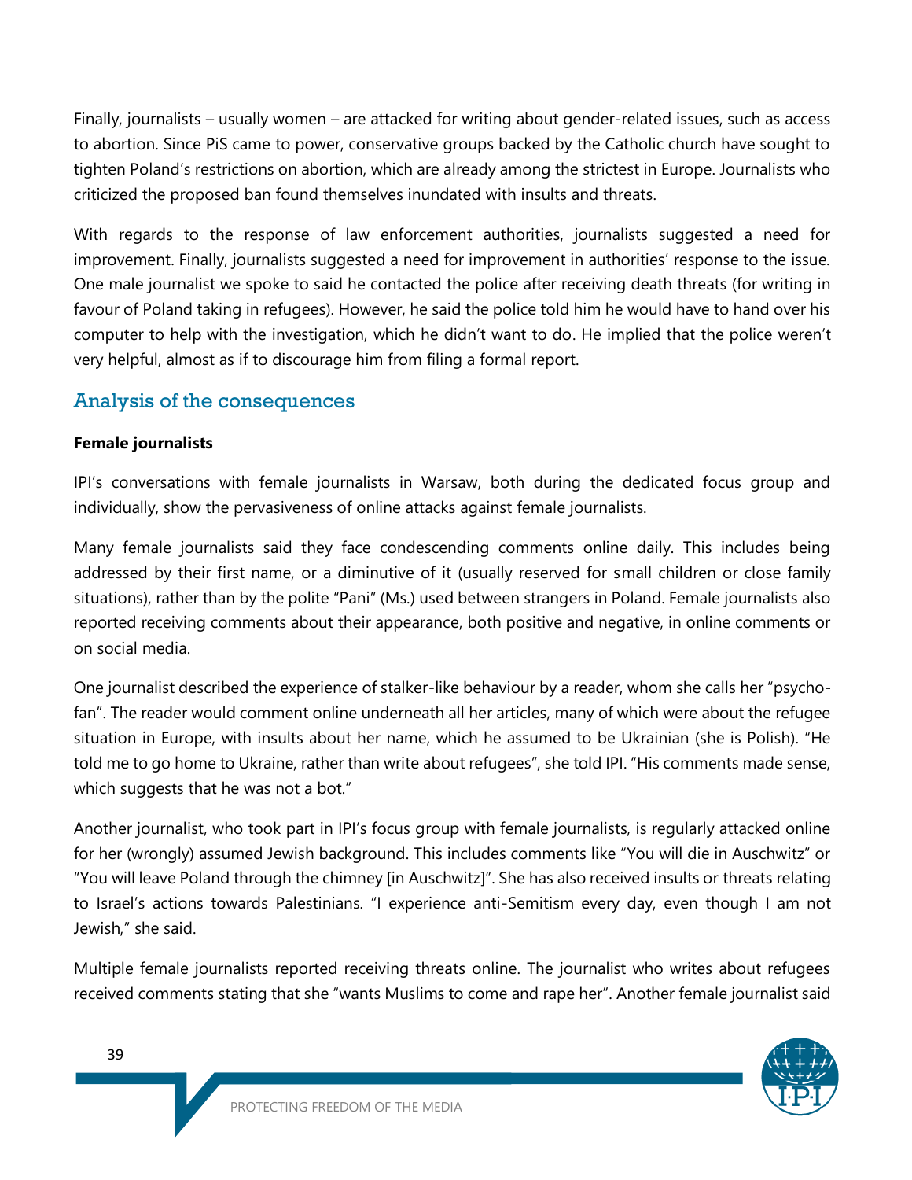Finally, journalists – usually women – are attacked for writing about gender-related issues, such as access to abortion. Since PiS came to power, conservative groups backed by the Catholic church have sought to tighten Poland's restrictions on abortion, which are already among the strictest in Europe. Journalists who criticized the proposed ban found themselves inundated with insults and threats.

With regards to the response of law enforcement authorities, journalists suggested a need for improvement. Finally, journalists suggested a need for improvement in authorities' response to the issue. One male journalist we spoke to said he contacted the police after receiving death threats (for writing in favour of Poland taking in refugees). However, he said the police told him he would have to hand over his computer to help with the investigation, which he didn't want to do. He implied that the police weren't very helpful, almost as if to discourage him from filing a formal report.

## Analysis of the consequences

**Female journalists**

IPI's conversations with female journalists in Warsaw, both during the dedicated focus group and individually, show the pervasiveness of online attacks against female journalists.

Many female journalists said they face condescending comments online daily. This includes being addressed by their first name, or a diminutive of it (usually reserved for small children or close family situations), rather than by the polite "Pani" (Ms.) used between strangers in Poland. Female journalists also reported receiving comments about their appearance, both positive and negative, in online comments or on social media.

One journalist described the experience of stalker-like behaviour by a reader, whom she calls her "psycho-fan". The reader would comment online underneath all her articles, many of which were about the refugee situation in Europe, with insults about her name, which he assumed to be Ukrainian (she is Polish). "He told me to go home to Ukraine, rather than write about refugees", she told IPI. "His comments made sense, which suggests that he was not a bot."

Another journalist, who took part in IPI's focus group with female journalists, is regularly attacked online for her (wrongly) assumed Jewish background. This includes comments like "You will die in Auschwitz" or "You will leave Poland through the chimney [in Auschwitz]". She has also received insults or threats relating to Israel's actions towards Palestinians. "I experience anti-Semitism every day, even though I am not Jewish," she said.

Multiple female journalists reported receiving threats online. The journalist who writes about refugees received comments stating that she "wants Muslims to come and rape her". Another female journalist said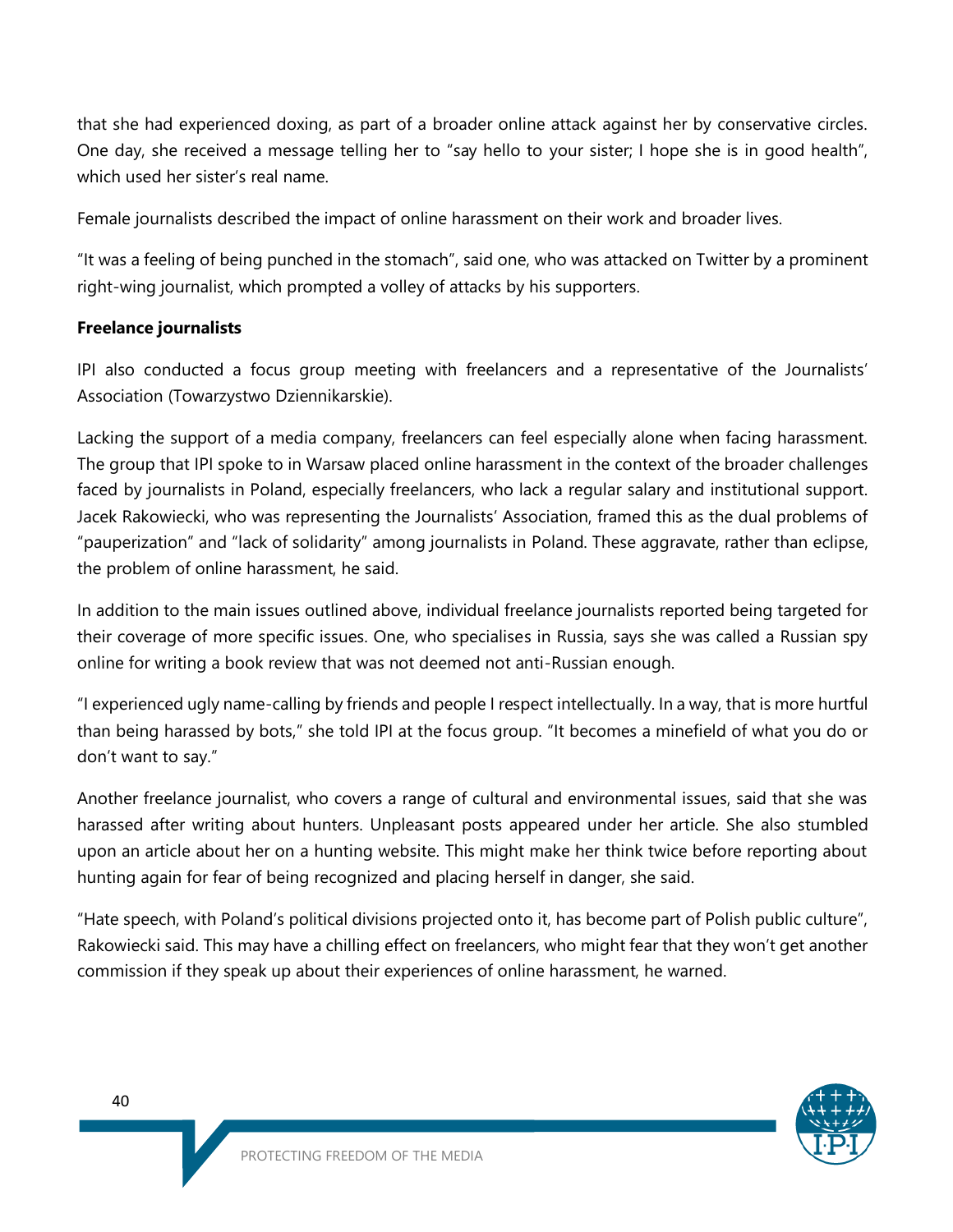that she had experienced doxing, as part of a broader online attack against her by conservative circles. One day, she received a message telling her to "say hello to your sister; I hope she is in good health", which used her sister's real name.

Female journalists described the impact of online harassment on their work and broader lives.

"It was a feeling of being punched in the stomach", said one, who was attacked on Twitter by a prominent right-wing journalist, which prompted a volley of attacks by his supporters.

**Freelance journalists**

IPI also conducted a focus group meeting with freelancers and a representative of the Journalists' Association (Towarzystwo Dziennikarskie).

Lacking the support of a media company, freelancers can feel especially alone when facing harassment. The group that IPI spoke to in Warsaw placed online harassment in the context of the broader challenges faced by journalists in Poland, especially freelancers, who lack a regular salary and institutional support. Jacek Rakowiecki, who was representing the Journalists' Association, framed this as the dual problems of "pauperization" and "lack of solidarity" among journalists in Poland. These aggravate, rather than eclipse, the problem of online harassment, he said.

In addition to the main issues outlined above, individual freelance journalists reported being targeted for their coverage of more specific issues. One, who specialises in Russia, says she was called a Russian spy online for writing a book review that was not deemed not anti-Russian enough.

"I experienced ugly name-calling by friends and people I respect intellectually. In a way, that is more hurtful than being harassed by bots," she told IPI at the focus group. "It becomes a minefield of what you do or don't want to say."

Another freelance journalist, who covers a range of cultural and environmental issues, said that she was harassed after writing about hunters. Unpleasant posts appeared under her article. She also stumbled upon an article about her on a hunting website. This might make her think twice before reporting about hunting again for fear of being recognized and placing herself in danger, she said.

"Hate speech, with Poland's political divisions projected onto it, has become part of Polish public culture", Rakowiecki said. This may have a chilling effect on freelancers, who might fear that they won't get another commission if they speak up about their experiences of online harassment, he warned.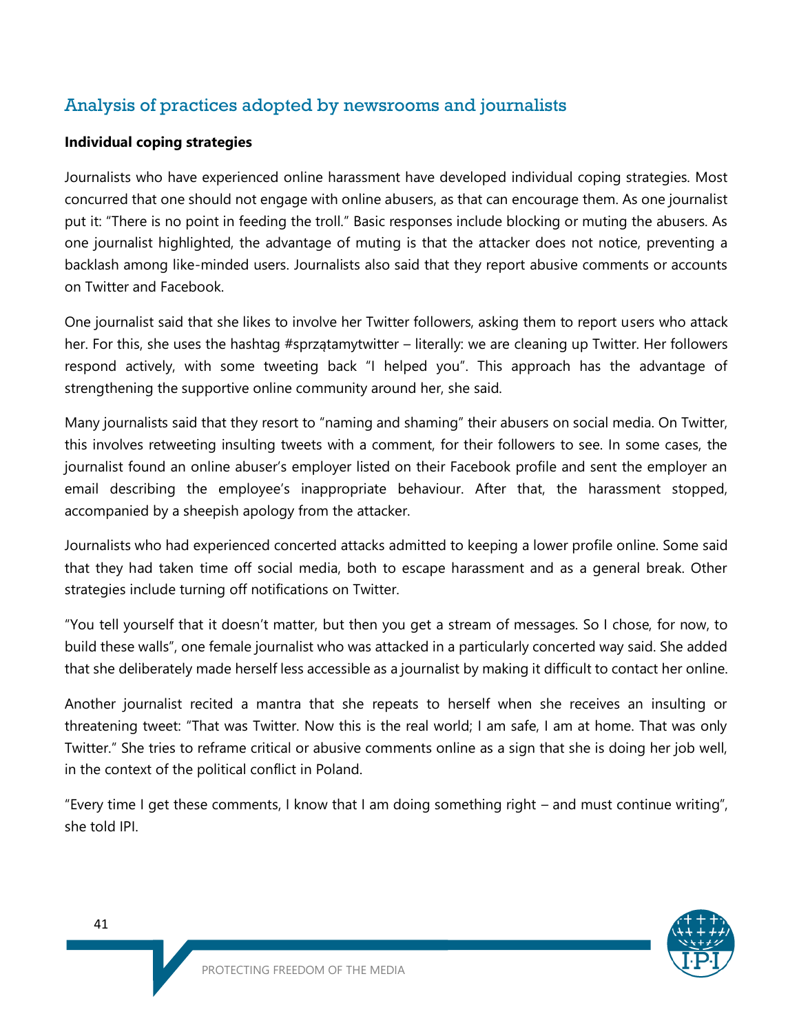## Analysis of practices adopted by newsrooms and journalists

### Individual coping strategies

Journalists who have experienced online harassment have developed individual coping strategies. Most concurred that one should not engage with online abusers, as that can encourage them. As one journalist put it: "There is no point in feeding the troll." Basic responses include blocking or muting the abusers. As one journalist highlighted, the advantage of muting is that the attacker does not notice, preventing a backlash among like-minded users. Journalists also said that they report abusive comments or accounts on Twitter and Facebook.

One journalist said that she likes to involve her Twitter followers, asking them to report users who attack her. For this, she uses the hashtag #sprzątamytwitter – literally: we are cleaning up Twitter. Her followers respond actively, with some tweeting back "I helped you". This approach has the advantage of strengthening the supportive online community around her, she said.

Many journalists said that they resort to "naming and shaming" their abusers on social media. On Twitter, this involves retweeting insulting tweets with a comment, for their followers to see. In some cases, the journalist found an online abuser's employer listed on their Facebook profile and sent the employer an email describing the employee's inappropriate behaviour. After that, the harassment stopped, accompanied by a sheepish apology from the attacker.

Journalists who had experienced concerted attacks admitted to keeping a lower profile online. Some said that they had taken time off social media, both to escape harassment and as a general break. Other strategies include turning off notifications on Twitter.

"You tell yourself that it doesn't matter, but then you get a stream of messages. So I chose, for now, to build these walls", one female journalist who was attacked in a particularly concerted way said. She added that she deliberately made herself less accessible as a journalist by making it difficult to contact her online.

Another journalist recited a mantra that she repeats to herself when she receives an insulting or threatening tweet: "That was Twitter. Now this is the real world; I am safe, I am at home. That was only Twitter." She tries to reframe critical or abusive comments online as a sign that she is doing her job well, in the context of the political conflict in Poland.

"Every time I get these comments, I know that I am doing something right – and must continue writing", she told IPI.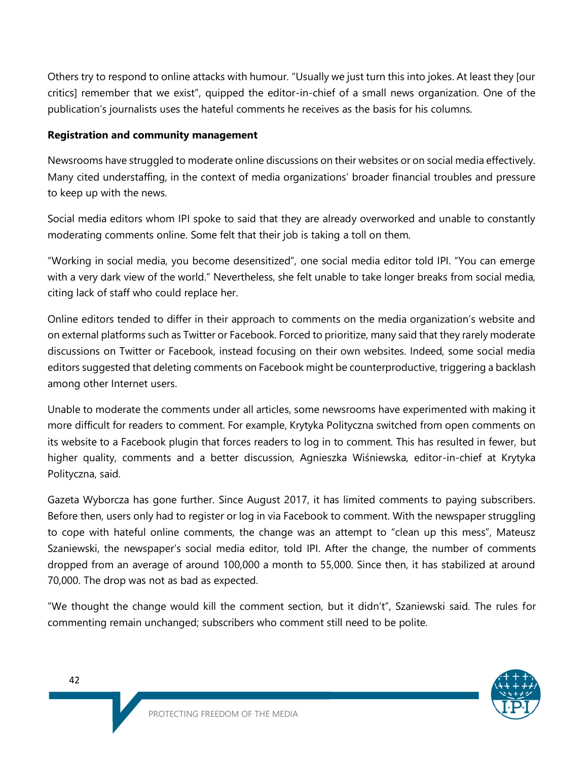Others try to respond to online attacks with humour. "Usually we just turn this into jokes. At least they [our critics] remember that we exist", quipped the editor-in-chief of a small news organization. One of the publication's journalists uses the hateful comments he receives as the basis for his columns.

**Registration and community management**

Newsrooms have struggled to moderate online discussions on their websites or on social media effectively. Many cited understaffing, in the context of media organizations' broader financial troubles and pressure to keep up with the news.

Social media editors whom IPI spoke to said that they are already overworked and unable to constantly moderating comments online. Some felt that their job is taking a toll on them.

"Working in social media, you become desensitized", one social media editor told IPI. "You can emerge with a very dark view of the world." Nevertheless, she felt unable to take longer breaks from social media, citing lack of staff who could replace her.

Online editors tended to differ in their approach to comments on the media organization's website and on external platforms such as Twitter or Facebook. Forced to prioritize, many said that they rarely moderate discussions on Twitter or Facebook, instead focusing on their own websites. Indeed, some social media editors suggested that deleting comments on Facebook might be counterproductive, triggering a backlash among other Internet users.

Unable to moderate the comments under all articles, some newsrooms have experimented with making it more difficult for readers to comment. For example, Krytyka Polityczna switched from open comments on its website to a Facebook plugin that forces readers to log in to comment. This has resulted in fewer, but higher quality, comments and a better discussion, Agnieszka Wiśniewska, editor-in-chief at Krytyka Polityczna, said.

Gazeta Wyborcza has gone further. Since August 2017, it has limited comments to paying subscribers. Before then, users only had to register or log in via Facebook to comment. With the newspaper struggling to cope with hateful online comments, the change was an attempt to "clean up this mess", Mateusz Szaniewski, the newspaper's social media editor, told IPI. After the change, the number of comments dropped from an average of around 100,000 a month to 55,000. Since then, it has stabilized at around 70,000. The drop was not as bad as expected.

"We thought the change would kill the comment section, but it didn't", Szaniewski said. The rules for commenting remain unchanged; subscribers who comment still need to be polite.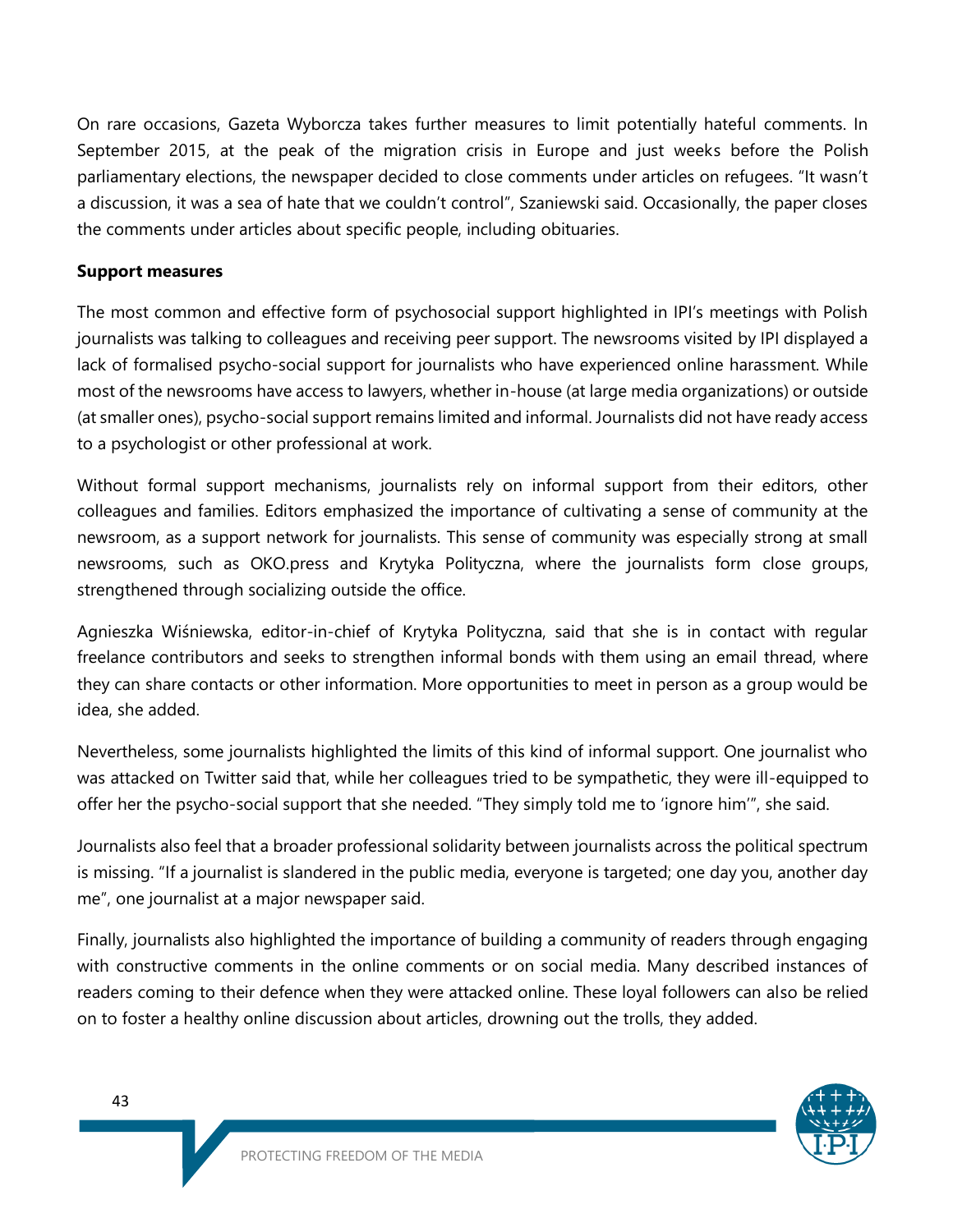On rare occasions, Gazeta Wyborcza takes further measures to limit potentially hateful comments. In September 2015, at the peak of the migration crisis in Europe and just weeks before the Polish parliamentary elections, the newspaper decided to close comments under articles on refugees. “It wasn’t a discussion, it was a sea of hate that we couldn’t control”, Szaniewski said. Occasionally, the paper closes the comments under articles about specific people, including obituaries.

**Support measures**

The most common and effective form of psychosocial support highlighted in IPI’s meetings with Polish journalists was talking to colleagues and receiving peer support. The newsrooms visited by IPI displayed a lack of formalised psycho-social support for journalists who have experienced online harassment. While most of the newsrooms have access to lawyers, whether in-house (at large media organizations) or outside (at smaller ones), psycho-social support remains limited and informal. Journalists did not have ready access to a psychologist or other professional at work.

Without formal support mechanisms, journalists rely on informal support from their editors, other colleagues and families. Editors emphasized the importance of cultivating a sense of community at the newsroom, as a support network for journalists. This sense of community was especially strong at small newsrooms, such as OKO.press and Krytyka Polityczna, where the journalists form close groups, strengthened through socializing outside the office.

Agnieszka Wiśniewska, editor-in-chief of Krytyka Polityczna, said that she is in contact with regular freelance contributors and seeks to strengthen informal bonds with them using an email thread, where they can share contacts or other information. More opportunities to meet in person as a group would be idea, she added.

Nevertheless, some journalists highlighted the limits of this kind of informal support. One journalist who was attacked on Twitter said that, while her colleagues tried to be sympathetic, they were ill-equipped to offer her the psycho-social support that she needed. “They simply told me to ‘ignore him’”, she said.

Journalists also feel that a broader professional solidarity between journalists across the political spectrum is missing. “If a journalist is slandered in the public media, everyone is targeted; one day you, another day me”, one journalist at a major newspaper said.

Finally, journalists also highlighted the importance of building a community of readers through engaging with constructive comments in the online comments or on social media. Many described instances of readers coming to their defence when they were attacked online. These loyal followers can also be relied on to foster a healthy online discussion about articles, drowning out the trolls, they added.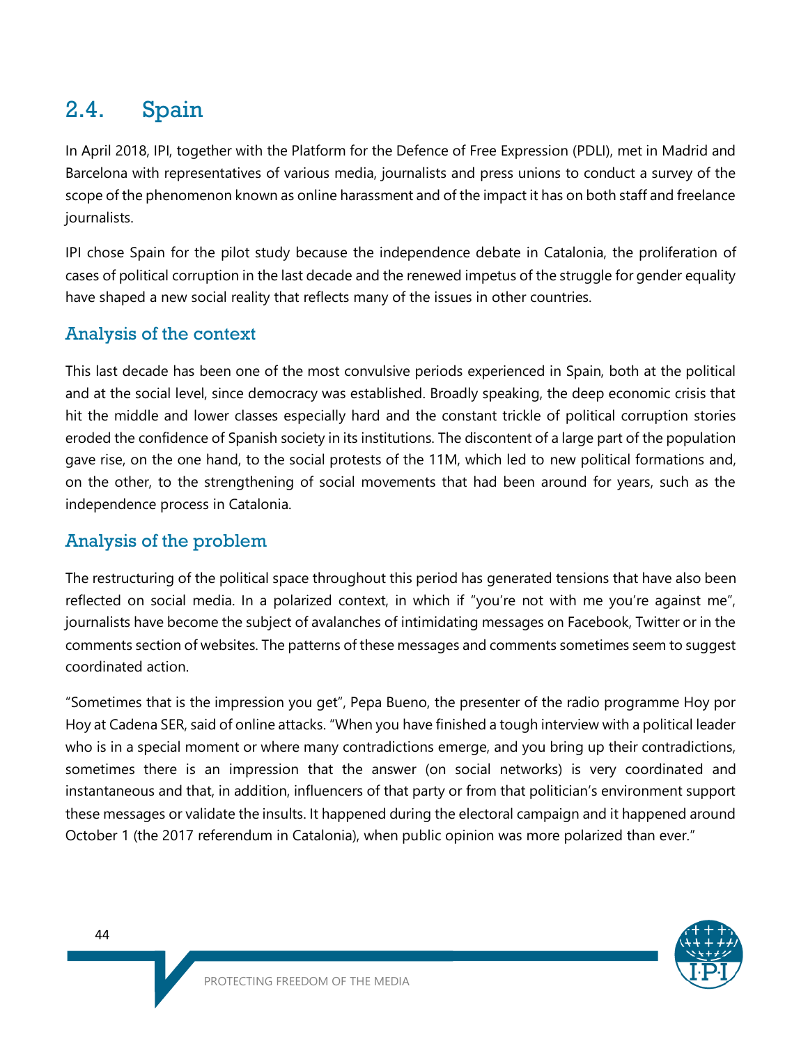## 2.4. Spain

In April 2018, IPI, together with the Platform for the Defence of Free Expression (PDLI), met in Madrid and Barcelona with representatives of various media, journalists and press unions to conduct a survey of the scope of the phenomenon known as online harassment and of the impact it has on both staff and freelance journalists.

IPI chose Spain for the pilot study because the independence debate in Catalonia, the proliferation of cases of political corruption in the last decade and the renewed impetus of the struggle for gender equality have shaped a new social reality that reflects many of the issues in other countries.

### Analysis of the context

This last decade has been one of the most convulsive periods experienced in Spain, both at the political and at the social level, since democracy was established. Broadly speaking, the deep economic crisis that hit the middle and lower classes especially hard and the constant trickle of political corruption stories eroded the confidence of Spanish society in its institutions. The discontent of a large part of the population gave rise, on the one hand, to the social protests of the 11M, which led to new political formations and, on the other, to the strengthening of social movements that had been around for years, such as the independence process in Catalonia.

### Analysis of the problem

The restructuring of the political space throughout this period has generated tensions that have also been reflected on social media. In a polarized context, in which if "you're not with me you're against me", journalists have become the subject of avalanches of intimidating messages on Facebook, Twitter or in the comments section of websites. The patterns of these messages and comments sometimes seem to suggest coordinated action.

"Sometimes that is the impression you get", Pepa Bueno, the presenter of the radio programme Hoy por Hoy at Cadena SER, said of online attacks. "When you have finished a tough interview with a political leader who is in a special moment or where many contradictions emerge, and you bring up their contradictions, sometimes there is an impression that the answer (on social networks) is very coordinated and instantaneous and that, in addition, influencers of that party or from that politician's environment support these messages or validate the insults. It happened during the electoral campaign and it happened around October 1 (the 2017 referendum in Catalonia), when public opinion was more polarized than ever."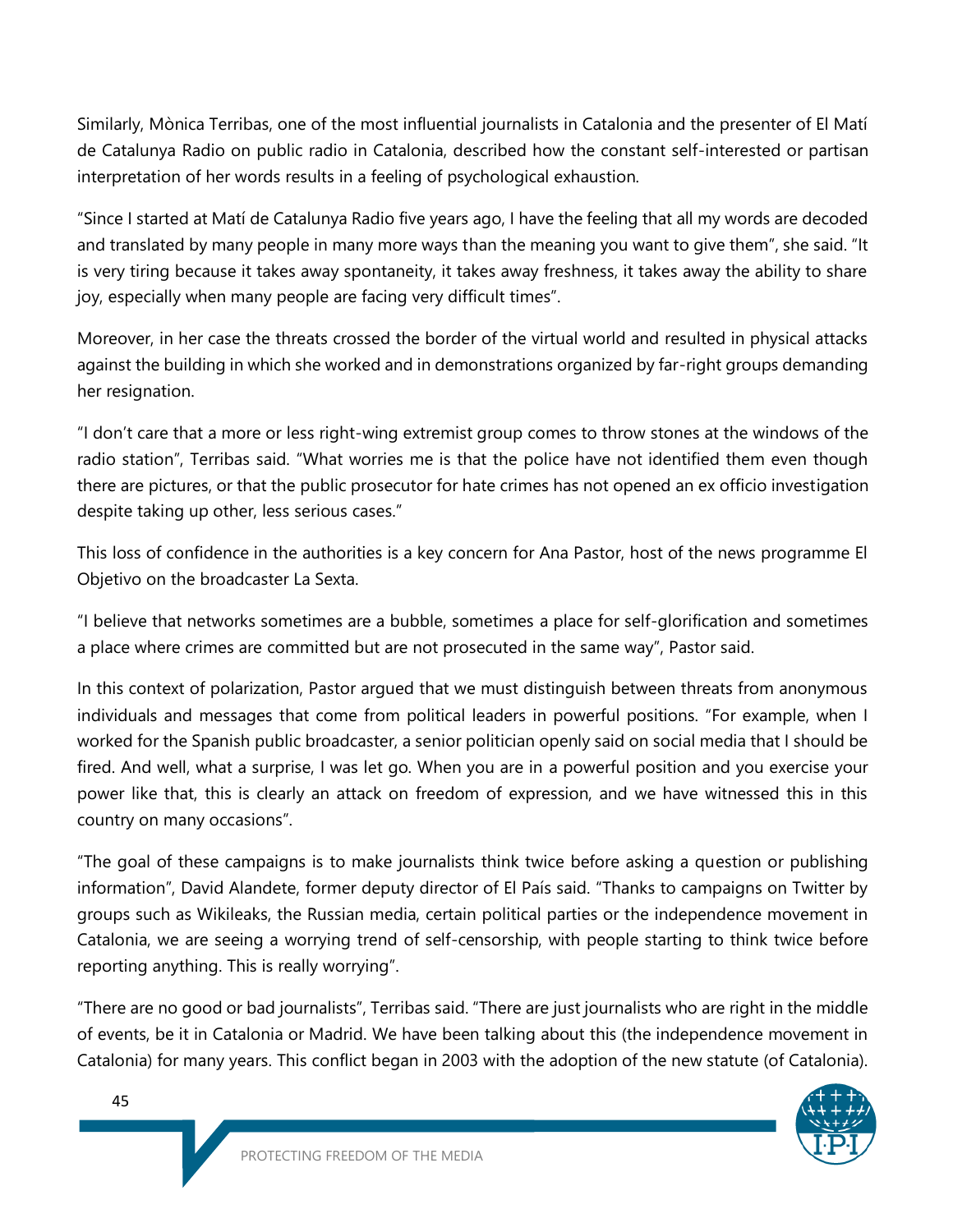Similarly, Mònica Terribas, one of the most influential journalists in Catalonia and the presenter of El Matí de Catalunya Radio on public radio in Catalonia, described how the constant self-interested or partisan interpretation of her words results in a feeling of psychological exhaustion.

"Since I started at Matí de Catalunya Radio five years ago, I have the feeling that all my words are decoded and translated by many people in many more ways than the meaning you want to give them", she said. "It is very tiring because it takes away spontaneity, it takes away freshness, it takes away the ability to share joy, especially when many people are facing very difficult times".

Moreover, in her case the threats crossed the border of the virtual world and resulted in physical attacks against the building in which she worked and in demonstrations organized by far-right groups demanding her resignation.

"I don't care that a more or less right-wing extremist group comes to throw stones at the windows of the radio station", Terribas said. "What worries me is that the police have not identified them even though there are pictures, or that the public prosecutor for hate crimes has not opened an ex officio investigation despite taking up other, less serious cases."

This loss of confidence in the authorities is a key concern for Ana Pastor, host of the news programme El Objetivo on the broadcaster La Sexta.

"I believe that networks sometimes are a bubble, sometimes a place for self-glorification and sometimes a place where crimes are committed but are not prosecuted in the same way", Pastor said.

In this context of polarization, Pastor argued that we must distinguish between threats from anonymous individuals and messages that come from political leaders in powerful positions. "For example, when I worked for the Spanish public broadcaster, a senior politician openly said on social media that I should be fired. And well, what a surprise, I was let go. When you are in a powerful position and you exercise your power like that, this is clearly an attack on freedom of expression, and we have witnessed this in this country on many occasions".

"The goal of these campaigns is to make journalists think twice before asking a question or publishing information", David Alandete, former deputy director of El País said. "Thanks to campaigns on Twitter by groups such as Wikileaks, the Russian media, certain political parties or the independence movement in Catalonia, we are seeing a worrying trend of self-censorship, with people starting to think twice before reporting anything. This is really worrying".

"There are no good or bad journalists", Terribas said. "There are just journalists who are right in the middle of events, be it in Catalonia or Madrid. We have been talking about this (the independence movement in Catalonia) for many years. This conflict began in 2003 with the adoption of the new statute (of Catalonia).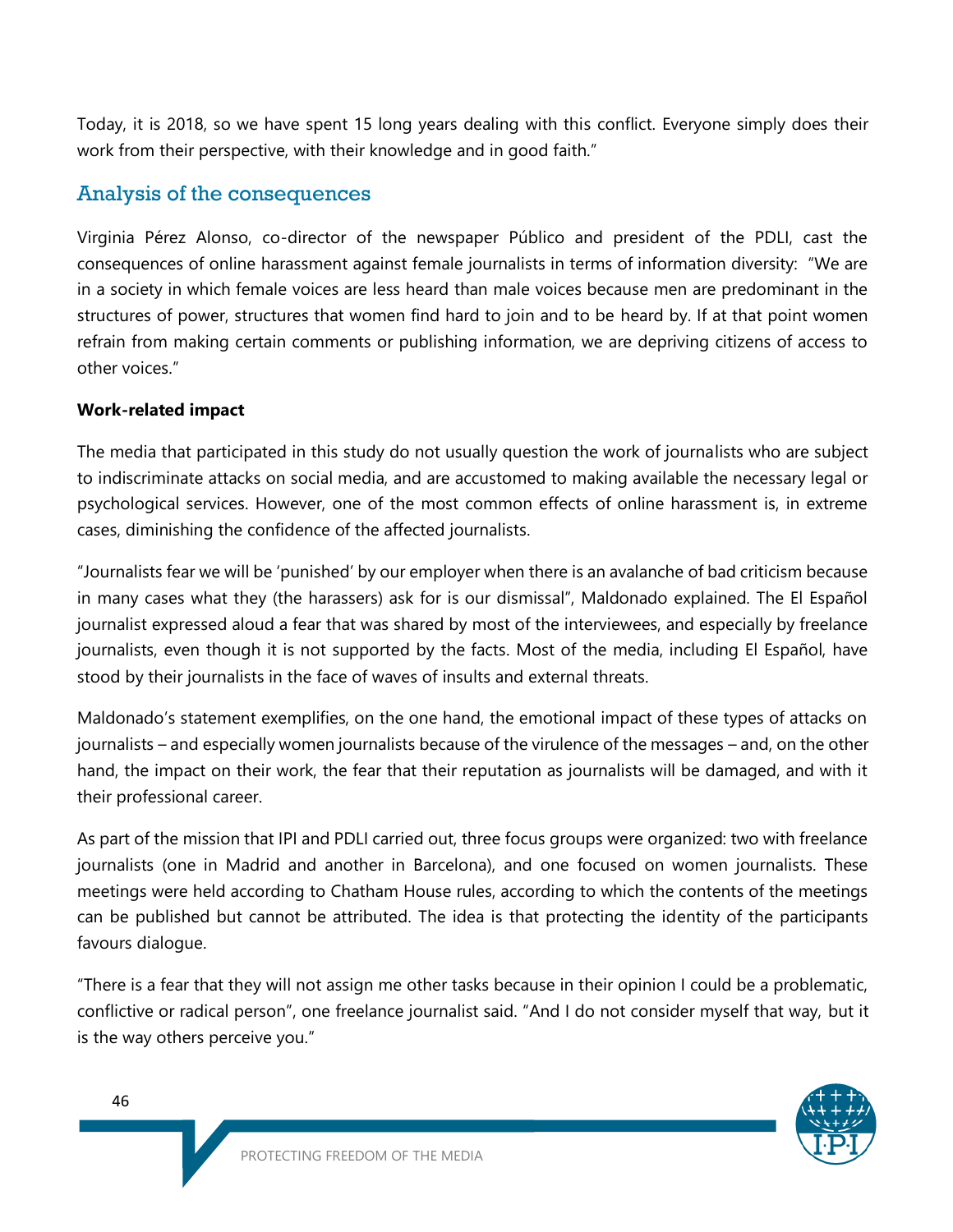Today, it is 2018, so we have spent 15 long years dealing with this conflict. Everyone simply does their work from their perspective, with their knowledge and in good faith."

## Analysis of the consequences

Virginia Pérez Alonso, co-director of the newspaper Público and president of the PDLI, cast the consequences of online harassment against female journalists in terms of information diversity: "We are in a society in which female voices are less heard than male voices because men are predominant in the structures of power, structures that women find hard to join and to be heard by. If at that point women refrain from making certain comments or publishing information, we are depriving citizens of access to other voices."

**Work-related impact**

The media that participated in this study do not usually question the work of journalists who are subject to indiscriminate attacks on social media, and are accustomed to making available the necessary legal or psychological services. However, one of the most common effects of online harassment is, in extreme cases, diminishing the confidence of the affected journalists.

"Journalists fear we will be 'punished' by our employer when there is an avalanche of bad criticism because in many cases what they (the harassers) ask for is our dismissal", Maldonado explained. The El Español journalist expressed aloud a fear that was shared by most of the interviewees, and especially by freelance journalists, even though it is not supported by the facts. Most of the media, including El Español, have stood by their journalists in the face of waves of insults and external threats.

Maldonado's statement exemplifies, on the one hand, the emotional impact of these types of attacks on journalists – and especially women journalists because of the virulence of the messages – and, on the other hand, the impact on their work, the fear that their reputation as journalists will be damaged, and with it their professional career.

As part of the mission that IPI and PDLI carried out, three focus groups were organized: two with freelance journalists (one in Madrid and another in Barcelona), and one focused on women journalists. These meetings were held according to Chatham House rules, according to which the contents of the meetings can be published but cannot be attributed. The idea is that protecting the identity of the participants favours dialogue.

"There is a fear that they will not assign me other tasks because in their opinion I could be a problematic, conflictive or radical person", one freelance journalist said. "And I do not consider myself that way, but it is the way others perceive you."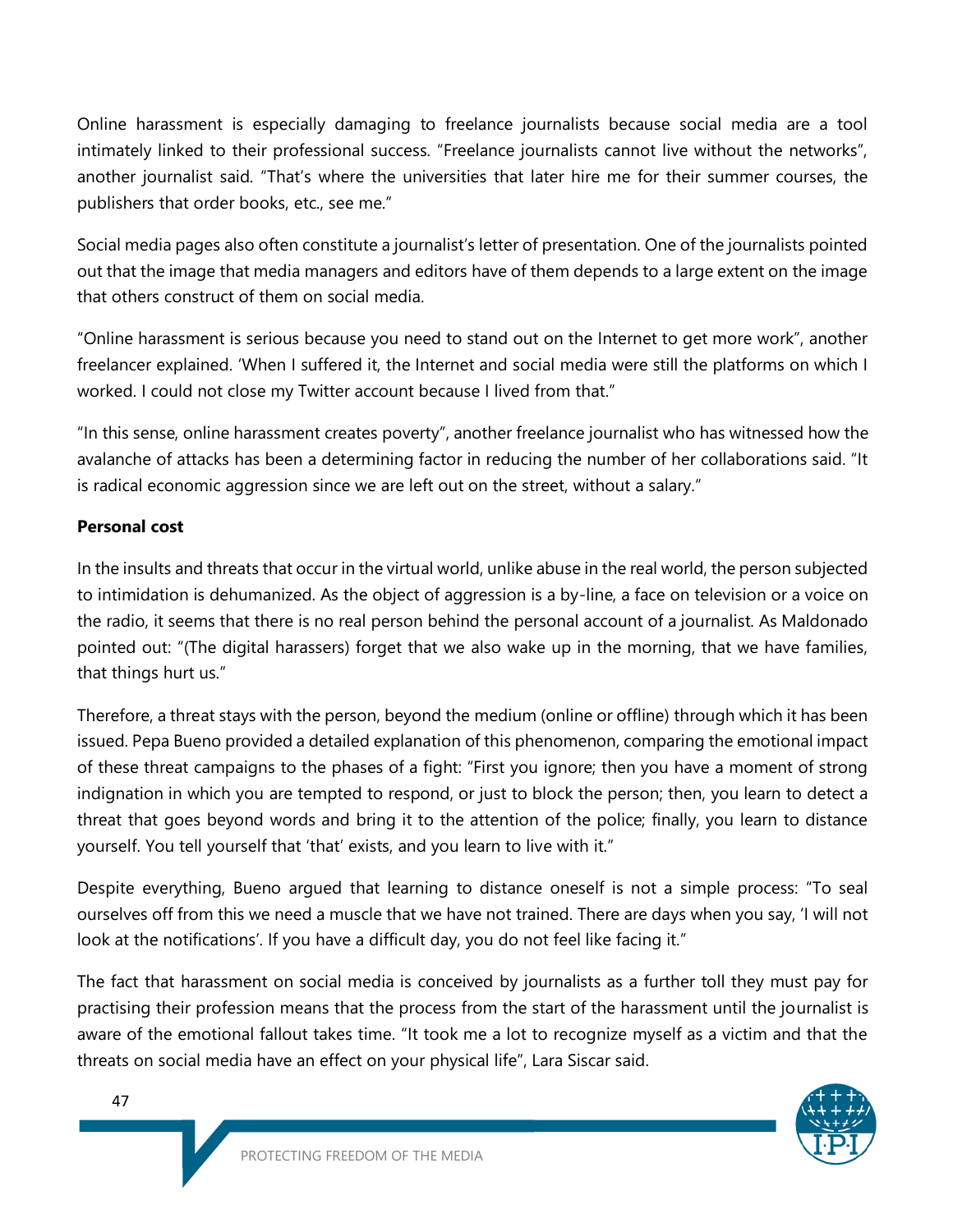Online harassment is especially damaging to freelance journalists because social media are a tool intimately linked to their professional success. "Freelance journalists cannot live without the networks", another journalist said. "That's where the universities that later hire me for their summer courses, the publishers that order books, etc., see me."

Social media pages also often constitute a journalist's letter of presentation. One of the journalists pointed out that the image that media managers and editors have of them depends to a large extent on the image that others construct of them on social media.

"Online harassment is serious because you need to stand out on the Internet to get more work", another freelancer explained. 'When I suffered it, the Internet and social media were still the platforms on which I worked. I could not close my Twitter account because I lived from that."

"In this sense, online harassment creates poverty", another freelance journalist who has witnessed how the avalanche of attacks has been a determining factor in reducing the number of her collaborations said. "It is radical economic aggression since we are left out on the street, without a salary."

**Personal cost**

In the insults and threats that occur in the virtual world, unlike abuse in the real world, the person subjected to intimidation is dehumanized. As the object of aggression is a by-line, a face on television or a voice on the radio, it seems that there is no real person behind the personal account of a journalist. As Maldonado pointed out: "(The digital harassers) forget that we also wake up in the morning, that we have families, that things hurt us."

Therefore, a threat stays with the person, beyond the medium (online or offline) through which it has been issued. Pepa Bueno provided a detailed explanation of this phenomenon, comparing the emotional impact of these threat campaigns to the phases of a fight: "First you ignore; then you have a moment of strong indignation in which you are tempted to respond, or just to block the person; then, you learn to detect a threat that goes beyond words and bring it to the attention of the police; finally, you learn to distance yourself. You tell yourself that 'that' exists, and you learn to live with it."

Despite everything, Bueno argued that learning to distance oneself is not a simple process: "To seal ourselves off from this we need a muscle that we have not trained. There are days when you say, 'I will not look at the notifications'. If you have a difficult day, you do not feel like facing it."

The fact that harassment on social media is conceived by journalists as a further toll they must pay for practising their profession means that the process from the start of the harassment until the journalist is aware of the emotional fallout takes time. "It took me a lot to recognize myself as a victim and that the threats on social media have an effect on your physical life", Lara Siscar said.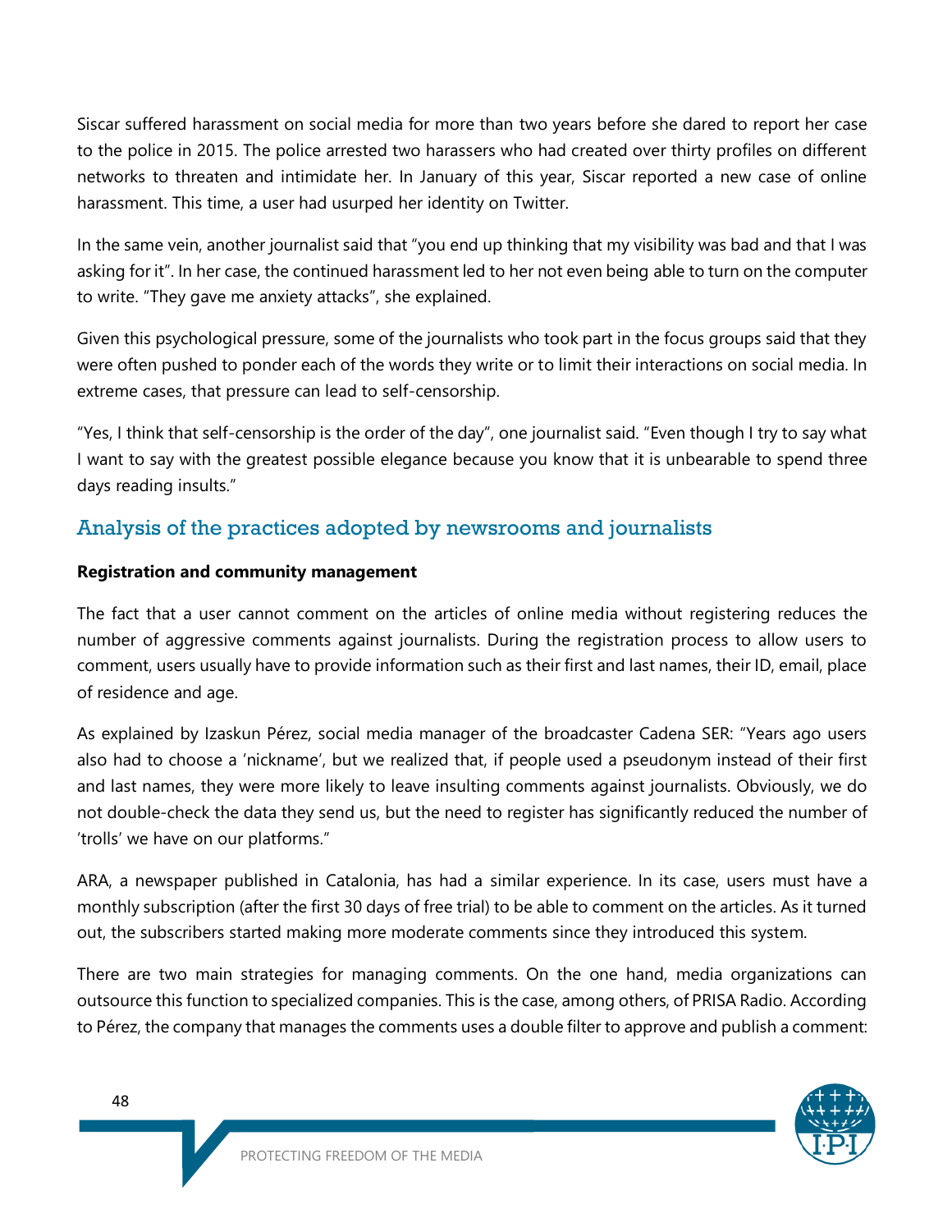Siscar suffered harassment on social media for more than two years before she dared to report her case to the police in 2015. The police arrested two harassers who had created over thirty profiles on different networks to threaten and intimidate her. In January of this year, Siscar reported a new case of online harassment. This time, a user had usurped her identity on Twitter.

In the same vein, another journalist said that "you end up thinking that my visibility was bad and that I was asking for it". In her case, the continued harassment led to her not even being able to turn on the computer to write. "They gave me anxiety attacks", she explained.

Given this psychological pressure, some of the journalists who took part in the focus groups said that they were often pushed to ponder each of the words they write or to limit their interactions on social media. In extreme cases, that pressure can lead to self-censorship.

"Yes, I think that self-censorship is the order of the day", one journalist said. "Even though I try to say what I want to say with the greatest possible elegance because you know that it is unbearable to spend three days reading insults."

## Analysis of the practices adopted by newsrooms and journalists

**Registration and community management**

The fact that a user cannot comment on the articles of online media without registering reduces the number of aggressive comments against journalists. During the registration process to allow users to comment, users usually have to provide information such as their first and last names, their ID, email, place of residence and age.

As explained by Izaskun Pérez, social media manager of the broadcaster Cadena SER: "Years ago users also had to choose a 'nickname', but we realized that, if people used a pseudonym instead of their first and last names, they were more likely to leave insulting comments against journalists. Obviously, we do not double-check the data they send us, but the need to register has significantly reduced the number of 'trolls' we have on our platforms."

ARA, a newspaper published in Catalonia, has had a similar experience. In its case, users must have a monthly subscription (after the first 30 days of free trial) to be able to comment on the articles. As it turned out, the subscribers started making more moderate comments since they introduced this system.

There are two main strategies for managing comments. On the one hand, media organizations can outsource this function to specialized companies. This is the case, among others, of PRISA Radio. According to Pérez, the company that manages the comments uses a double filter to approve and publish a comment: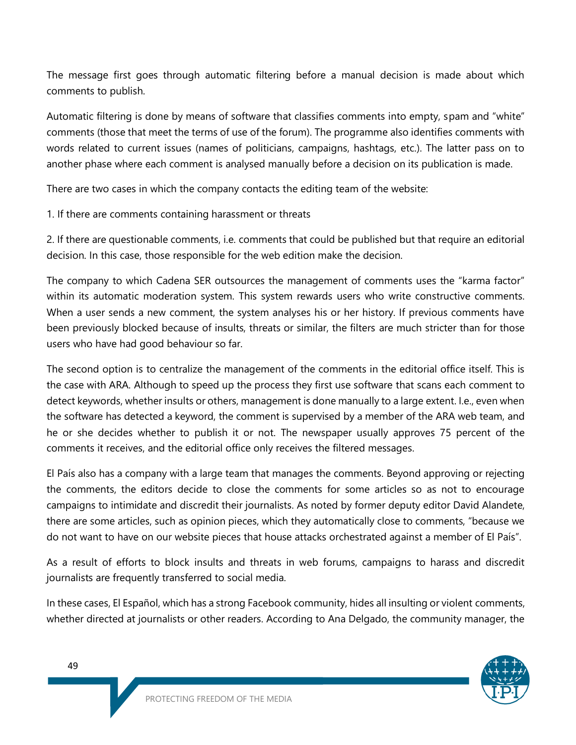The message first goes through automatic filtering before a manual decision is made about which comments to publish.

Automatic filtering is done by means of software that classifies comments into empty, spam and "white" comments (those that meet the terms of use of the forum). The programme also identifies comments with words related to current issues (names of politicians, campaigns, hashtags, etc.). The latter pass on to another phase where each comment is analysed manually before a decision on its publication is made.

There are two cases in which the company contacts the editing team of the website:

1. If there are comments containing harassment or threats

2. If there are questionable comments, i.e. comments that could be published but that require an editorial decision. In this case, those responsible for the web edition make the decision.

The company to which Cadena SER outsources the management of comments uses the "karma factor" within its automatic moderation system. This system rewards users who write constructive comments. When a user sends a new comment, the system analyses his or her history. If previous comments have been previously blocked because of insults, threats or similar, the filters are much stricter than for those users who have had good behaviour so far.

The second option is to centralize the management of the comments in the editorial office itself. This is the case with ARA. Although to speed up the process they first use software that scans each comment to detect keywords, whether insults or others, management is done manually to a large extent. I.e., even when the software has detected a keyword, the comment is supervised by a member of the ARA web team, and he or she decides whether to publish it or not. The newspaper usually approves 75 percent of the comments it receives, and the editorial office only receives the filtered messages.

El País also has a company with a large team that manages the comments. Beyond approving or rejecting the comments, the editors decide to close the comments for some articles so as not to encourage campaigns to intimidate and discredit their journalists. As noted by former deputy editor David Alandete, there are some articles, such as opinion pieces, which they automatically close to comments, "because we do not want to have on our website pieces that house attacks orchestrated against a member of El País".

As a result of efforts to block insults and threats in web forums, campaigns to harass and discredit journalists are frequently transferred to social media.

In these cases, El Español, which has a strong Facebook community, hides all insulting or violent comments, whether directed at journalists or other readers. According to Ana Delgado, the community manager, the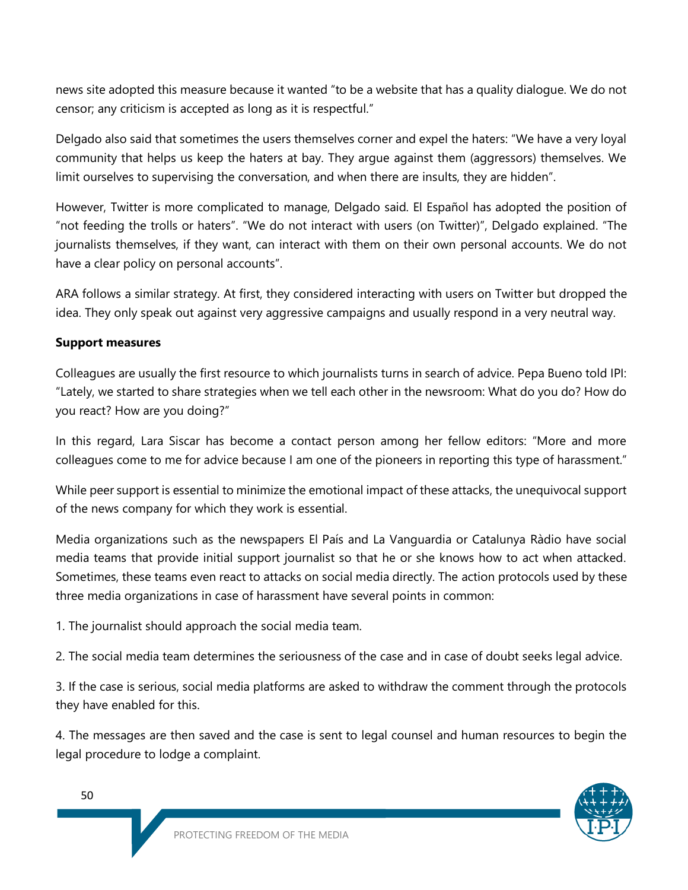news site adopted this measure because it wanted "to be a website that has a quality dialogue. We do not censor; any criticism is accepted as long as it is respectful."

Delgado also said that sometimes the users themselves corner and expel the haters: "We have a very loyal community that helps us keep the haters at bay. They argue against them (aggressors) themselves. We limit ourselves to supervising the conversation, and when there are insults, they are hidden".

However, Twitter is more complicated to manage, Delgado said. El Español has adopted the position of "not feeding the trolls or haters". "We do not interact with users (on Twitter)", Delgado explained. "The journalists themselves, if they want, can interact with them on their own personal accounts. We do not have a clear policy on personal accounts".

ARA follows a similar strategy. At first, they considered interacting with users on Twitter but dropped the idea. They only speak out against very aggressive campaigns and usually respond in a very neutral way.

**Support measures**

Colleagues are usually the first resource to which journalists turns in search of advice. Pepa Bueno told IPI: "Lately, we started to share strategies when we tell each other in the newsroom: What do you do? How do you react? How are you doing?"

In this regard, Lara Siscar has become a contact person among her fellow editors: "More and more colleagues come to me for advice because I am one of the pioneers in reporting this type of harassment."

While peer support is essential to minimize the emotional impact of these attacks, the unequivocal support of the news company for which they work is essential.

Media organizations such as the newspapers El País and La Vanguardia or Catalunya Ràdio have social media teams that provide initial support journalist so that he or she knows how to act when attacked. Sometimes, these teams even react to attacks on social media directly. The action protocols used by these three media organizations in case of harassment have several points in common:

1. The journalist should approach the social media team.

2. The social media team determines the seriousness of the case and in case of doubt seeks legal advice.

3. If the case is serious, social media platforms are asked to withdraw the comment through the protocols they have enabled for this.

4. The messages are then saved and the case is sent to legal counsel and human resources to begin the legal procedure to lodge a complaint.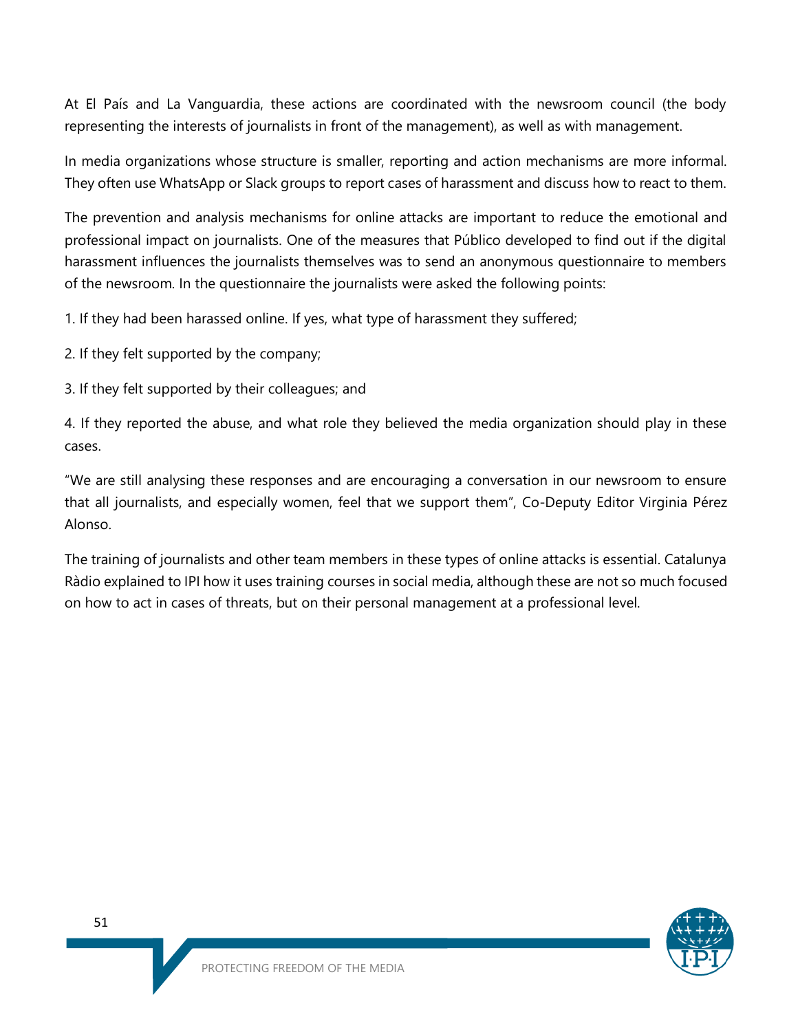At El País and La Vanguardia, these actions are coordinated with the newsroom council (the body representing the interests of journalists in front of the management), as well as with management.

In media organizations whose structure is smaller, reporting and action mechanisms are more informal. They often use WhatsApp or Slack groups to report cases of harassment and discuss how to react to them.

The prevention and analysis mechanisms for online attacks are important to reduce the emotional and professional impact on journalists. One of the measures that Público developed to find out if the digital harassment influences the journalists themselves was to send an anonymous questionnaire to members of the newsroom. In the questionnaire the journalists were asked the following points:

1. If they had been harassed online. If yes, what type of harassment they suffered;

2. If they felt supported by the company;

3. If they felt supported by their colleagues; and

4. If they reported the abuse, and what role they believed the media organization should play in these cases.

"We are still analysing these responses and are encouraging a conversation in our newsroom to ensure that all journalists, and especially women, feel that we support them", Co-Deputy Editor Virginia Pérez Alonso.

The training of journalists and other team members in these types of online attacks is essential. Catalunya Ràdio explained to IPI how it uses training courses in social media, although these are not so much focused on how to act in cases of threats, but on their personal management at a professional level.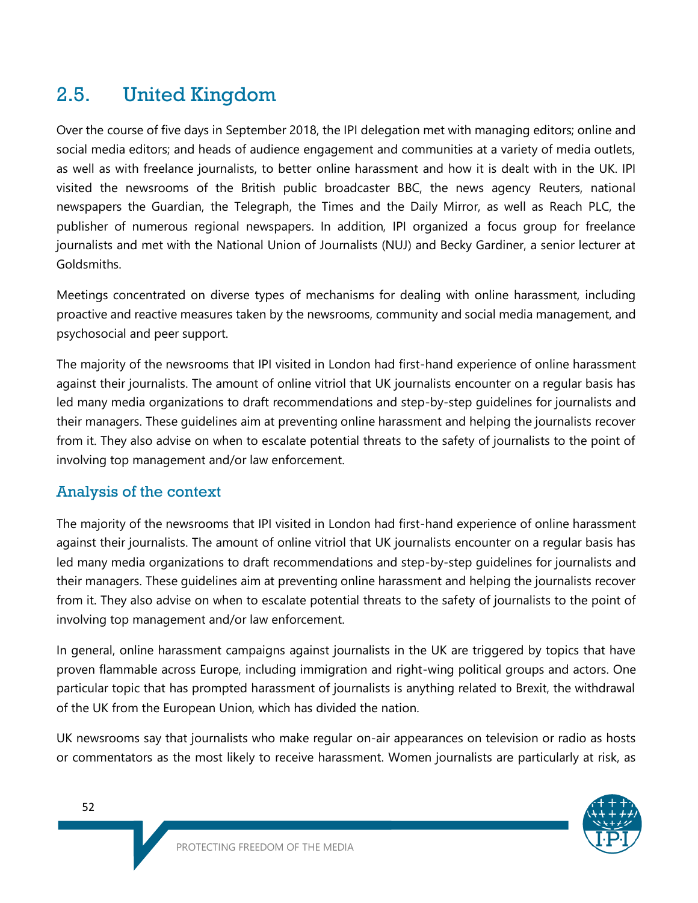## 2.5. United Kingdom

Over the course of five days in September 2018, the IPI delegation met with managing editors; online and social media editors; and heads of audience engagement and communities at a variety of media outlets, as well as with freelance journalists, to better online harassment and how it is dealt with in the UK. IPI visited the newsrooms of the British public broadcaster BBC, the news agency Reuters, national newspapers the Guardian, the Telegraph, the Times and the Daily Mirror, as well as Reach PLC, the publisher of numerous regional newspapers. In addition, IPI organized a focus group for freelance journalists and met with the National Union of Journalists (NUJ) and Becky Gardiner, a senior lecturer at Goldsmiths.

Meetings concentrated on diverse types of mechanisms for dealing with online harassment, including proactive and reactive measures taken by the newsrooms, community and social media management, and psychosocial and peer support.

The majority of the newsrooms that IPI visited in London had first-hand experience of online harassment against their journalists. The amount of online vitriol that UK journalists encounter on a regular basis has led many media organizations to draft recommendations and step-by-step guidelines for journalists and their managers. These guidelines aim at preventing online harassment and helping the journalists recover from it. They also advise on when to escalate potential threats to the safety of journalists to the point of involving top management and/or law enforcement.

### Analysis of the context

The majority of the newsrooms that IPI visited in London had first-hand experience of online harassment against their journalists. The amount of online vitriol that UK journalists encounter on a regular basis has led many media organizations to draft recommendations and step-by-step guidelines for journalists and their managers. These guidelines aim at preventing online harassment and helping the journalists recover from it. They also advise on when to escalate potential threats to the safety of journalists to the point of involving top management and/or law enforcement.

In general, online harassment campaigns against journalists in the UK are triggered by topics that have proven flammable across Europe, including immigration and right-wing political groups and actors. One particular topic that has prompted harassment of journalists is anything related to Brexit, the withdrawal of the UK from the European Union, which has divided the nation.

UK newsrooms say that journalists who make regular on-air appearances on television or radio as hosts or commentators as the most likely to receive harassment. Women journalists are particularly at risk, as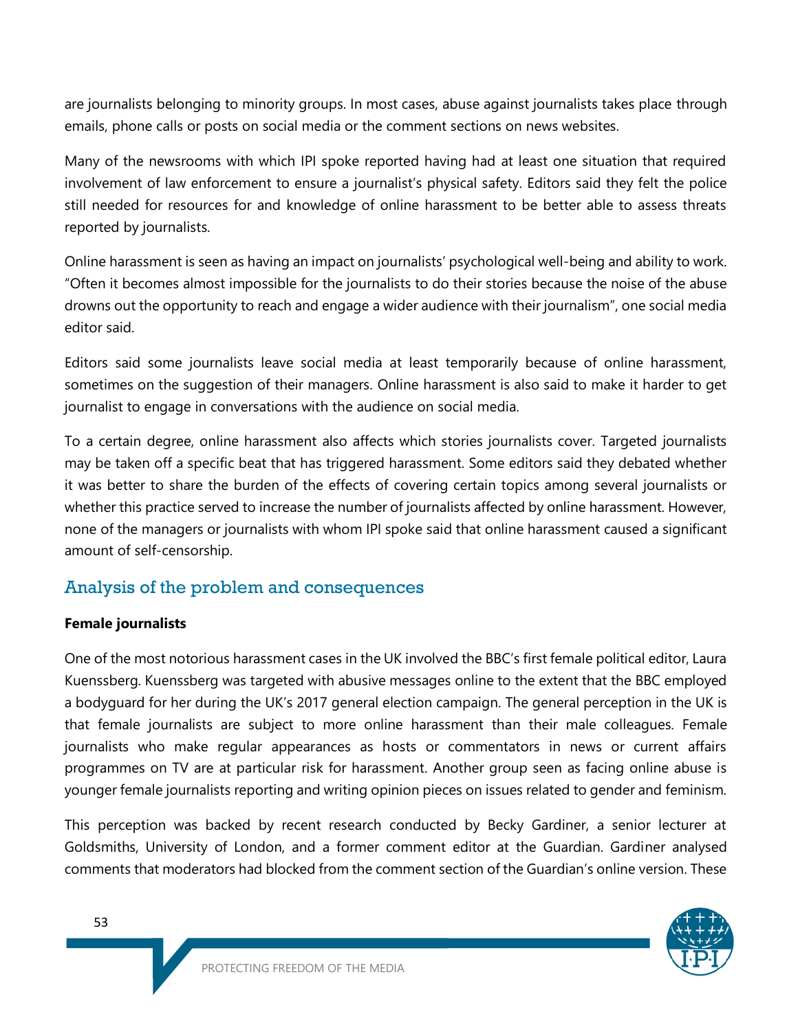are journalists belonging to minority groups. In most cases, abuse against journalists takes place through emails, phone calls or posts on social media or the comment sections on news websites.

Many of the newsrooms with which IPI spoke reported having had at least one situation that required involvement of law enforcement to ensure a journalist's physical safety. Editors said they felt the police still needed for resources for and knowledge of online harassment to be better able to assess threats reported by journalists.

Online harassment is seen as having an impact on journalists' psychological well-being and ability to work. "Often it becomes almost impossible for the journalists to do their stories because the noise of the abuse drowns out the opportunity to reach and engage a wider audience with their journalism", one social media editor said.

Editors said some journalists leave social media at least temporarily because of online harassment, sometimes on the suggestion of their managers. Online harassment is also said to make it harder to get journalist to engage in conversations with the audience on social media.

To a certain degree, online harassment also affects which stories journalists cover. Targeted journalists may be taken off a specific beat that has triggered harassment. Some editors said they debated whether it was better to share the burden of the effects of covering certain topics among several journalists or whether this practice served to increase the number of journalists affected by online harassment. However, none of the managers or journalists with whom IPI spoke said that online harassment caused a significant amount of self-censorship.

## Analysis of the problem and consequences

**Female journalists**

One of the most notorious harassment cases in the UK involved the BBC's first female political editor, Laura Kuenssberg. Kuenssberg was targeted with abusive messages online to the extent that the BBC employed a bodyguard for her during the UK's 2017 general election campaign. The general perception in the UK is that female journalists are subject to more online harassment than their male colleagues. Female journalists who make regular appearances as hosts or commentators in news or current affairs programmes on TV are at particular risk for harassment. Another group seen as facing online abuse is younger female journalists reporting and writing opinion pieces on issues related to gender and feminism.

This perception was backed by recent research conducted by Becky Gardiner, a senior lecturer at Goldsmiths, University of London, and a former comment editor at the Guardian. Gardiner analysed comments that moderators had blocked from the comment section of the Guardian's online version. These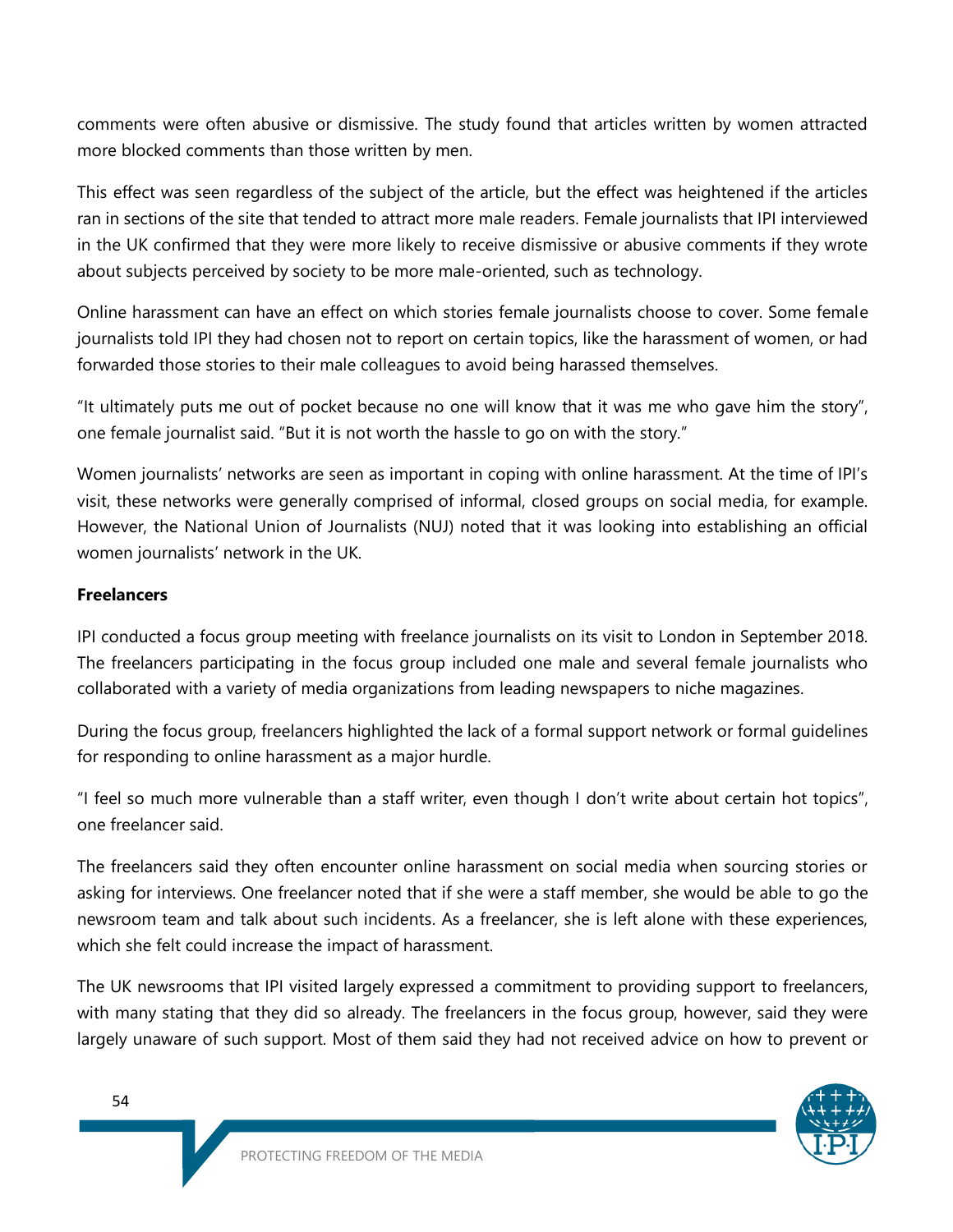comments were often abusive or dismissive. The study found that articles written by women attracted more blocked comments than those written by men.

This effect was seen regardless of the subject of the article, but the effect was heightened if the articles ran in sections of the site that tended to attract more male readers. Female journalists that IPI interviewed in the UK confirmed that they were more likely to receive dismissive or abusive comments if they wrote about subjects perceived by society to be more male-oriented, such as technology.

Online harassment can have an effect on which stories female journalists choose to cover. Some female journalists told IPI they had chosen not to report on certain topics, like the harassment of women, or had forwarded those stories to their male colleagues to avoid being harassed themselves.

"It ultimately puts me out of pocket because no one will know that it was me who gave him the story", one female journalist said. "But it is not worth the hassle to go on with the story."

Women journalists' networks are seen as important in coping with online harassment. At the time of IPI's visit, these networks were generally comprised of informal, closed groups on social media, for example. However, the National Union of Journalists (NUJ) noted that it was looking into establishing an official women journalists' network in the UK.

**Freelancers**

IPI conducted a focus group meeting with freelance journalists on its visit to London in September 2018. The freelancers participating in the focus group included one male and several female journalists who collaborated with a variety of media organizations from leading newspapers to niche magazines.

During the focus group, freelancers highlighted the lack of a formal support network or formal guidelines for responding to online harassment as a major hurdle.

"I feel so much more vulnerable than a staff writer, even though I don't write about certain hot topics", one freelancer said.

The freelancers said they often encounter online harassment on social media when sourcing stories or asking for interviews. One freelancer noted that if she were a staff member, she would be able to go the newsroom team and talk about such incidents. As a freelancer, she is left alone with these experiences, which she felt could increase the impact of harassment.

The UK newsrooms that IPI visited largely expressed a commitment to providing support to freelancers, with many stating that they did so already. The freelancers in the focus group, however, said they were largely unaware of such support. Most of them said they had not received advice on how to prevent or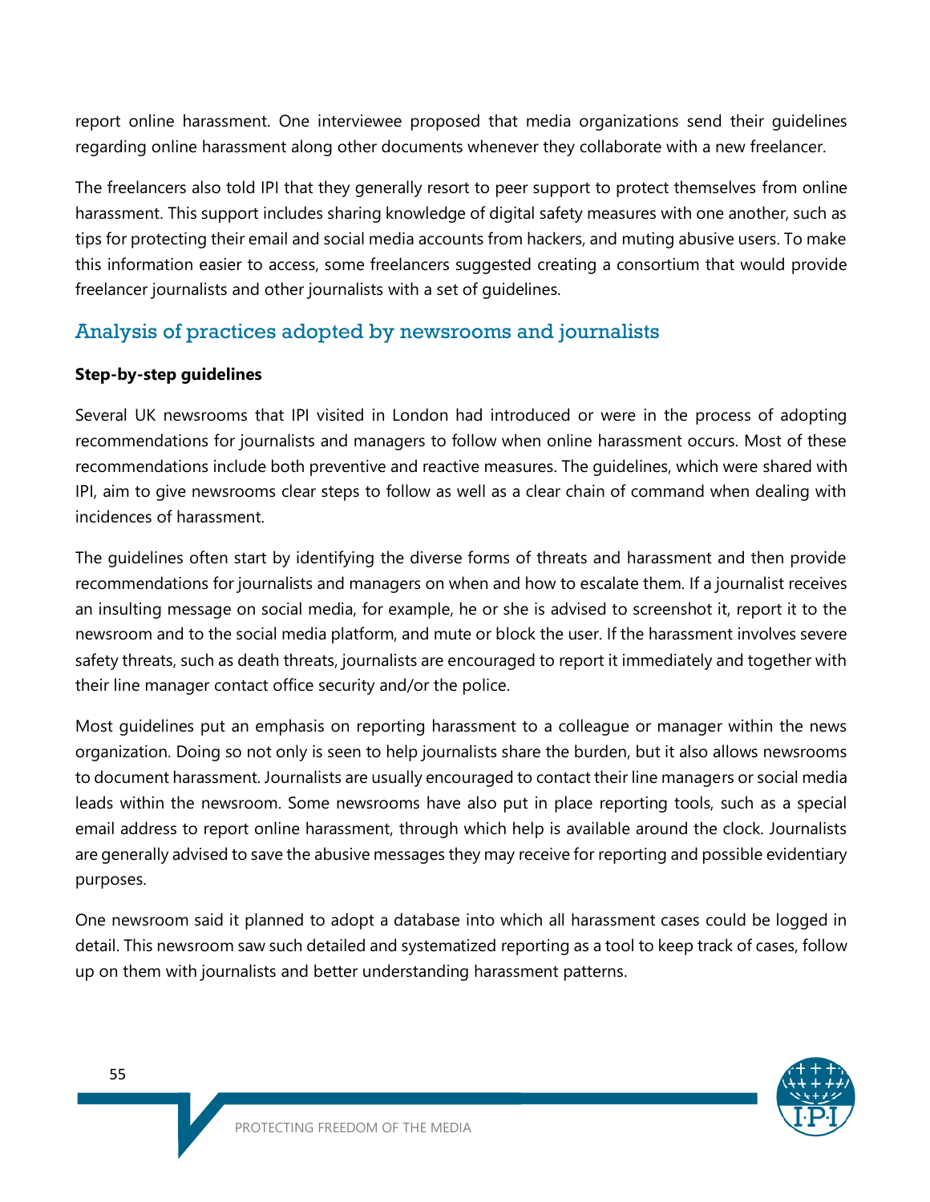report online harassment. One interviewee proposed that media organizations send their guidelines regarding online harassment along other documents whenever they collaborate with a new freelancer.

The freelancers also told IPI that they generally resort to peer support to protect themselves from online harassment. This support includes sharing knowledge of digital safety measures with one another, such as tips for protecting their email and social media accounts from hackers, and muting abusive users. To make this information easier to access, some freelancers suggested creating a consortium that would provide freelancer journalists and other journalists with a set of guidelines.

## Analysis of practices adopted by newsrooms and journalists

**Step-by-step guidelines**

Several UK newsrooms that IPI visited in London had introduced or were in the process of adopting recommendations for journalists and managers to follow when online harassment occurs. Most of these recommendations include both preventive and reactive measures. The guidelines, which were shared with IPI, aim to give newsrooms clear steps to follow as well as a clear chain of command when dealing with incidences of harassment.

The guidelines often start by identifying the diverse forms of threats and harassment and then provide recommendations for journalists and managers on when and how to escalate them. If a journalist receives an insulting message on social media, for example, he or she is advised to screenshot it, report it to the newsroom and to the social media platform, and mute or block the user. If the harassment involves severe safety threats, such as death threats, journalists are encouraged to report it immediately and together with their line manager contact office security and/or the police.

Most guidelines put an emphasis on reporting harassment to a colleague or manager within the news organization. Doing so not only is seen to help journalists share the burden, but it also allows newsrooms to document harassment. Journalists are usually encouraged to contact their line managers or social media leads within the newsroom. Some newsrooms have also put in place reporting tools, such as a special email address to report online harassment, through which help is available around the clock. Journalists are generally advised to save the abusive messages they may receive for reporting and possible evidentiary purposes.

One newsroom said it planned to adopt a database into which all harassment cases could be logged in detail. This newsroom saw such detailed and systematized reporting as a tool to keep track of cases, follow up on them with journalists and better understanding harassment patterns.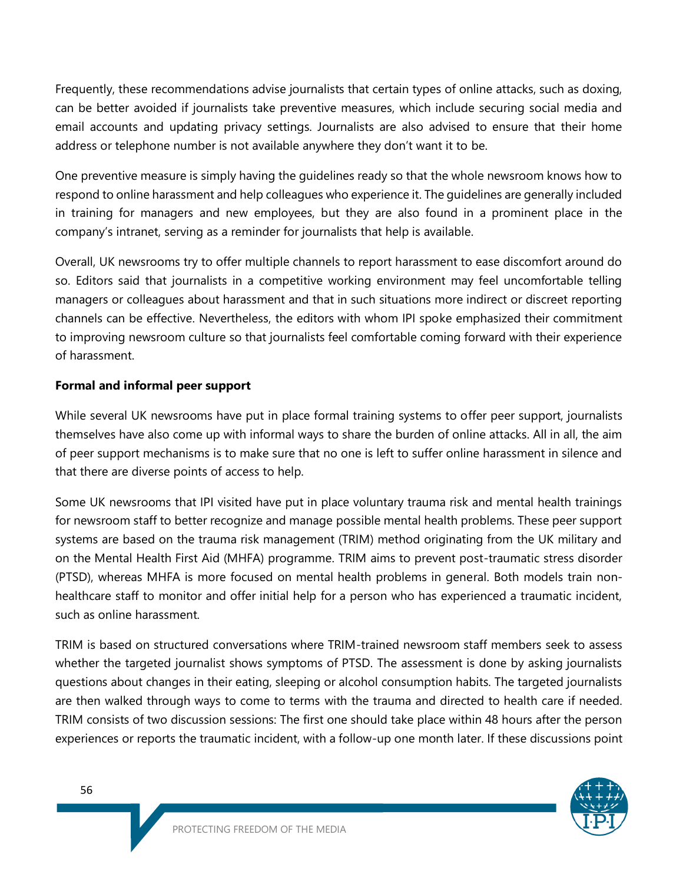Frequently, these recommendations advise journalists that certain types of online attacks, such as doxing, can be better avoided if journalists take preventive measures, which include securing social media and email accounts and updating privacy settings. Journalists are also advised to ensure that their home address or telephone number is not available anywhere they don't want it to be.

One preventive measure is simply having the guidelines ready so that the whole newsroom knows how to respond to online harassment and help colleagues who experience it. The guidelines are generally included in training for managers and new employees, but they are also found in a prominent place in the company's intranet, serving as a reminder for journalists that help is available.

Overall, UK newsrooms try to offer multiple channels to report harassment to ease discomfort around do so. Editors said that journalists in a competitive working environment may feel uncomfortable telling managers or colleagues about harassment and that in such situations more indirect or discreet reporting channels can be effective. Nevertheless, the editors with whom IPI spoke emphasized their commitment to improving newsroom culture so that journalists feel comfortable coming forward with their experience of harassment.

**Formal and informal peer support**

While several UK newsrooms have put in place formal training systems to offer peer support, journalists themselves have also come up with informal ways to share the burden of online attacks. All in all, the aim of peer support mechanisms is to make sure that no one is left to suffer online harassment in silence and that there are diverse points of access to help.

Some UK newsrooms that IPI visited have put in place voluntary trauma risk and mental health trainings for newsroom staff to better recognize and manage possible mental health problems. These peer support systems are based on the trauma risk management (TRIM) method originating from the UK military and on the Mental Health First Aid (MHFA) programme. TRIM aims to prevent post-traumatic stress disorder (PTSD), whereas MHFA is more focused on mental health problems in general. Both models train non-healthcare staff to monitor and offer initial help for a person who has experienced a traumatic incident, such as online harassment.

TRIM is based on structured conversations where TRIM-trained newsroom staff members seek to assess whether the targeted journalist shows symptoms of PTSD. The assessment is done by asking journalists questions about changes in their eating, sleeping or alcohol consumption habits. The targeted journalists are then walked through ways to come to terms with the trauma and directed to health care if needed. TRIM consists of two discussion sessions: The first one should take place within 48 hours after the person experiences or reports the traumatic incident, with a follow-up one month later. If these discussions point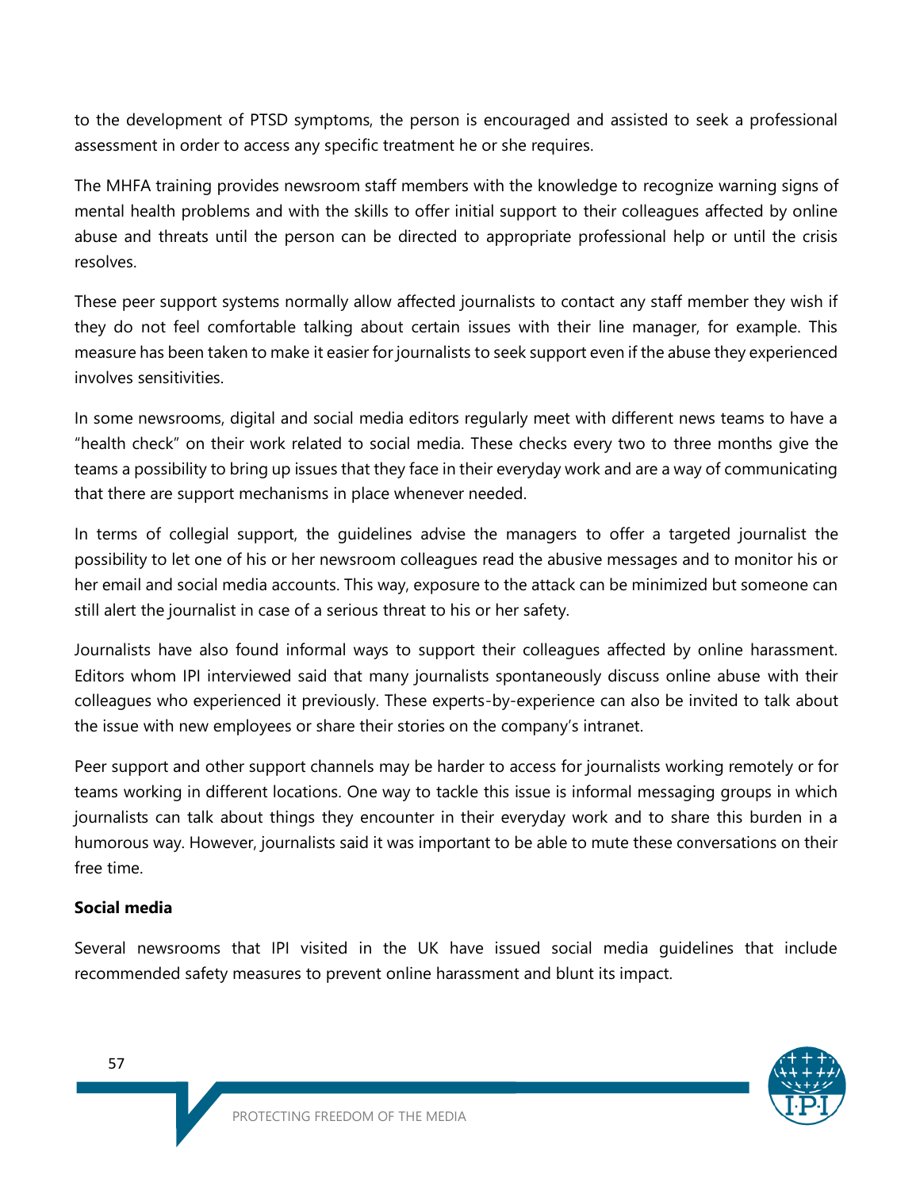to the development of PTSD symptoms, the person is encouraged and assisted to seek a professional assessment in order to access any specific treatment he or she requires.

The MHFA training provides newsroom staff members with the knowledge to recognize warning signs of mental health problems and with the skills to offer initial support to their colleagues affected by online abuse and threats until the person can be directed to appropriate professional help or until the crisis resolves.

These peer support systems normally allow affected journalists to contact any staff member they wish if they do not feel comfortable talking about certain issues with their line manager, for example. This measure has been taken to make it easier for journalists to seek support even if the abuse they experienced involves sensitivities.

In some newsrooms, digital and social media editors regularly meet with different news teams to have a "health check" on their work related to social media. These checks every two to three months give the teams a possibility to bring up issues that they face in their everyday work and are a way of communicating that there are support mechanisms in place whenever needed.

In terms of collegial support, the guidelines advise the managers to offer a targeted journalist the possibility to let one of his or her newsroom colleagues read the abusive messages and to monitor his or her email and social media accounts. This way, exposure to the attack can be minimized but someone can still alert the journalist in case of a serious threat to his or her safety.

Journalists have also found informal ways to support their colleagues affected by online harassment. Editors whom IPI interviewed said that many journalists spontaneously discuss online abuse with their colleagues who experienced it previously. These experts-by-experience can also be invited to talk about the issue with new employees or share their stories on the company's intranet.

Peer support and other support channels may be harder to access for journalists working remotely or for teams working in different locations. One way to tackle this issue is informal messaging groups in which journalists can talk about things they encounter in their everyday work and to share this burden in a humorous way. However, journalists said it was important to be able to mute these conversations on their free time.

**Social media**

Several newsrooms that IPI visited in the UK have issued social media guidelines that include recommended safety measures to prevent online harassment and blunt its impact.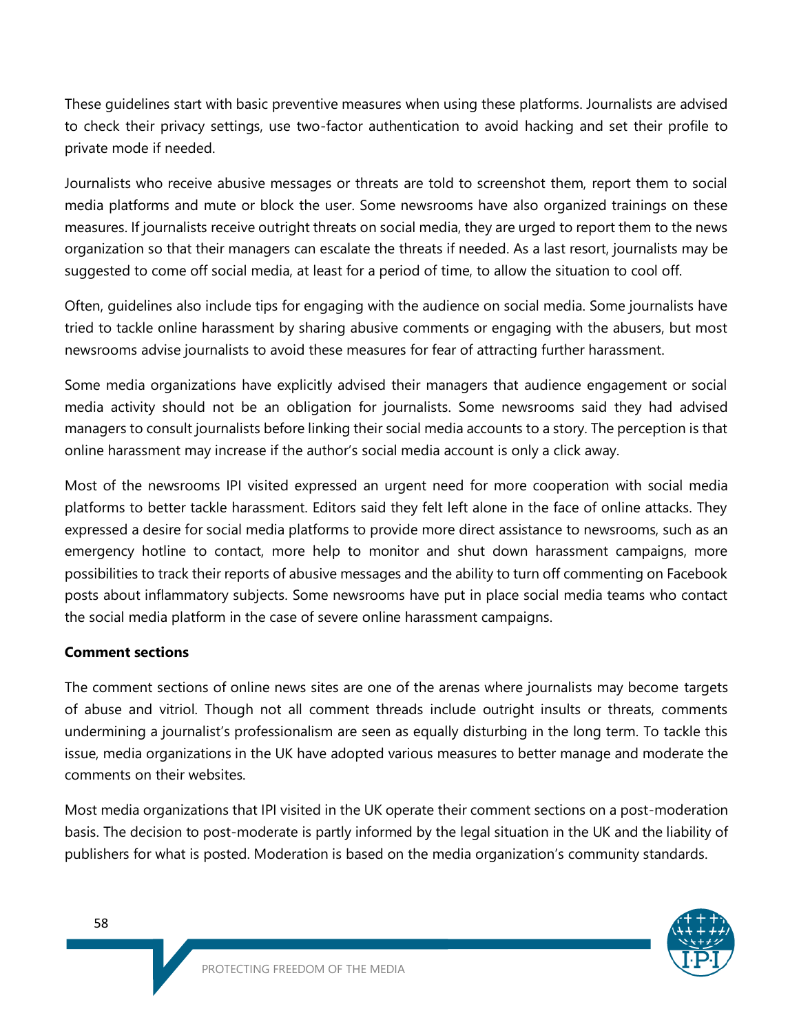These guidelines start with basic preventive measures when using these platforms. Journalists are advised to check their privacy settings, use two-factor authentication to avoid hacking and set their profile to private mode if needed.

Journalists who receive abusive messages or threats are told to screenshot them, report them to social media platforms and mute or block the user. Some newsrooms have also organized trainings on these measures. If journalists receive outright threats on social media, they are urged to report them to the news organization so that their managers can escalate the threats if needed. As a last resort, journalists may be suggested to come off social media, at least for a period of time, to allow the situation to cool off.

Often, guidelines also include tips for engaging with the audience on social media. Some journalists have tried to tackle online harassment by sharing abusive comments or engaging with the abusers, but most newsrooms advise journalists to avoid these measures for fear of attracting further harassment.

Some media organizations have explicitly advised their managers that audience engagement or social media activity should not be an obligation for journalists. Some newsrooms said they had advised managers to consult journalists before linking their social media accounts to a story. The perception is that online harassment may increase if the author's social media account is only a click away.

Most of the newsrooms IPI visited expressed an urgent need for more cooperation with social media platforms to better tackle harassment. Editors said they felt left alone in the face of online attacks. They expressed a desire for social media platforms to provide more direct assistance to newsrooms, such as an emergency hotline to contact, more help to monitor and shut down harassment campaigns, more possibilities to track their reports of abusive messages and the ability to turn off commenting on Facebook posts about inflammatory subjects. Some newsrooms have put in place social media teams who contact the social media platform in the case of severe online harassment campaigns.

**Comment sections**

The comment sections of online news sites are one of the arenas where journalists may become targets of abuse and vitriol. Though not all comment threads include outright insults or threats, comments undermining a journalist's professionalism are seen as equally disturbing in the long term. To tackle this issue, media organizations in the UK have adopted various measures to better manage and moderate the comments on their websites.

Most media organizations that IPI visited in the UK operate their comment sections on a post-moderation basis. The decision to post-moderate is partly informed by the legal situation in the UK and the liability of publishers for what is posted. Moderation is based on the media organization's community standards.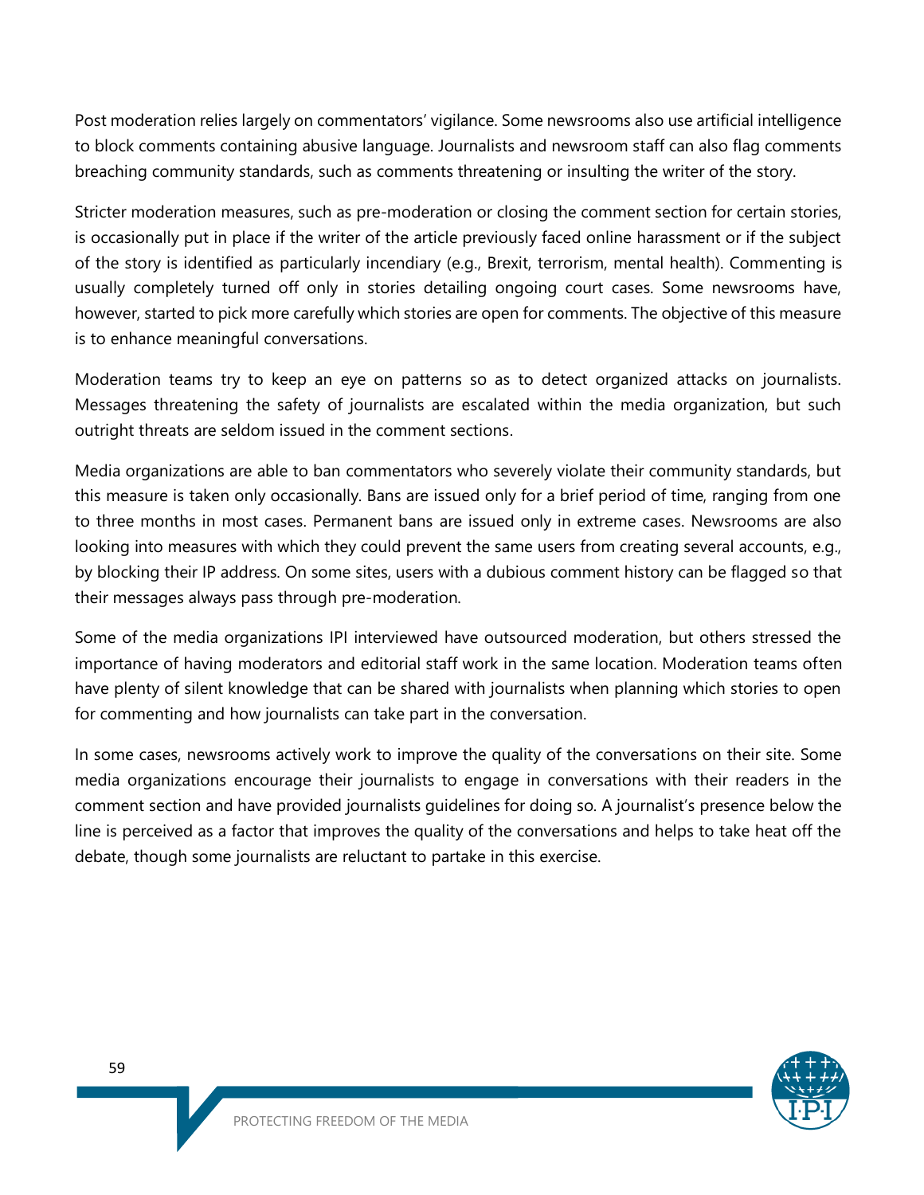Post moderation relies largely on commentators' vigilance. Some newsrooms also use artificial intelligence to block comments containing abusive language. Journalists and newsroom staff can also flag comments breaching community standards, such as comments threatening or insulting the writer of the story.

Stricter moderation measures, such as pre-moderation or closing the comment section for certain stories, is occasionally put in place if the writer of the article previously faced online harassment or if the subject of the story is identified as particularly incendiary (e.g., Brexit, terrorism, mental health). Commenting is usually completely turned off only in stories detailing ongoing court cases. Some newsrooms have, however, started to pick more carefully which stories are open for comments. The objective of this measure is to enhance meaningful conversations.

Moderation teams try to keep an eye on patterns so as to detect organized attacks on journalists. Messages threatening the safety of journalists are escalated within the media organization, but such outright threats are seldom issued in the comment sections.

Media organizations are able to ban commentators who severely violate their community standards, but this measure is taken only occasionally. Bans are issued only for a brief period of time, ranging from one to three months in most cases. Permanent bans are issued only in extreme cases. Newsrooms are also looking into measures with which they could prevent the same users from creating several accounts, e.g., by blocking their IP address. On some sites, users with a dubious comment history can be flagged so that their messages always pass through pre-moderation.

Some of the media organizations IPI interviewed have outsourced moderation, but others stressed the importance of having moderators and editorial staff work in the same location. Moderation teams often have plenty of silent knowledge that can be shared with journalists when planning which stories to open for commenting and how journalists can take part in the conversation.

In some cases, newsrooms actively work to improve the quality of the conversations on their site. Some media organizations encourage their journalists to engage in conversations with their readers in the comment section and have provided journalists guidelines for doing so. A journalist's presence below the line is perceived as a factor that improves the quality of the conversations and helps to take heat off the debate, though some journalists are reluctant to partake in this exercise.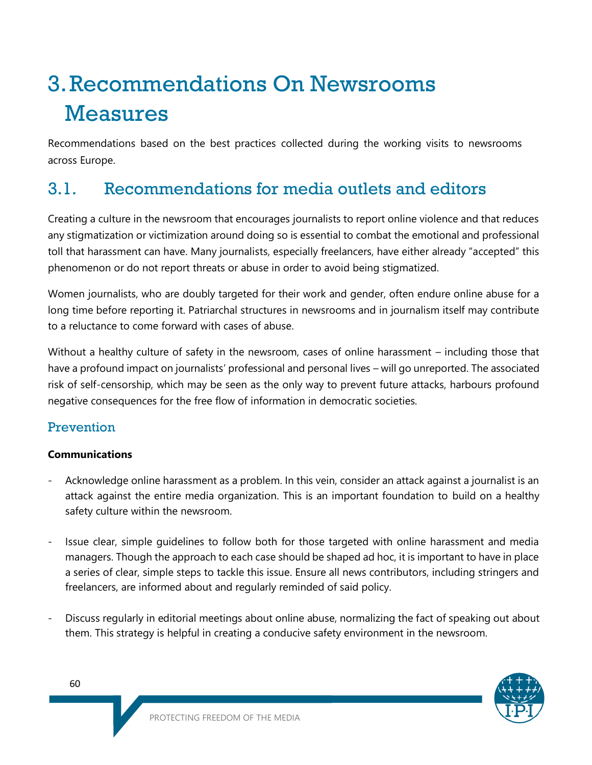# 3. Recommendations On Newsrooms Measures

Recommendations based on the best practices collected during the working visits to newsrooms across Europe.

## 3.1. Recommendations for media outlets and editors

Creating a culture in the newsroom that encourages journalists to report online violence and that reduces any stigmatization or victimization around doing so is essential to combat the emotional and professional toll that harassment can have. Many journalists, especially freelancers, have either already "accepted" this phenomenon or do not report threats or abuse in order to avoid being stigmatized.

Women journalists, who are doubly targeted for their work and gender, often endure online abuse for a long time before reporting it. Patriarchal structures in newsrooms and in journalism itself may contribute to a reluctance to come forward with cases of abuse.

Without a healthy culture of safety in the newsroom, cases of online harassment – including those that have a profound impact on journalists' professional and personal lives – will go unreported. The associated risk of self-censorship, which may be seen as the only way to prevent future attacks, harbours profound negative consequences for the free flow of information in democratic societies.

### Prevention

**Communications**

- Acknowledge online harassment as a problem. In this vein, consider an attack against a journalist is an attack against the entire media organization. This is an important foundation to build on a healthy safety culture within the newsroom.

- Issue clear, simple guidelines to follow both for those targeted with online harassment and media managers. Though the approach to each case should be shaped ad hoc, it is important to have in place a series of clear, simple steps to tackle this issue. Ensure all news contributors, including stringers and freelancers, are informed about and regularly reminded of said policy.

- Discuss regularly in editorial meetings about online abuse, normalizing the fact of speaking out about them. This strategy is helpful in creating a conducive safety environment in the newsroom.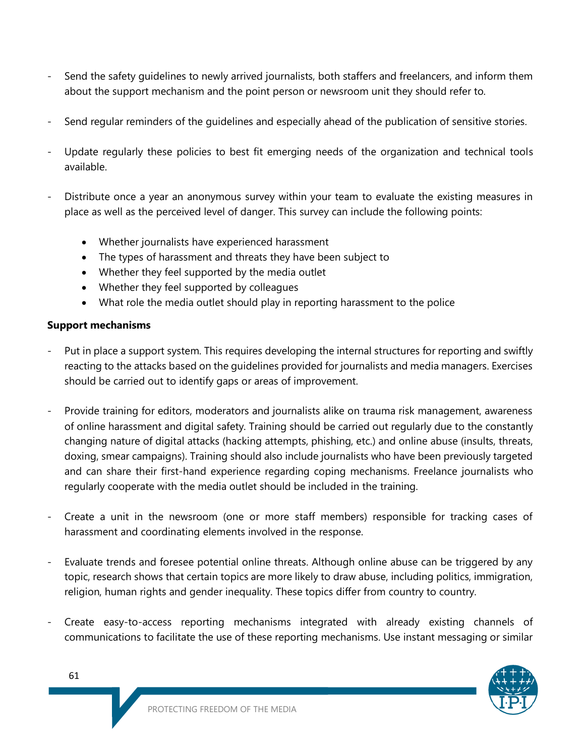- Send the safety guidelines to newly arrived journalists, both staffers and freelancers, and inform them about the support mechanism and the point person or newsroom unit they should refer to.

- Send regular reminders of the guidelines and especially ahead of the publication of sensitive stories.

- Update regularly these policies to best fit emerging needs of the organization and technical tools available.

- Distribute once a year an anonymous survey within your team to evaluate the existing measures in place as well as the perceived level of danger. This survey can include the following points:

    - Whether journalists have experienced harassment
    - The types of harassment and threats they have been subject to
    - Whether they feel supported by the media outlet
    - Whether they feel supported by colleagues
    - What role the media outlet should play in reporting harassment to the police

**Support mechanisms**

- Put in place a support system. This requires developing the internal structures for reporting and swiftly reacting to the attacks based on the guidelines provided for journalists and media managers. Exercises should be carried out to identify gaps or areas of improvement.

- Provide training for editors, moderators and journalists alike on trauma risk management, awareness of online harassment and digital safety. Training should be carried out regularly due to the constantly changing nature of digital attacks (hacking attempts, phishing, etc.) and online abuse (insults, threats, doxing, smear campaigns). Training should also include journalists who have been previously targeted and can share their first-hand experience regarding coping mechanisms. Freelance journalists who regularly cooperate with the media outlet should be included in the training.

- Create a unit in the newsroom (one or more staff members) responsible for tracking cases of harassment and coordinating elements involved in the response.

- Evaluate trends and foresee potential online threats. Although online abuse can be triggered by any topic, research shows that certain topics are more likely to draw abuse, including politics, immigration, religion, human rights and gender inequality. These topics differ from country to country.

- Create easy-to-access reporting mechanisms integrated with already existing channels of communications to facilitate the use of these reporting mechanisms. Use instant messaging or similar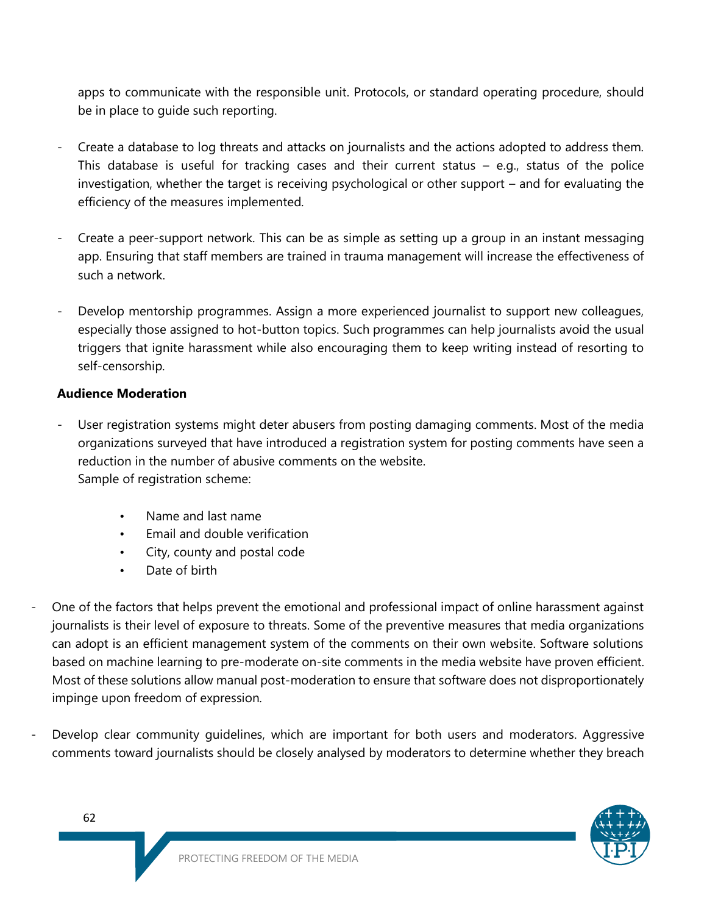apps to communicate with the responsible unit. Protocols, or standard operating procedure, should be in place to guide such reporting.

- Create a database to log threats and attacks on journalists and the actions adopted to address them. This database is useful for tracking cases and their current status – e.g., status of the police investigation, whether the target is receiving psychological or other support – and for evaluating the efficiency of the measures implemented.

- Create a peer-support network. This can be as simple as setting up a group in an instant messaging app. Ensuring that staff members are trained in trauma management will increase the effectiveness of such a network.

- Develop mentorship programmes. Assign a more experienced journalist to support new colleagues, especially those assigned to hot-button topics. Such programmes can help journalists avoid the usual triggers that ignite harassment while also encouraging them to keep writing instead of resorting to self-censorship.

**Audience Moderation**

- User registration systems might deter abusers from posting damaging comments. Most of the media organizations surveyed that have introduced a registration system for posting comments have seen a reduction in the number of abusive comments on the website.
  Sample of registration scheme:

    - Name and last name
    - Email and double verification
    - City, county and postal code
    - Date of birth

- One of the factors that helps prevent the emotional and professional impact of online harassment against journalists is their level of exposure to threats. Some of the preventive measures that media organizations can adopt is an efficient management system of the comments on their own website. Software solutions based on machine learning to pre-moderate on-site comments in the media website have proven efficient. Most of these solutions allow manual post-moderation to ensure that software does not disproportionately impinge upon freedom of expression.

- Develop clear community guidelines, which are important for both users and moderators. Aggressive comments toward journalists should be closely analysed by moderators to determine whether they breach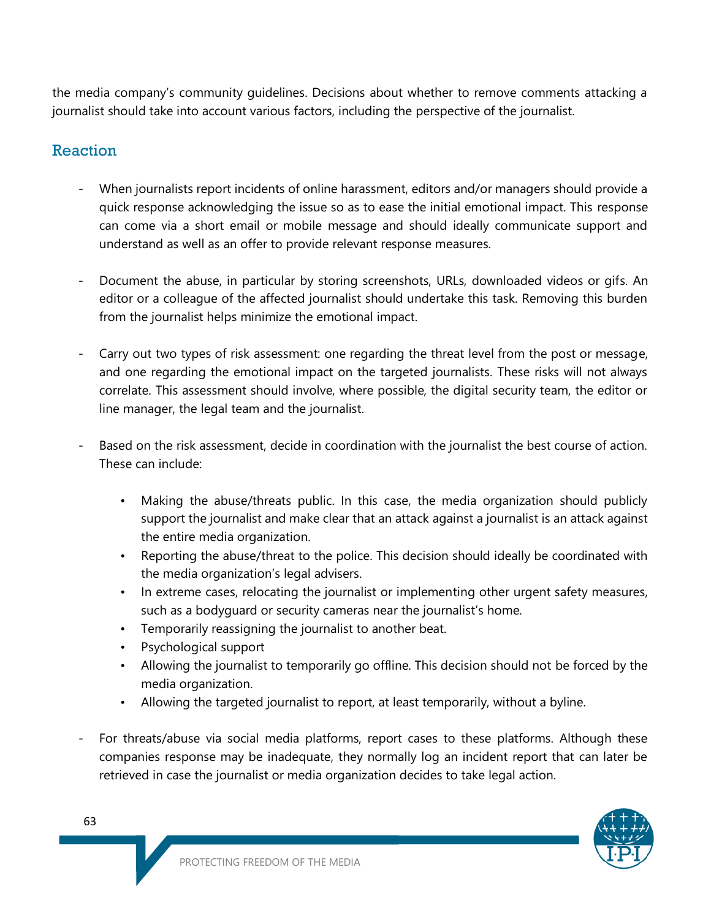the media company's community guidelines. Decisions about whether to remove comments attacking a journalist should take into account various factors, including the perspective of the journalist.

## Reaction

- When journalists report incidents of online harassment, editors and/or managers should provide a quick response acknowledging the issue so as to ease the initial emotional impact. This response can come via a short email or mobile message and should ideally communicate support and understand as well as an offer to provide relevant response measures.

- Document the abuse, in particular by storing screenshots, URLs, downloaded videos or gifs. An editor or a colleague of the affected journalist should undertake this task. Removing this burden from the journalist helps minimize the emotional impact.

- Carry out two types of risk assessment: one regarding the threat level from the post or message, and one regarding the emotional impact on the targeted journalists. These risks will not always correlate. This assessment should involve, where possible, the digital security team, the editor or line manager, the legal team and the journalist.

- Based on the risk assessment, decide in coordination with the journalist the best course of action. These can include:

    - Making the abuse/threats public. In this case, the media organization should publicly support the journalist and make clear that an attack against a journalist is an attack against the entire media organization.
    - Reporting the abuse/threat to the police. This decision should ideally be coordinated with the media organization's legal advisers.
    - In extreme cases, relocating the journalist or implementing other urgent safety measures, such as a bodyguard or security cameras near the journalist's home.
    - Temporarily reassigning the journalist to another beat.
    - Psychological support
    - Allowing the journalist to temporarily go offline. This decision should not be forced by the media organization.
    - Allowing the targeted journalist to report, at least temporarily, without a byline.

- For threats/abuse via social media platforms, report cases to these platforms. Although these companies response may be inadequate, they normally log an incident report that can later be retrieved in case the journalist or media organization decides to take legal action.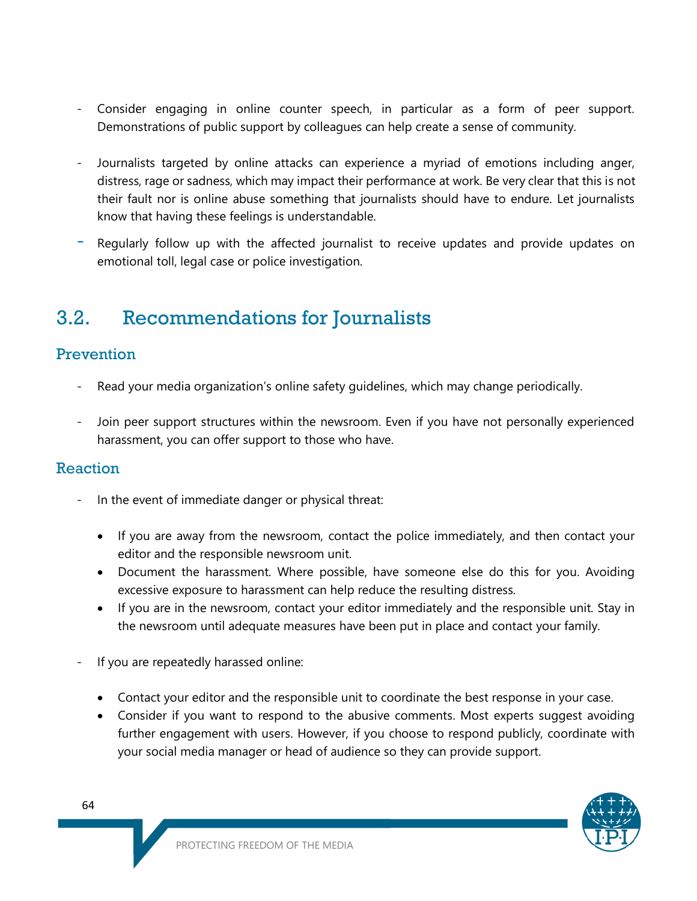- Consider engaging in online counter speech, in particular as a form of peer support. Demonstrations of public support by colleagues can help create a sense of community.

- Journalists targeted by online attacks can experience a myriad of emotions including anger, distress, rage or sadness, which may impact their performance at work. Be very clear that this is not their fault nor is online abuse something that journalists should have to endure. Let journalists know that having these feelings is understandable.

- Regularly follow up with the affected journalist to receive updates and provide updates on emotional toll, legal case or police investigation.

## 3.2. Recommendations for Journalists

### Prevention

- Read your media organization's online safety guidelines, which may change periodically.

- Join peer support structures within the newsroom. Even if you have not personally experienced harassment, you can offer support to those who have.

### Reaction

- In the event of immediate danger or physical threat:

  - If you are away from the newsroom, contact the police immediately, and then contact your editor and the responsible newsroom unit.
  - Document the harassment. Where possible, have someone else do this for you. Avoiding excessive exposure to harassment can help reduce the resulting distress.
  - If you are in the newsroom, contact your editor immediately and the responsible unit. Stay in the newsroom until adequate measures have been put in place and contact your family.

- If you are repeatedly harassed online:

  - Contact your editor and the responsible unit to coordinate the best response in your case.
  - Consider if you want to respond to the abusive comments. Most experts suggest avoiding further engagement with users. However, if you choose to respond publicly, coordinate with your social media manager or head of audience so they can provide support.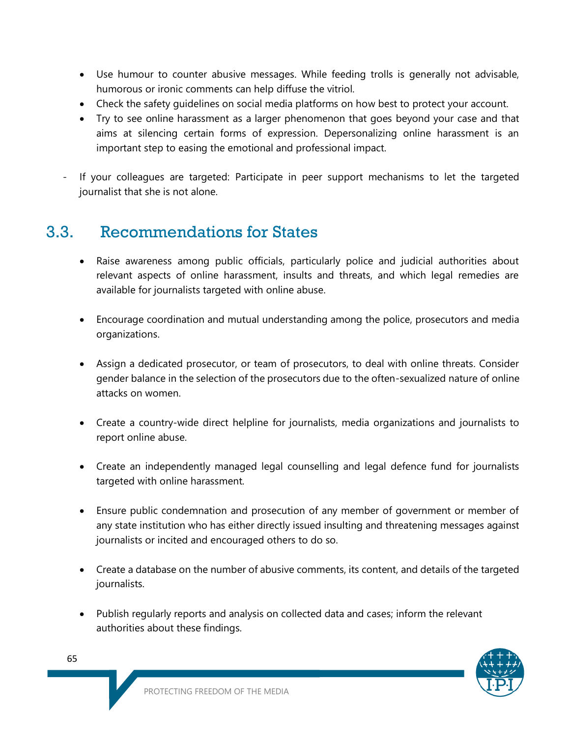- Use humour to counter abusive messages. While feeding trolls is generally not advisable, humorous or ironic comments can help diffuse the vitriol.
- Check the safety guidelines on social media platforms on how best to protect your account.
- Try to see online harassment as a larger phenomenon that goes beyond your case and that aims at silencing certain forms of expression. Depersonalizing online harassment is an important step to easing the emotional and professional impact.

- If your colleagues are targeted: Participate in peer support mechanisms to let the targeted journalist that she is not alone.

## 3.3. Recommendations for States

- Raise awareness among public officials, particularly police and judicial authorities about relevant aspects of online harassment, insults and threats, and which legal remedies are available for journalists targeted with online abuse.

- Encourage coordination and mutual understanding among the police, prosecutors and media organizations.

- Assign a dedicated prosecutor, or team of prosecutors, to deal with online threats. Consider gender balance in the selection of the prosecutors due to the often-sexualized nature of online attacks on women.

- Create a country-wide direct helpline for journalists, media organizations and journalists to report online abuse.

- Create an independently managed legal counselling and legal defence fund for journalists targeted with online harassment.

- Ensure public condemnation and prosecution of any member of government or member of any state institution who has either directly issued insulting and threatening messages against journalists or incited and encouraged others to do so.

- Create a database on the number of abusive comments, its content, and details of the targeted journalists.

- Publish regularly reports and analysis on collected data and cases; inform the relevant authorities about these findings.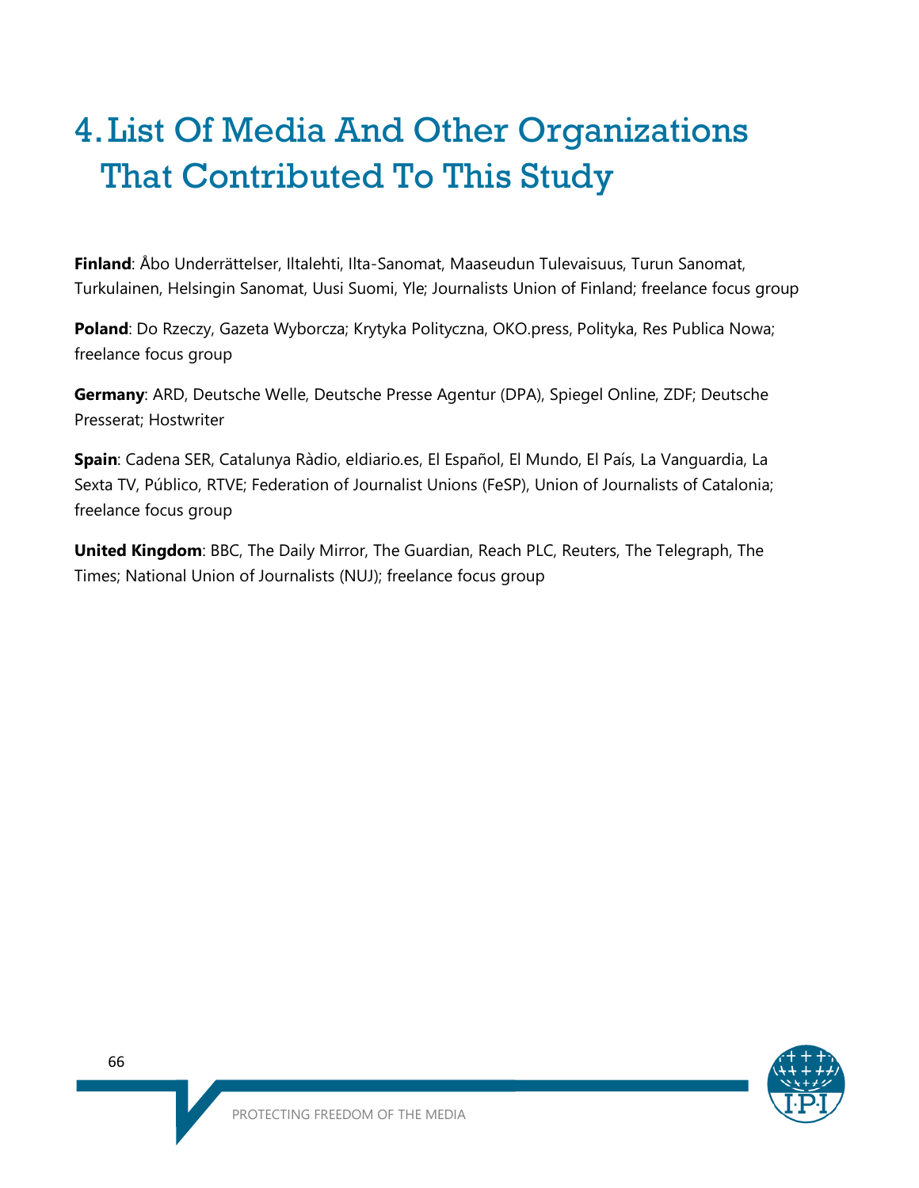# 4. List Of Media And Other Organizations That Contributed To This Study

**Finland**: Åbo Underrättelser, Iltalehti, Ilta-Sanomat, Maaseudun Tulevaisuus, Turun Sanomat, Turkulainen, Helsingin Sanomat, Uusi Suomi, Yle; Journalists Union of Finland; freelance focus group

**Poland**: Do Rzeczy, Gazeta Wyborcza; Krytyka Polityczna, OKO.press, Polityka, Res Publica Nowa; freelance focus group

**Germany**: ARD, Deutsche Welle, Deutsche Presse Agentur (DPA), Spiegel Online, ZDF; Deutsche Presserat; Hostwriter

**Spain**: Cadena SER, Catalunya Ràdio, eldiario.es, El Español, El Mundo, El País, La Vanguardia, La Sexta TV, Público, RTVE; Federation of Journalist Unions (FeSP), Union of Journalists of Catalonia; freelance focus group

**United Kingdom**: BBC, The Daily Mirror, The Guardian, Reach PLC, Reuters, The Telegraph, The Times; National Union of Journalists (NUJ); freelance focus group